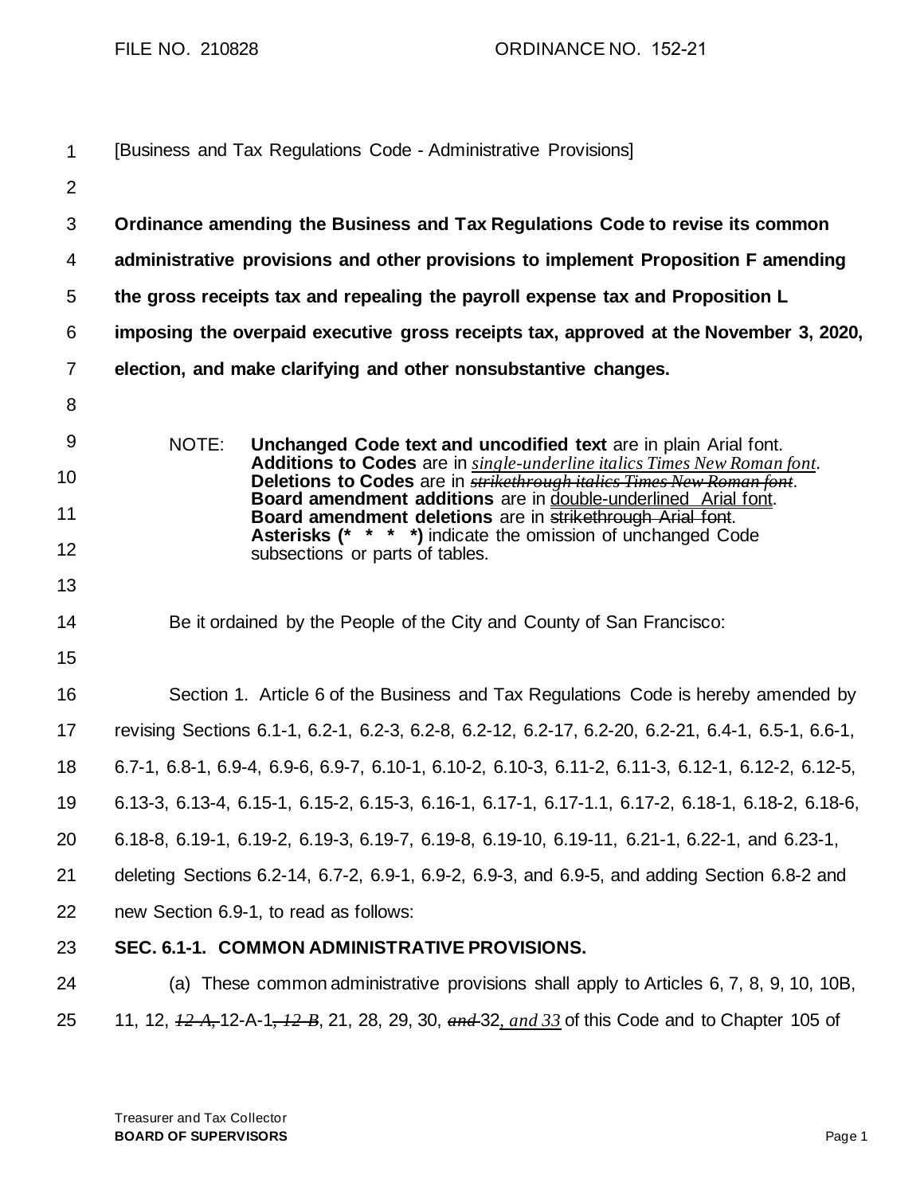FILE NO. 210828 ORDINANCE NO. 152-21

[Business and Tax Regulations Code - Administrative Provisions]

**Ordinance amending the Business and Tax Regulations Code to revise its common administrative provisions and other provisions to implement Proposition F amending the gross receipts tax and repealing the payroll expense tax and Proposition L imposing the overpaid executive gross receipts tax, approved at the November 3, 2020, election, and make clarifying and other nonsubstantive changes.**

NOTE: **Unchanged Code text and uncodified text** are in plain Arial font.
**Additions to Codes** are in *single-underline italics Times New Roman font*.
**Deletions to Codes** are in ~~*strikethrough italics Times New Roman font*~~.
**Board amendment additions** are in double-underlined Arial font.
**Board amendment deletions** are in ~~strikethrough Arial font~~.
**Asterisks (\* \* \* \*)** indicate the omission of unchanged Code subsections or parts of tables.

Be it ordained by the People of the City and County of San Francisco:

Section 1. Article 6 of the Business and Tax Regulations Code is hereby amended by revising Sections 6.1-1, 6.2-1, 6.2-3, 6.2-8, 6.2-12, 6.2-17, 6.2-20, 6.2-21, 6.4-1, 6.5-1, 6.6-1, 6.7-1, 6.8-1, 6.9-4, 6.9-6, 6.9-7, 6.10-1, 6.10-2, 6.10-3, 6.11-2, 6.11-3, 6.12-1, 6.12-2, 6.12-5, 6.13-3, 6.13-4, 6.15-1, 6.15-2, 6.15-3, 6.16-1, 6.17-1, 6.17-1.1, 6.17-2, 6.18-1, 6.18-2, 6.18-6, 6.18-8, 6.19-1, 6.19-2, 6.19-3, 6.19-7, 6.19-8, 6.19-10, 6.19-11, 6.21-1, 6.22-1, and 6.23-1, deleting Sections 6.2-14, 6.7-2, 6.9-1, 6.9-2, 6.9-3, and 6.9-5, and adding Section 6.8-2 and new Section 6.9-1, to read as follows:

**SEC. 6.1-1. COMMON ADMINISTRATIVE PROVISIONS.**

(a) These common administrative provisions shall apply to Articles 6, 7, 8, 9, 10, 10B, 11, 12, ~~*12-A,*~~ 12-A-1~~*, 12-B*~~, 21, 28, 29, 30, ~~*and*~~ 32*, and 33* of this Code and to Chapter 105 of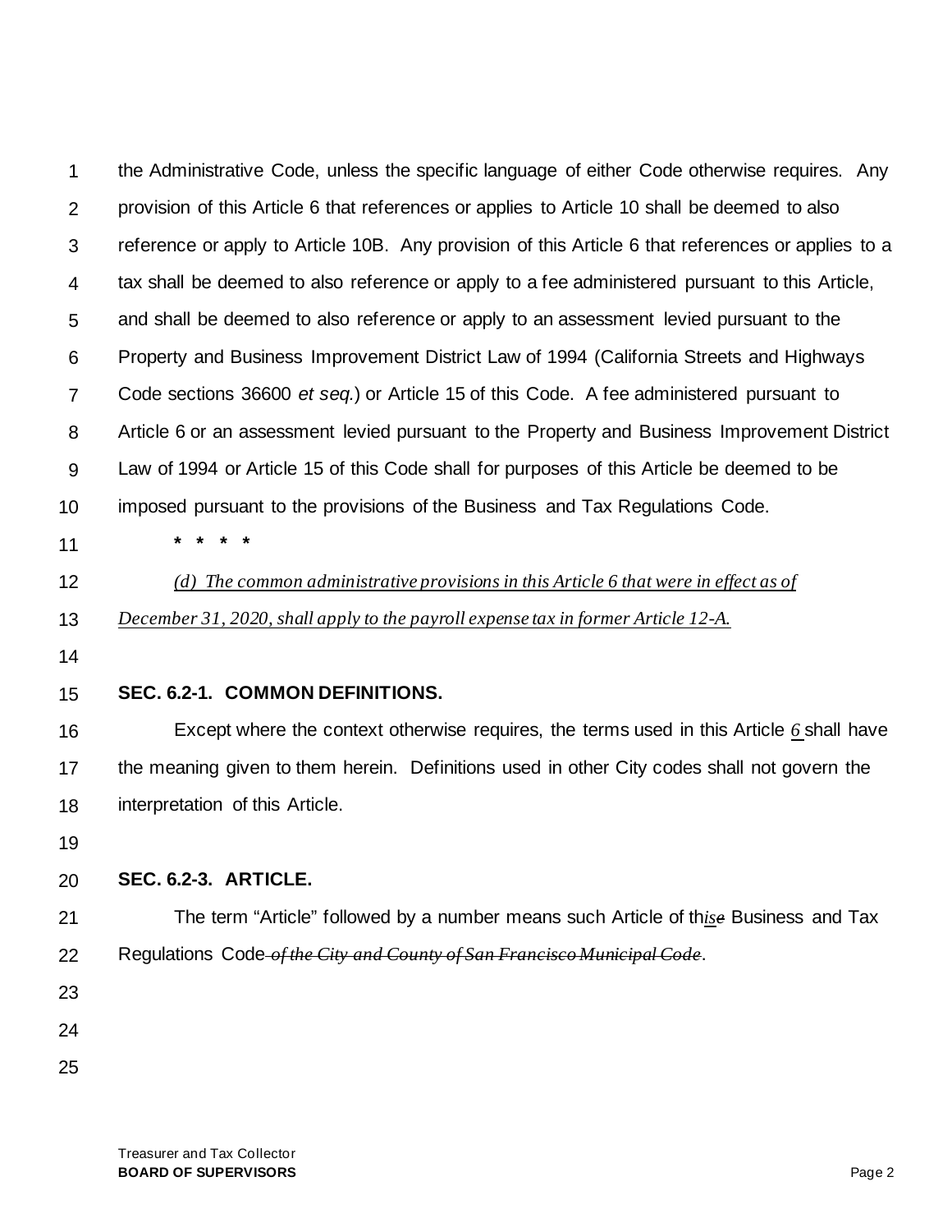the Administrative Code, unless the specific language of either Code otherwise requires. Any provision of this Article 6 that references or applies to Article 10 shall be deemed to also reference or apply to Article 10B. Any provision of this Article 6 that references or applies to a tax shall be deemed to also reference or apply to a fee administered pursuant to this Article, and shall be deemed to also reference or apply to an assessment levied pursuant to the Property and Business Improvement District Law of 1994 (California Streets and Highways Code sections 36600 *et seq.*) or Article 15 of this Code. A fee administered pursuant to Article 6 or an assessment levied pursuant to the Property and Business Improvement District Law of 1994 or Article 15 of this Code shall for purposes of this Article be deemed to be imposed pursuant to the provisions of the Business and Tax Regulations Code.

**\* \* \* \***

*(d) The common administrative provisions in this Article 6 that were in effect as of December 31, 2020, shall apply to the payroll expense tax in former Article 12-A.*

**SEC. 6.2-1. COMMON DEFINITIONS.**

Except where the context otherwise requires, the terms used in this Article *6* shall have the meaning given to them herein. Definitions used in other City codes shall not govern the interpretation of this Article.

**SEC. 6.2-3. ARTICLE.**

The term "Article" followed by a number means such Article of th*is*~~e~~ Business and Tax Regulations Code ~~*of the City and County of San Francisco Municipal Code*~~.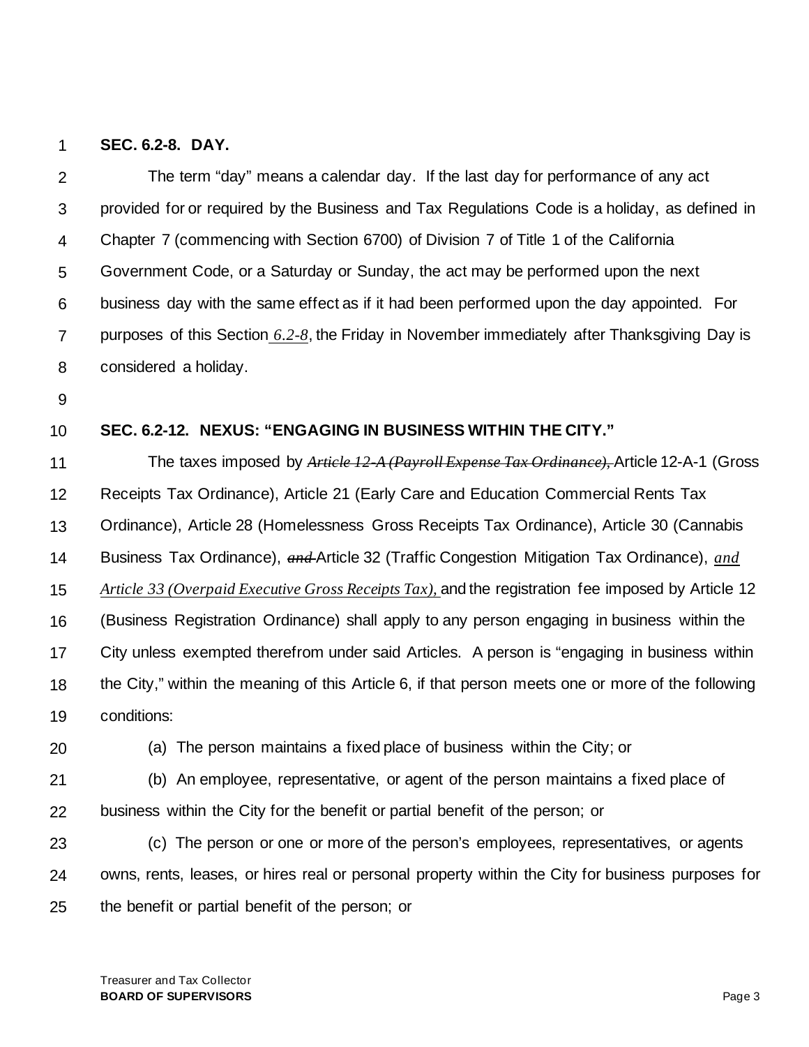**SEC. 6.2-8. DAY.**

The term "day" means a calendar day. If the last day for performance of any act provided for or required by the Business and Tax Regulations Code is a holiday, as defined in Chapter 7 (commencing with Section 6700) of Division 7 of Title 1 of the California Government Code, or a Saturday or Sunday, the act may be performed upon the next business day with the same effect as if it had been performed upon the day appointed. For purposes of this Section *6.2-8*, the Friday in November immediately after Thanksgiving Day is considered a holiday.

**SEC. 6.2-12. NEXUS: "ENGAGING IN BUSINESS WITHIN THE CITY."**

The taxes imposed by ~~*Article 12-A (Payroll Expense Tax Ordinance),*~~ Article 12-A-1 (Gross Receipts Tax Ordinance), Article 21 (Early Care and Education Commercial Rents Tax Ordinance), Article 28 (Homelessness Gross Receipts Tax Ordinance), Article 30 (Cannabis Business Tax Ordinance), ~~*and*~~ Article 32 (Traffic Congestion Mitigation Tax Ordinance), *and Article 33 (Overpaid Executive Gross Receipts Tax),* and the registration fee imposed by Article 12 (Business Registration Ordinance) shall apply to any person engaging in business within the City unless exempted therefrom under said Articles. A person is "engaging in business within the City," within the meaning of this Article 6, if that person meets one or more of the following conditions:

(a) The person maintains a fixed place of business within the City; or

(b) An employee, representative, or agent of the person maintains a fixed place of business within the City for the benefit or partial benefit of the person; or

(c) The person or one or more of the person's employees, representatives, or agents owns, rents, leases, or hires real or personal property within the City for business purposes for the benefit or partial benefit of the person; or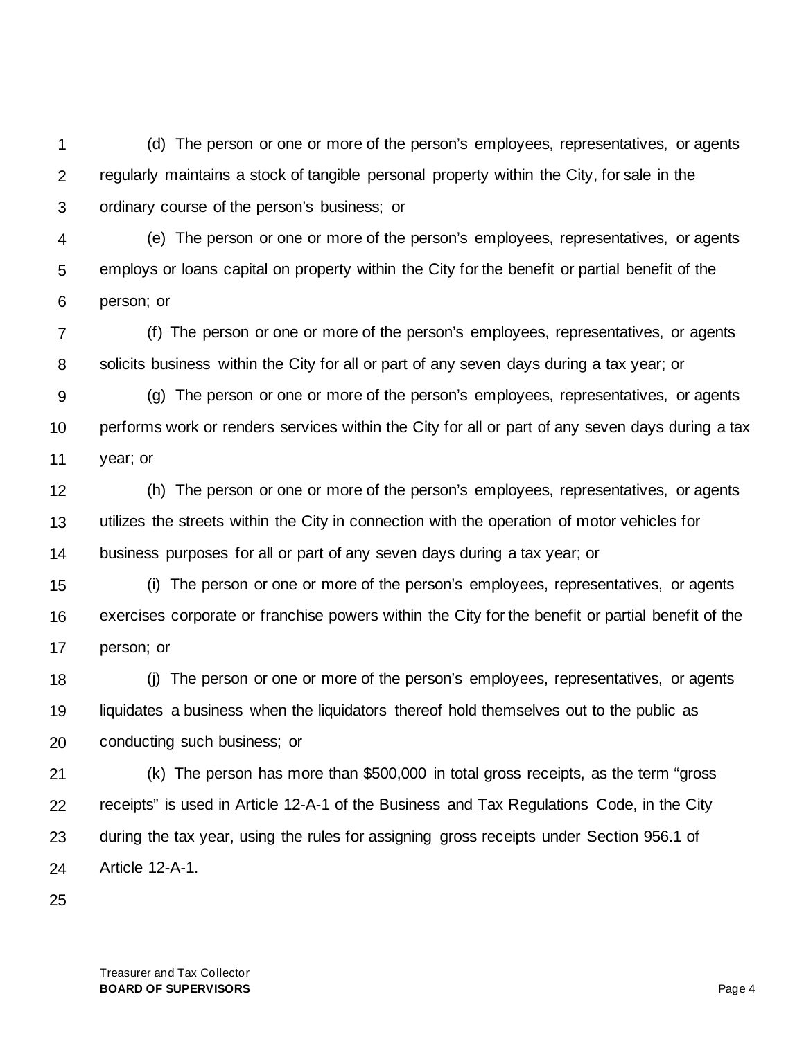(d) The person or one or more of the person's employees, representatives, or agents regularly maintains a stock of tangible personal property within the City, for sale in the ordinary course of the person's business; or

(e) The person or one or more of the person's employees, representatives, or agents employs or loans capital on property within the City for the benefit or partial benefit of the person; or

(f) The person or one or more of the person's employees, representatives, or agents solicits business within the City for all or part of any seven days during a tax year; or

(g) The person or one or more of the person's employees, representatives, or agents performs work or renders services within the City for all or part of any seven days during a tax year; or

(h) The person or one or more of the person's employees, representatives, or agents utilizes the streets within the City in connection with the operation of motor vehicles for business purposes for all or part of any seven days during a tax year; or

(i) The person or one or more of the person's employees, representatives, or agents exercises corporate or franchise powers within the City for the benefit or partial benefit of the person; or

(j) The person or one or more of the person's employees, representatives, or agents liquidates a business when the liquidators thereof hold themselves out to the public as conducting such business; or

(k) The person has more than $500,000 in total gross receipts, as the term "gross receipts" is used in Article 12-A-1 of the Business and Tax Regulations Code, in the City during the tax year, using the rules for assigning gross receipts under Section 956.1 of Article 12-A-1.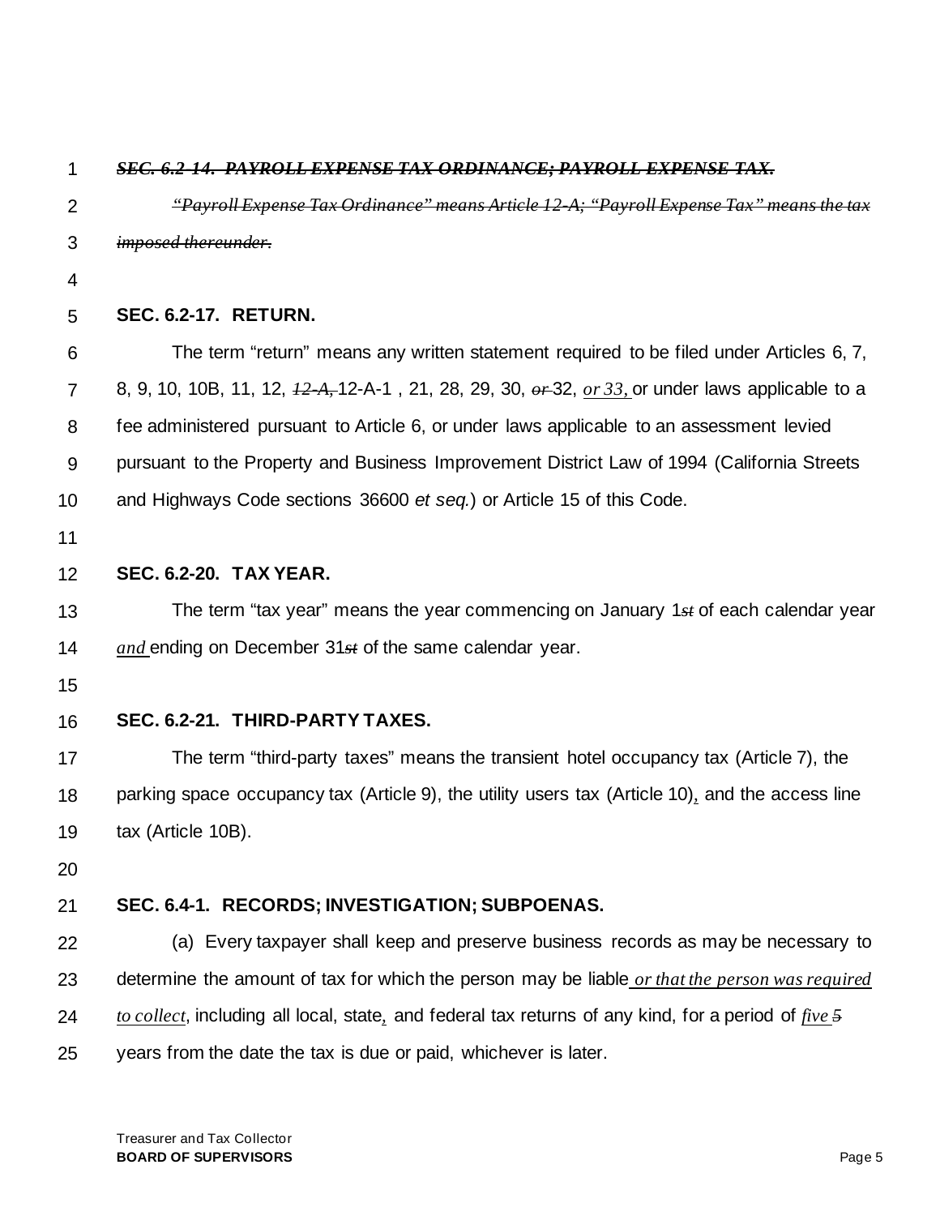~~***SEC. 6.2-14. PAYROLL EXPENSE TAX ORDINANCE; PAYROLL EXPENSE TAX.***~~

~~*"Payroll Expense Tax Ordinance" means Article 12-A; "Payroll Expense Tax" means the tax imposed thereunder.*~~

**SEC. 6.2-17. RETURN.**

The term "return" means any written statement required to be filed under Articles 6, 7, 8, 9, 10, 10B, 11, 12, ~~*12-A,*~~ 12-A-1 , 21, 28, 29, 30, ~~*or*~~ 32, *or 33,* or under laws applicable to a fee administered pursuant to Article 6, or under laws applicable to an assessment levied pursuant to the Property and Business Improvement District Law of 1994 (California Streets and Highways Code sections 36600 *et seq.*) or Article 15 of this Code.

**SEC. 6.2-20. TAX YEAR.**

The term "tax year" means the year commencing on January 1~~*st*~~ of each calendar year *and* ending on December 31~~*st*~~ of the same calendar year.

**SEC. 6.2-21. THIRD-PARTY TAXES.**

The term "third-party taxes" means the transient hotel occupancy tax (Article 7), the parking space occupancy tax (Article 9), the utility users tax (Article 10), and the access line tax (Article 10B).

**SEC. 6.4-1. RECORDS; INVESTIGATION; SUBPOENAS.**

(a) Every taxpayer shall keep and preserve business records as may be necessary to determine the amount of tax for which the person may be liable *or that the person was required to collect*, including all local, state, and federal tax returns of any kind, for a period of *five* ~~*5*~~ years from the date the tax is due or paid, whichever is later.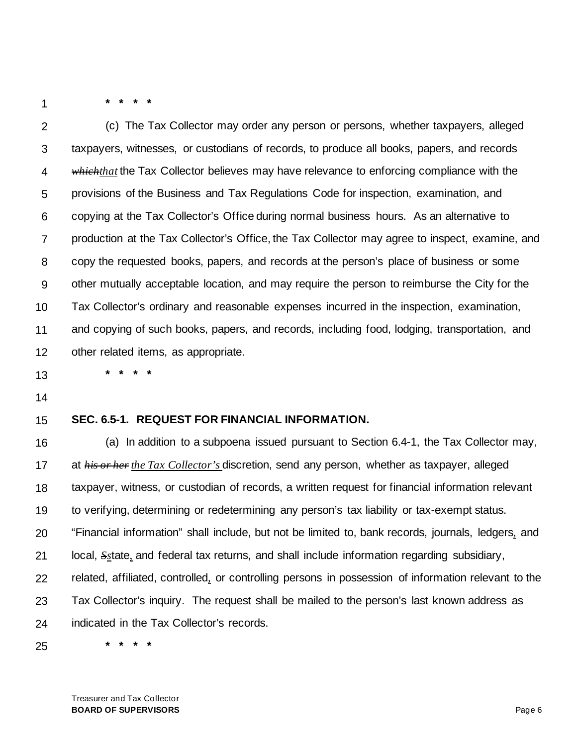\* \* \* \*

(c) The Tax Collector may order any person or persons, whether taxpayers, alleged taxpayers, witnesses, or custodians of records, to produce all books, papers, and records ~~which~~*that* the Tax Collector believes may have relevance to enforcing compliance with the provisions of the Business and Tax Regulations Code for inspection, examination, and copying at the Tax Collector's Office during normal business hours. As an alternative to production at the Tax Collector's Office, the Tax Collector may agree to inspect, examine, and copy the requested books, papers, and records at the person's place of business or some other mutually acceptable location, and may require the person to reimburse the City for the Tax Collector's ordinary and reasonable expenses incurred in the inspection, examination, and copying of such books, papers, and records, including food, lodging, transportation, and other related items, as appropriate.

\* \* \* \*

**SEC. 6.5-1. REQUEST FOR FINANCIAL INFORMATION.**

(a) In addition to a subpoena issued pursuant to Section 6.4-1, the Tax Collector may, at ~~*his or her*~~ *the Tax Collector's* discretion, send any person, whether as taxpayer, alleged taxpayer, witness, or custodian of records, a written request for financial information relevant to verifying, determining or redetermining any person's tax liability or tax-exempt status. "Financial information" shall include, but not be limited to, bank records, journals, ledgers, and local, ~~*S*~~*s*tate, and federal tax returns, and shall include information regarding subsidiary, related, affiliated, controlled, or controlling persons in possession of information relevant to the Tax Collector's inquiry. The request shall be mailed to the person's last known address as indicated in the Tax Collector's records.

\* \* \* \*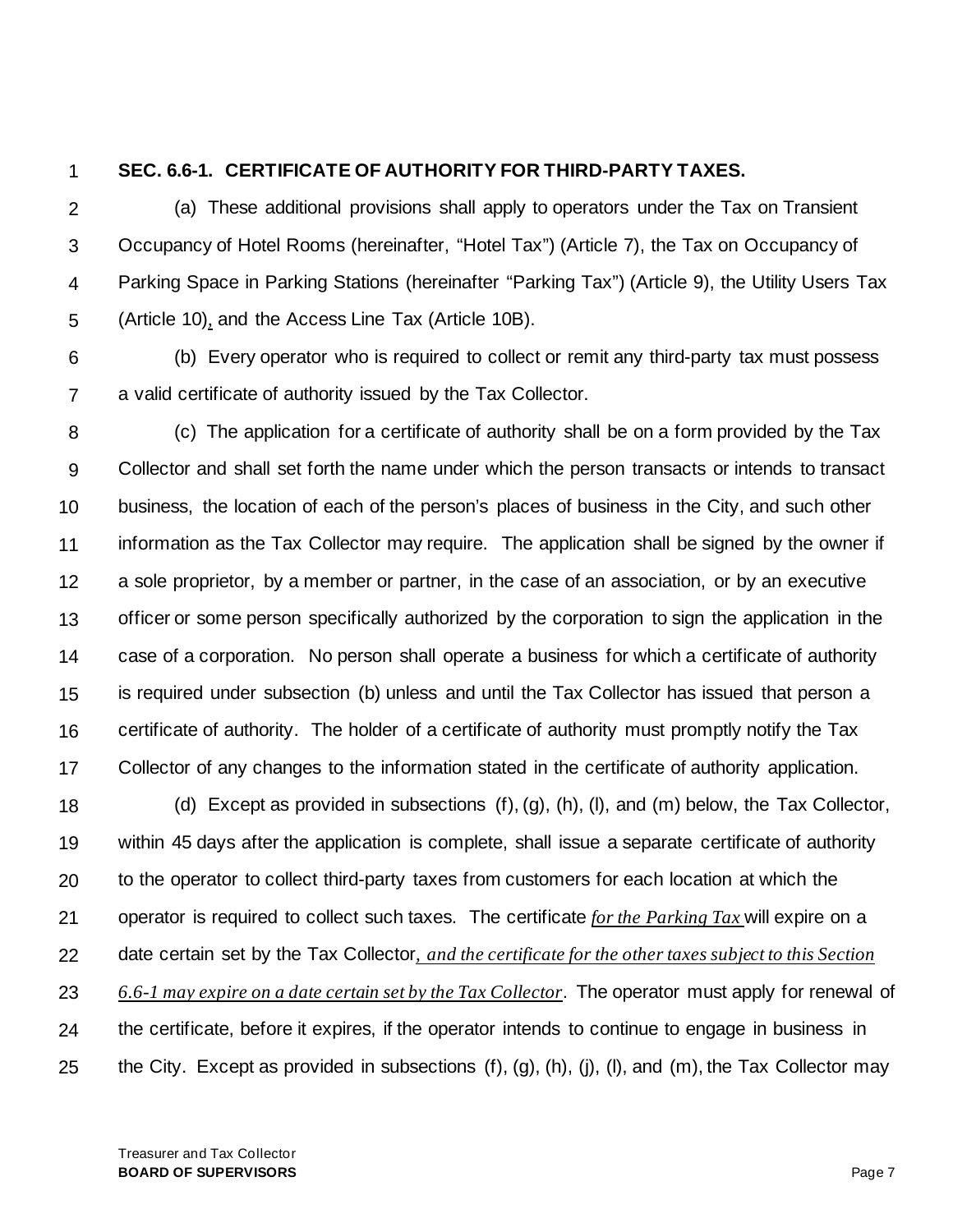**SEC. 6.6-1. CERTIFICATE OF AUTHORITY FOR THIRD-PARTY TAXES.**

(a) These additional provisions shall apply to operators under the Tax on Transient Occupancy of Hotel Rooms (hereinafter, "Hotel Tax") (Article 7), the Tax on Occupancy of Parking Space in Parking Stations (hereinafter "Parking Tax") (Article 9), the Utility Users Tax (Article 10), and the Access Line Tax (Article 10B).

(b) Every operator who is required to collect or remit any third-party tax must possess a valid certificate of authority issued by the Tax Collector.

(c) The application for a certificate of authority shall be on a form provided by the Tax Collector and shall set forth the name under which the person transacts or intends to transact business, the location of each of the person's places of business in the City, and such other information as the Tax Collector may require. The application shall be signed by the owner if a sole proprietor, by a member or partner, in the case of an association, or by an executive officer or some person specifically authorized by the corporation to sign the application in the case of a corporation. No person shall operate a business for which a certificate of authority is required under subsection (b) unless and until the Tax Collector has issued that person a certificate of authority. The holder of a certificate of authority must promptly notify the Tax Collector of any changes to the information stated in the certificate of authority application.

(d) Except as provided in subsections (f), (g), (h), (l), and (m) below, the Tax Collector, within 45 days after the application is complete, shall issue a separate certificate of authority to the operator to collect third-party taxes from customers for each location at which the operator is required to collect such taxes. The certificate *for the Parking Tax* will expire on a date certain set by the Tax Collector*, and the certificate for the other taxes subject to this Section 6.6-1 may expire on a date certain set by the Tax Collector*. The operator must apply for renewal of the certificate, before it expires, if the operator intends to continue to engage in business in the City. Except as provided in subsections (f), (g), (h), (j), (l), and (m), the Tax Collector may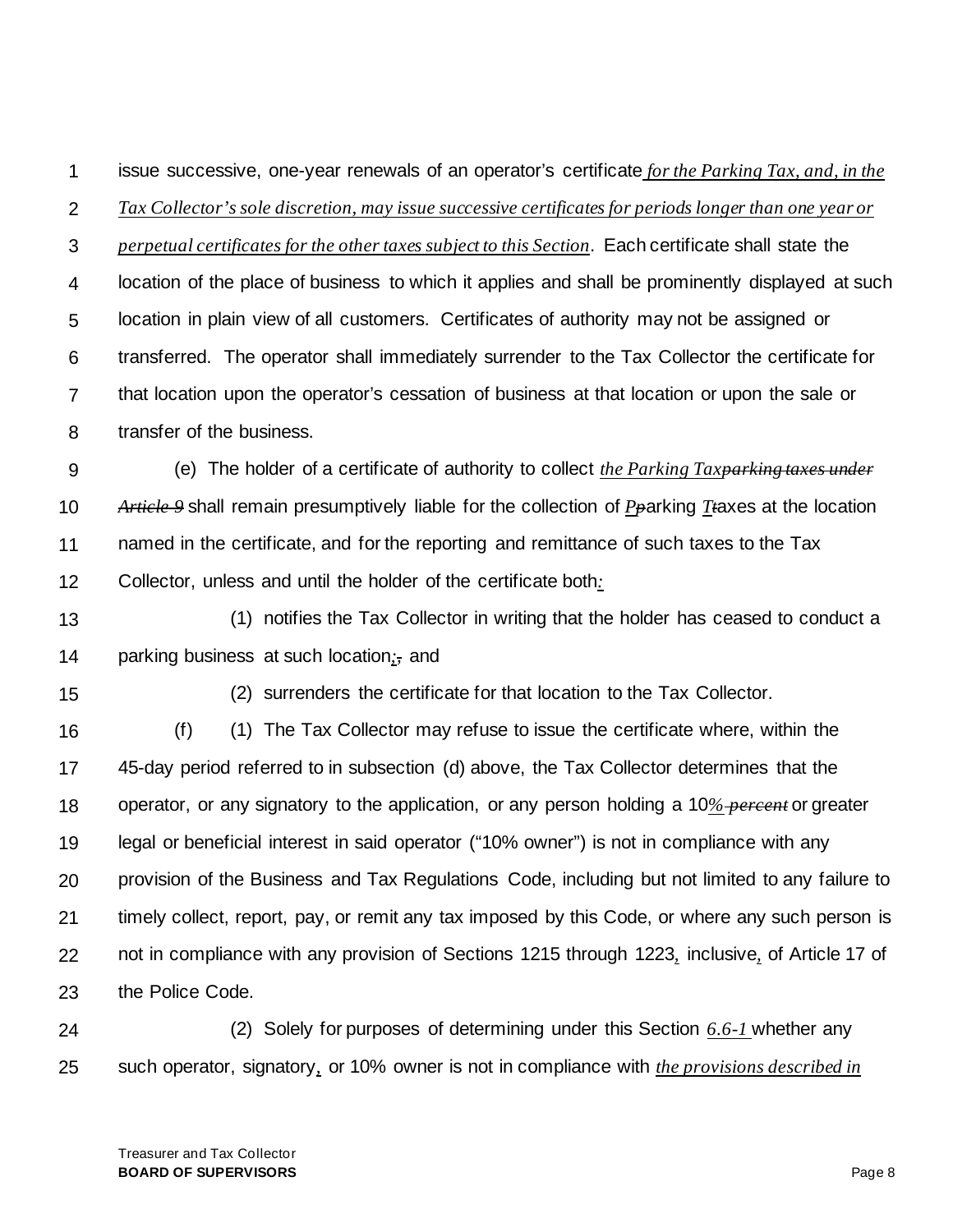issue successive, one-year renewals of an operator's certificate *for the Parking Tax, and, in the Tax Collector's sole discretion, may issue successive certificates for periods longer than one year or perpetual certificates for the other taxes subject to this Section*. Each certificate shall state the location of the place of business to which it applies and shall be prominently displayed at such location in plain view of all customers. Certificates of authority may not be assigned or transferred. The operator shall immediately surrender to the Tax Collector the certificate for that location upon the operator's cessation of business at that location or upon the sale or transfer of the business.

(e) The holder of a certificate of authority to collect *the Parking Tax*~~parking taxes under Article 9~~ shall remain presumptively liable for the collection of *P*~~p~~arking *T*~~t~~axes at the location named in the certificate, and for the reporting and remittance of such taxes to the Tax Collector, unless and until the holder of the certificate both*:*

(1) notifies the Tax Collector in writing that the holder has ceased to conduct a parking business at such location*;*~~,~~ and

(2) surrenders the certificate for that location to the Tax Collector.

(f) (1) The Tax Collector may refuse to issue the certificate where, within the 45-day period referred to in subsection (d) above, the Tax Collector determines that the operator, or any signatory to the application, or any person holding a 10*%* ~~percent~~ or greater legal or beneficial interest in said operator ("10% owner") is not in compliance with any provision of the Business and Tax Regulations Code, including but not limited to any failure to timely collect, report, pay, or remit any tax imposed by this Code, or where any such person is not in compliance with any provision of Sections 1215 through 1223*,* inclusive*,* of Article 17 of the Police Code.

(2) Solely for purposes of determining under this Section *6.6-1* whether any such operator, signatory*,* or 10% owner is not in compliance with *the provisions described in*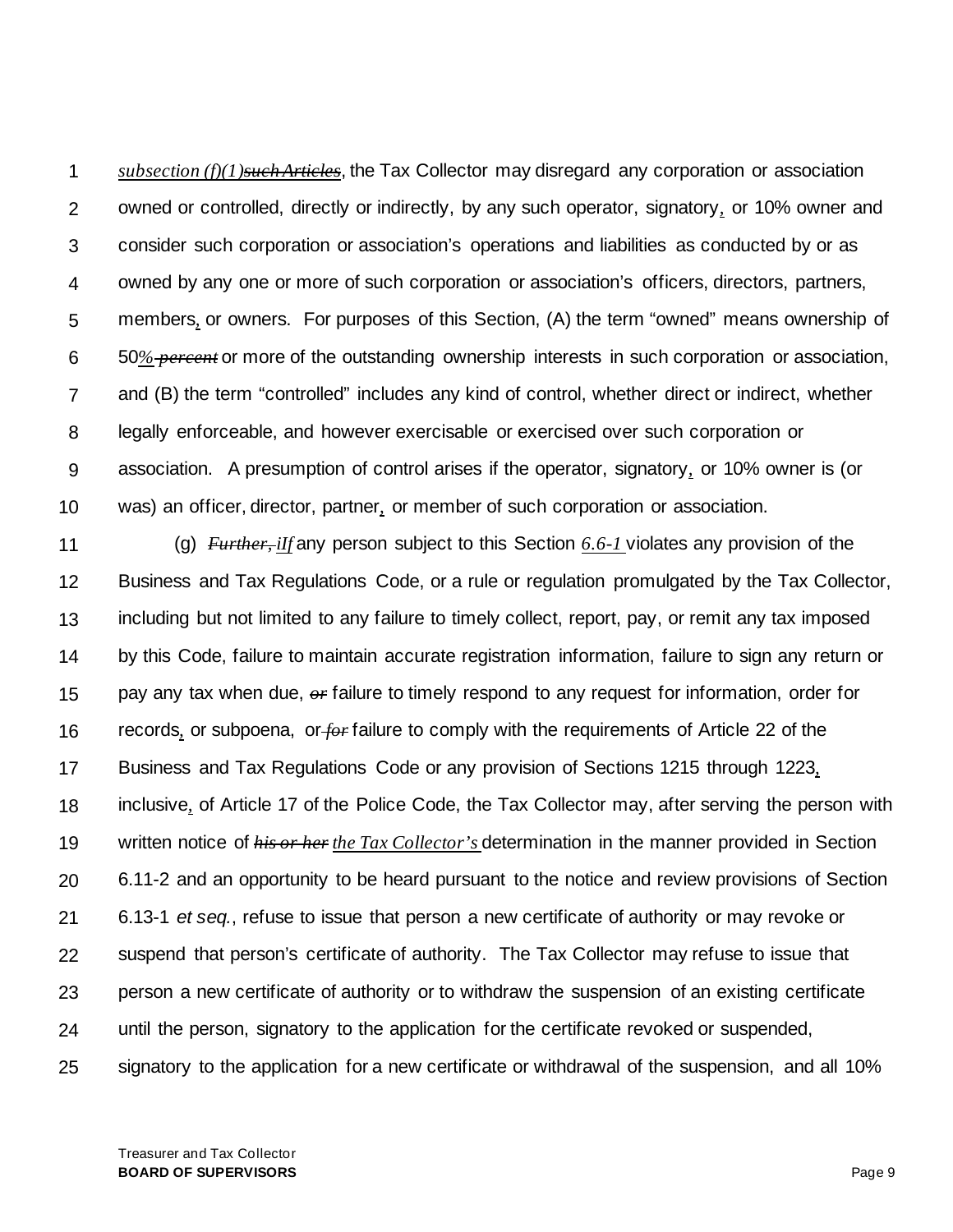*subsection (f)(1)~~such Articles~~*, the Tax Collector may disregard any corporation or association owned or controlled, directly or indirectly, by any such operator, signatory, or 10% owner and consider such corporation or association's operations and liabilities as conducted by or as owned by any one or more of such corporation or association's officers, directors, partners, members, or owners. For purposes of this Section, (A) the term "owned" means ownership of 50*%* ~~*percent*~~ or more of the outstanding ownership interests in such corporation or association, and (B) the term "controlled" includes any kind of control, whether direct or indirect, whether legally enforceable, and however exercisable or exercised over such corporation or association. A presumption of control arises if the operator, signatory, or 10% owner is (or was) an officer, director, partner, or member of such corporation or association.

(g) ~~*Further, i*~~*If* any person subject to this Section *6.6-1* violates any provision of the Business and Tax Regulations Code, or a rule or regulation promulgated by the Tax Collector, including but not limited to any failure to timely collect, report, pay, or remit any tax imposed by this Code, failure to maintain accurate registration information, failure to sign any return or pay any tax when due, ~~*or*~~ failure to timely respond to any request for information, order for records, or subpoena, or ~~*for*~~ failure to comply with the requirements of Article 22 of the Business and Tax Regulations Code or any provision of Sections 1215 through 1223, inclusive, of Article 17 of the Police Code, the Tax Collector may, after serving the person with written notice of ~~*his or her*~~ *the Tax Collector's* determination in the manner provided in Section 6.11-2 and an opportunity to be heard pursuant to the notice and review provisions of Section 6.13-1 *et seq.*, refuse to issue that person a new certificate of authority or may revoke or suspend that person's certificate of authority. The Tax Collector may refuse to issue that person a new certificate of authority or to withdraw the suspension of an existing certificate until the person, signatory to the application for the certificate revoked or suspended, signatory to the application for a new certificate or withdrawal of the suspension, and all 10%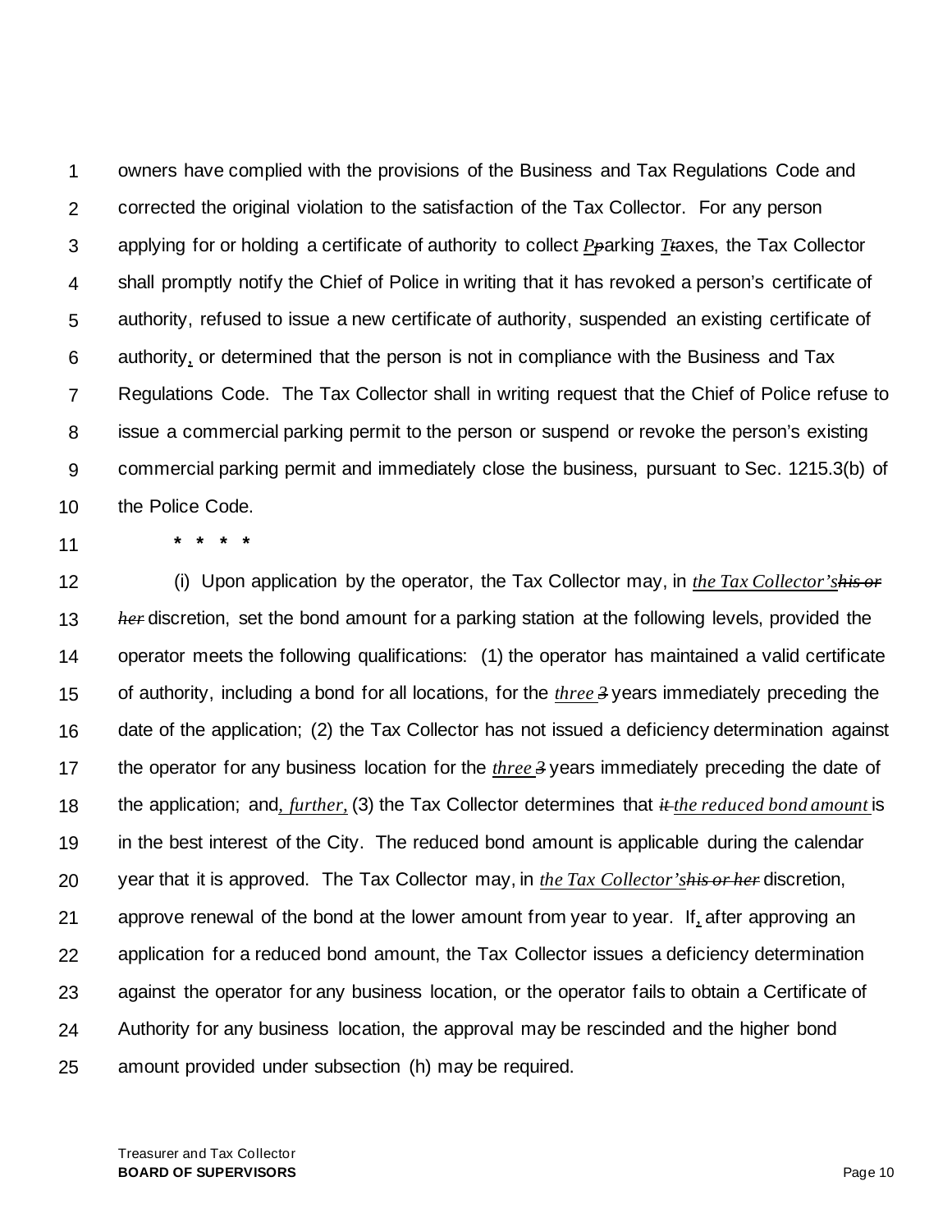owners have complied with the provisions of the Business and Tax Regulations Code and corrected the original violation to the satisfaction of the Tax Collector. For any person applying for or holding a certificate of authority to collect ***P***~~p~~arking ***T***~~t~~axes, the Tax Collector shall promptly notify the Chief of Police in writing that it has revoked a person's certificate of authority, refused to issue a new certificate of authority, suspended an existing certificate of authority, or determined that the person is not in compliance with the Business and Tax Regulations Code. The Tax Collector shall in writing request that the Chief of Police refuse to issue a commercial parking permit to the person or suspend or revoke the person's existing commercial parking permit and immediately close the business, pursuant to Sec. 1215.3(b) of the Police Code.

\* \* \* \*

(i) Upon application by the operator, the Tax Collector may, in *the Tax Collector's*~~*his or her*~~ discretion, set the bond amount for a parking station at the following levels, provided the operator meets the following qualifications: (1) the operator has maintained a valid certificate of authority, including a bond for all locations, for the *three* ~~*3*~~ years immediately preceding the date of the application; (2) the Tax Collector has not issued a deficiency determination against the operator for any business location for the *three* ~~*3*~~ years immediately preceding the date of the application; and*, further,* (3) the Tax Collector determines that ~~*it*~~ *the reduced bond amount* is in the best interest of the City. The reduced bond amount is applicable during the calendar year that it is approved. The Tax Collector may, in *the Tax Collector's*~~*his or her*~~ discretion, approve renewal of the bond at the lower amount from year to year. If, after approving an application for a reduced bond amount, the Tax Collector issues a deficiency determination against the operator for any business location, or the operator fails to obtain a Certificate of Authority for any business location, the approval may be rescinded and the higher bond amount provided under subsection (h) may be required.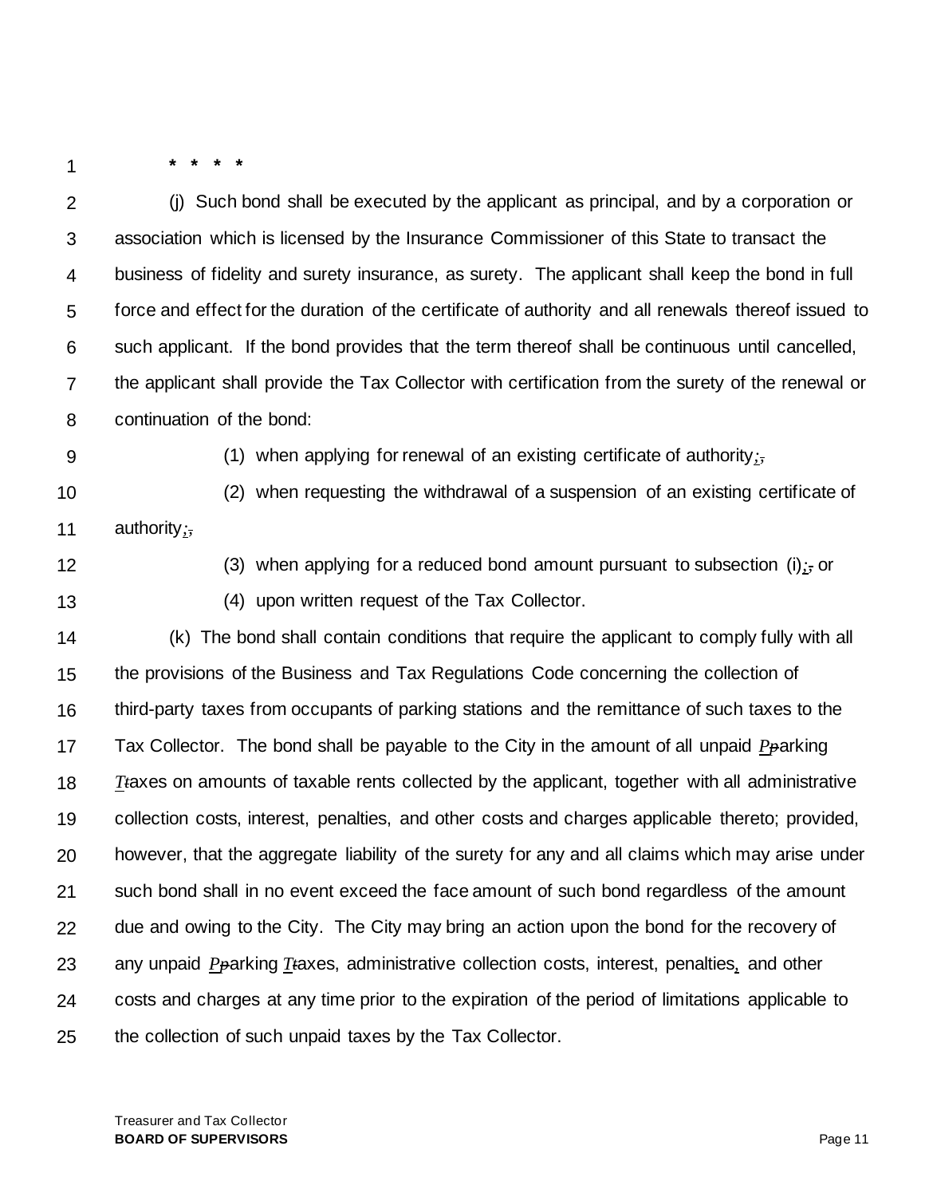\* \* \* \*

(j) Such bond shall be executed by the applicant as principal, and by a corporation or association which is licensed by the Insurance Commissioner of this State to transact the business of fidelity and surety insurance, as surety. The applicant shall keep the bond in full force and effect for the duration of the certificate of authority and all renewals thereof issued to such applicant. If the bond provides that the term thereof shall be continuous until cancelled, the applicant shall provide the Tax Collector with certification from the surety of the renewal or continuation of the bond:

(1) when applying for renewal of an existing certificate of authority;~~,~~

(2) when requesting the withdrawal of a suspension of an existing certificate of authority;~~,~~

(3) when applying for a reduced bond amount pursuant to subsection (i);~~,~~ or

(4) upon written request of the Tax Collector.

(k) The bond shall contain conditions that require the applicant to comply fully with all the provisions of the Business and Tax Regulations Code concerning the collection of third-party taxes from occupants of parking stations and the remittance of such taxes to the Tax Collector. The bond shall be payable to the City in the amount of all unpaid *P*~~p~~arking *T*~~t~~axes on amounts of taxable rents collected by the applicant, together with all administrative collection costs, interest, penalties, and other costs and charges applicable thereto; provided, however, that the aggregate liability of the surety for any and all claims which may arise under such bond shall in no event exceed the face amount of such bond regardless of the amount due and owing to the City. The City may bring an action upon the bond for the recovery of any unpaid *P*~~p~~arking *T*~~t~~axes, administrative collection costs, interest, penalties, and other costs and charges at any time prior to the expiration of the period of limitations applicable to the collection of such unpaid taxes by the Tax Collector.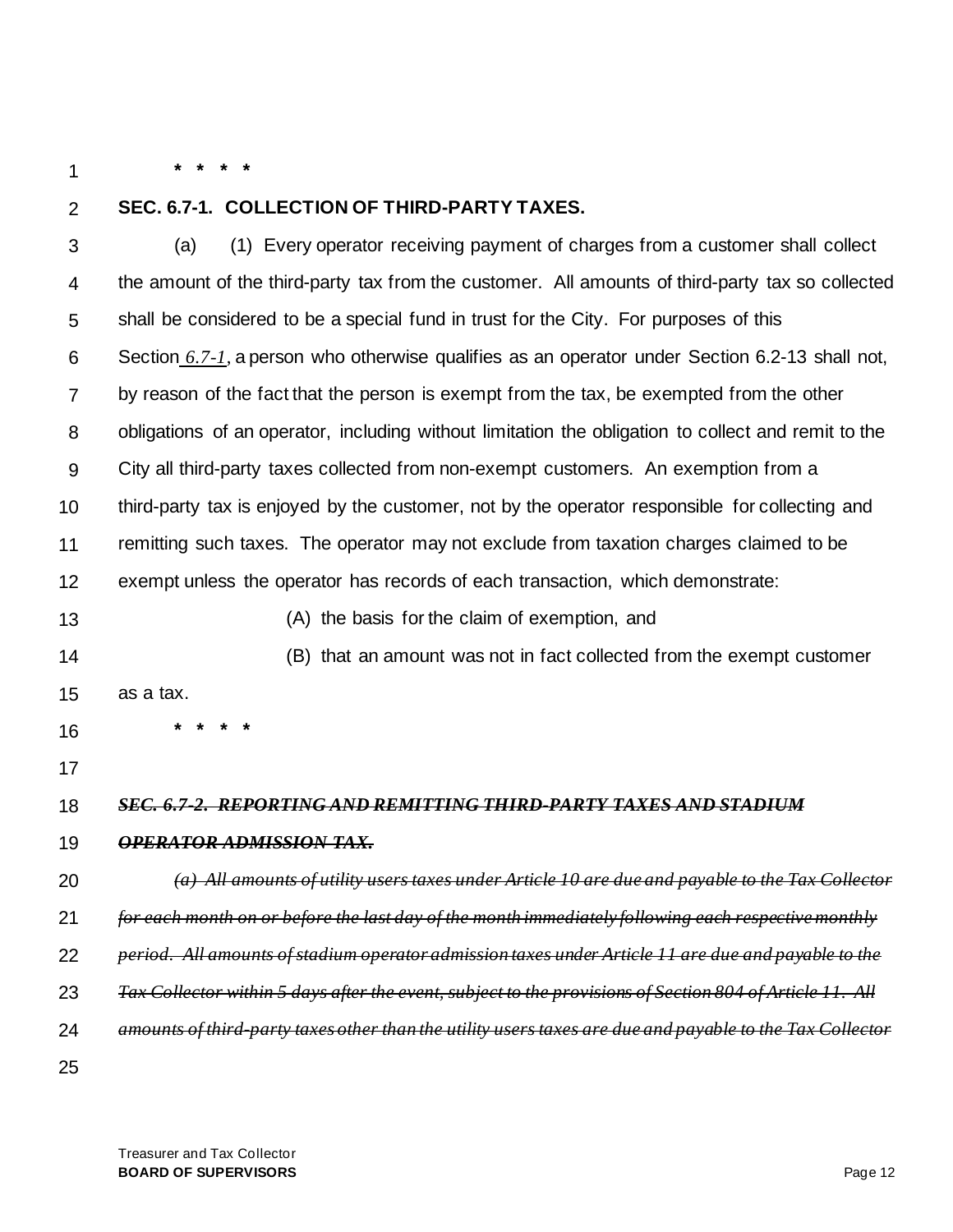\* \* \* \*

**SEC. 6.7-1. COLLECTION OF THIRD-PARTY TAXES.**

(a) (1) Every operator receiving payment of charges from a customer shall collect the amount of the third-party tax from the customer. All amounts of third-party tax so collected shall be considered to be a special fund in trust for the City. For purposes of this Section *6.7-1*, a person who otherwise qualifies as an operator under Section 6.2-13 shall not, by reason of the fact that the person is exempt from the tax, be exempted from the other obligations of an operator, including without limitation the obligation to collect and remit to the City all third-party taxes collected from non-exempt customers. An exemption from a third-party tax is enjoyed by the customer, not by the operator responsible for collecting and remitting such taxes. The operator may not exclude from taxation charges claimed to be exempt unless the operator has records of each transaction, which demonstrate:

(A) the basis for the claim of exemption, and

(B) that an amount was not in fact collected from the exempt customer as a tax.

\* \* \* \*

***~~SEC. 6.7-2. REPORTING AND REMITTING THIRD-PARTY TAXES AND STADIUM OPERATOR ADMISSION TAX.~~***

*~~(a) All amounts of utility users taxes under Article 10 are due and payable to the Tax Collector for each month on or before the last day of the month immediately following each respective monthly period. All amounts of stadium operator admission taxes under Article 11 are due and payable to the Tax Collector within 5 days after the event, subject to the provisions of Section 804 of Article 11. All amounts of third-party taxes other than the utility users taxes are due and payable to the Tax Collector~~*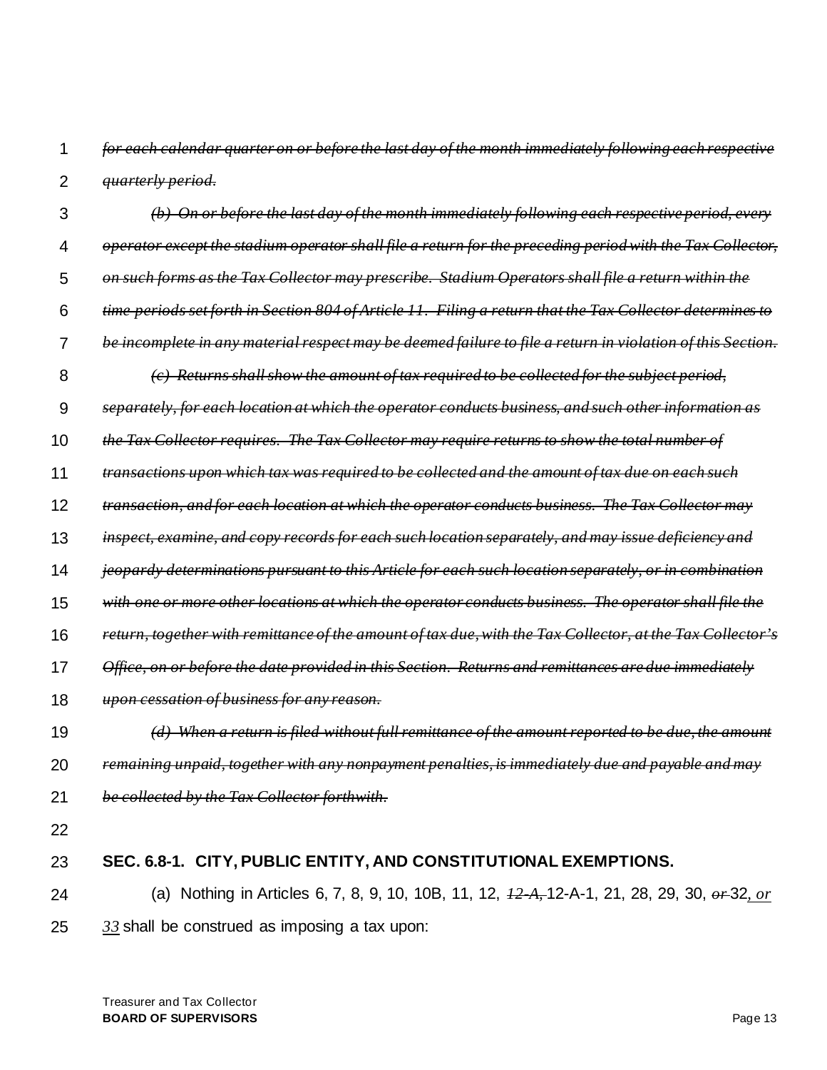~~*for each calendar quarter on or before the last day of the month immediately following each respective quarterly period.*~~

~~*(b) On or before the last day of the month immediately following each respective period, every operator except the stadium operator shall file a return for the preceding period with the Tax Collector, on such forms as the Tax Collector may prescribe. Stadium Operators shall file a return within the time periods set forth in Section 804 of Article 11. Filing a return that the Tax Collector determines to be incomplete in any material respect may be deemed failure to file a return in violation of this Section.*~~

~~*(c) Returns shall show the amount of tax required to be collected for the subject period, separately, for each location at which the operator conducts business, and such other information as the Tax Collector requires. The Tax Collector may require returns to show the total number of transactions upon which tax was required to be collected and the amount of tax due on each such transaction, and for each location at which the operator conducts business. The Tax Collector may inspect, examine, and copy records for each such location separately, and may issue deficiency and jeopardy determinations pursuant to this Article for each such location separately, or in combination with one or more other locations at which the operator conducts business. The operator shall file the return, together with remittance of the amount of tax due, with the Tax Collector, at the Tax Collector's Office, on or before the date provided in this Section. Returns and remittances are due immediately upon cessation of business for any reason.*~~

~~*(d) When a return is filed without full remittance of the amount reported to be due, the amount remaining unpaid, together with any nonpayment penalties, is immediately due and payable and may be collected by the Tax Collector forthwith.*~~

**SEC. 6.8-1. CITY, PUBLIC ENTITY, AND CONSTITUTIONAL EXEMPTIONS.**

(a) Nothing in Articles 6, 7, 8, 9, 10, 10B, 11, 12, ~~*12-A,*~~ 12-A-1, 21, 28, 29, 30, ~~*or*~~ 32*, or 33* shall be construed as imposing a tax upon: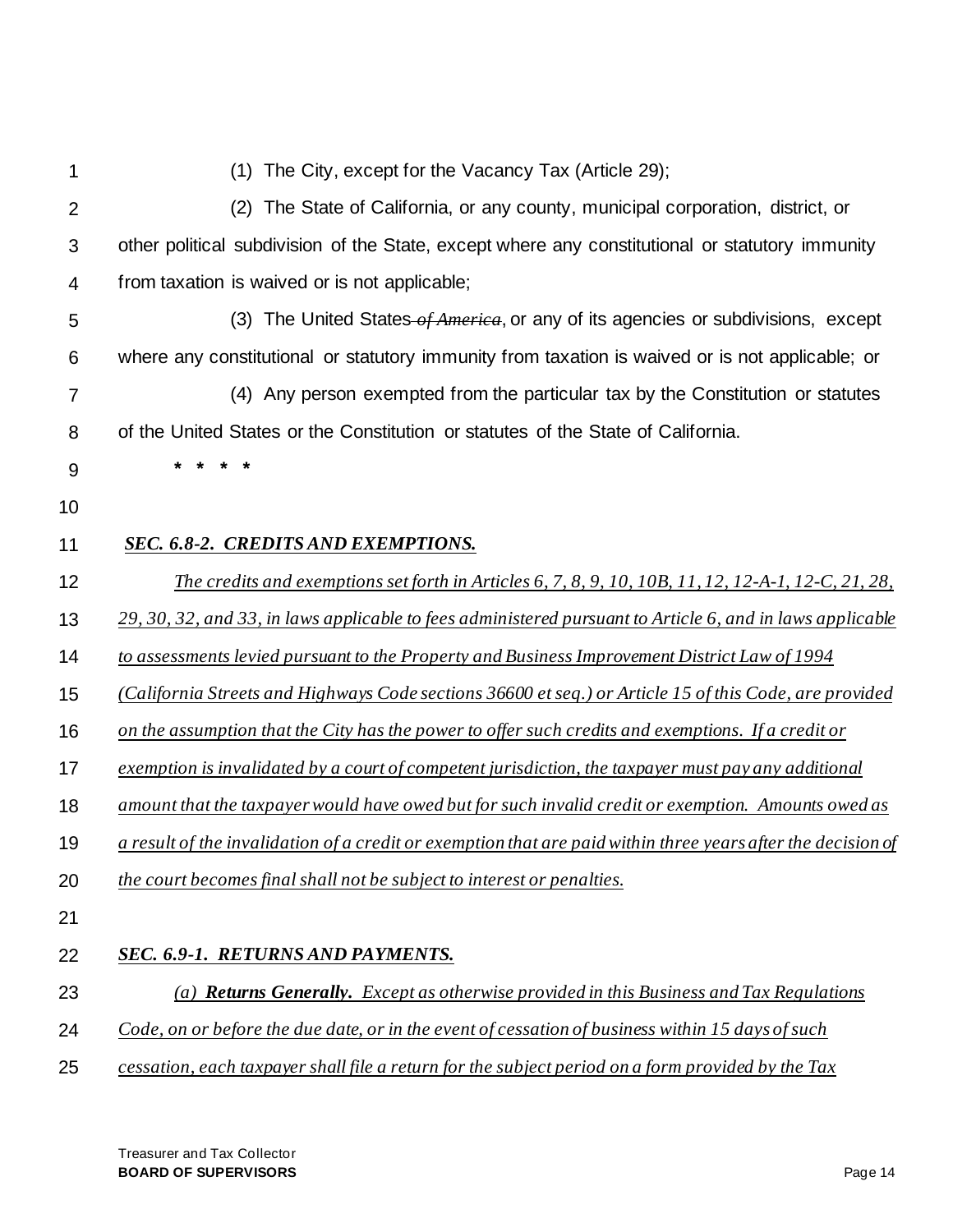(1) The City, except for the Vacancy Tax (Article 29);

(2) The State of California, or any county, municipal corporation, district, or other political subdivision of the State, except where any constitutional or statutory immunity from taxation is waived or is not applicable;

(3) The United States ~~*of America*~~, or any of its agencies or subdivisions, except where any constitutional or statutory immunity from taxation is waived or is not applicable; or

(4) Any person exempted from the particular tax by the Constitution or statutes of the United States or the Constitution or statutes of the State of California.

\* \* \* \*

***SEC. 6.8-2. CREDITS AND EXEMPTIONS.***

*The credits and exemptions set forth in Articles 6, 7, 8, 9, 10, 10B, 11, 12, 12-A-1, 12-C, 21, 28, 29, 30, 32, and 33, in laws applicable to fees administered pursuant to Article 6, and in laws applicable to assessments levied pursuant to the Property and Business Improvement District Law of 1994 (California Streets and Highways Code sections 36600 et seq.) or Article 15 of this Code, are provided on the assumption that the City has the power to offer such credits and exemptions. If a credit or exemption is invalidated by a court of competent jurisdiction, the taxpayer must pay any additional amount that the taxpayer would have owed but for such invalid credit or exemption. Amounts owed as a result of the invalidation of a credit or exemption that are paid within three years after the decision of the court becomes final shall not be subject to interest or penalties.*

***SEC. 6.9-1. RETURNS AND PAYMENTS.***

*(a)* ***Returns Generally.*** *Except as otherwise provided in this Business and Tax Regulations Code, on or before the due date, or in the event of cessation of business within 15 days of such cessation, each taxpayer shall file a return for the subject period on a form provided by the Tax*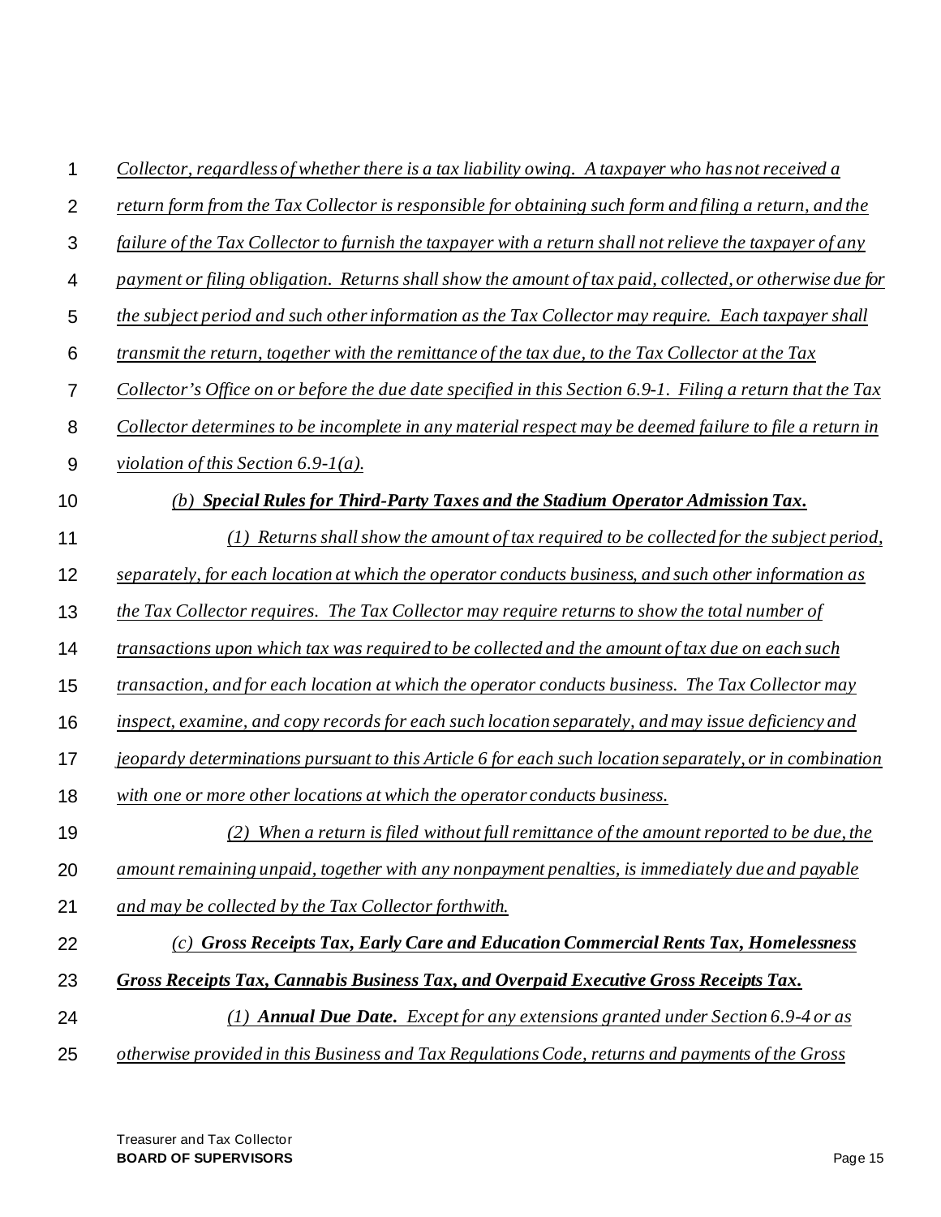*Collector, regardless of whether there is a tax liability owing. A taxpayer who has not received a return form from the Tax Collector is responsible for obtaining such form and filing a return, and the failure of the Tax Collector to furnish the taxpayer with a return shall not relieve the taxpayer of any payment or filing obligation. Returns shall show the amount of tax paid, collected, or otherwise due for the subject period and such other information as the Tax Collector may require. Each taxpayer shall transmit the return, together with the remittance of the tax due, to the Tax Collector at the Tax Collector's Office on or before the due date specified in this Section 6.9-1. Filing a return that the Tax Collector determines to be incomplete in any material respect may be deemed failure to file a return in violation of this Section 6.9-1(a).*

*(b) **Special Rules for Third-Party Taxes and the Stadium Operator Admission Tax.***

*(1) Returns shall show the amount of tax required to be collected for the subject period, separately, for each location at which the operator conducts business, and such other information as the Tax Collector requires. The Tax Collector may require returns to show the total number of transactions upon which tax was required to be collected and the amount of tax due on each such transaction, and for each location at which the operator conducts business. The Tax Collector may inspect, examine, and copy records for each such location separately, and may issue deficiency and jeopardy determinations pursuant to this Article 6 for each such location separately, or in combination with one or more other locations at which the operator conducts business.*

*(2) When a return is filed without full remittance of the amount reported to be due, the amount remaining unpaid, together with any nonpayment penalties, is immediately due and payable and may be collected by the Tax Collector forthwith.*

*(c) **Gross Receipts Tax, Early Care and Education Commercial Rents Tax, Homelessness Gross Receipts Tax, Cannabis Business Tax, and Overpaid Executive Gross Receipts Tax.***

*(1) **Annual Due Date.** Except for any extensions granted under Section 6.9-4 or as otherwise provided in this Business and Tax Regulations Code, returns and payments of the Gross*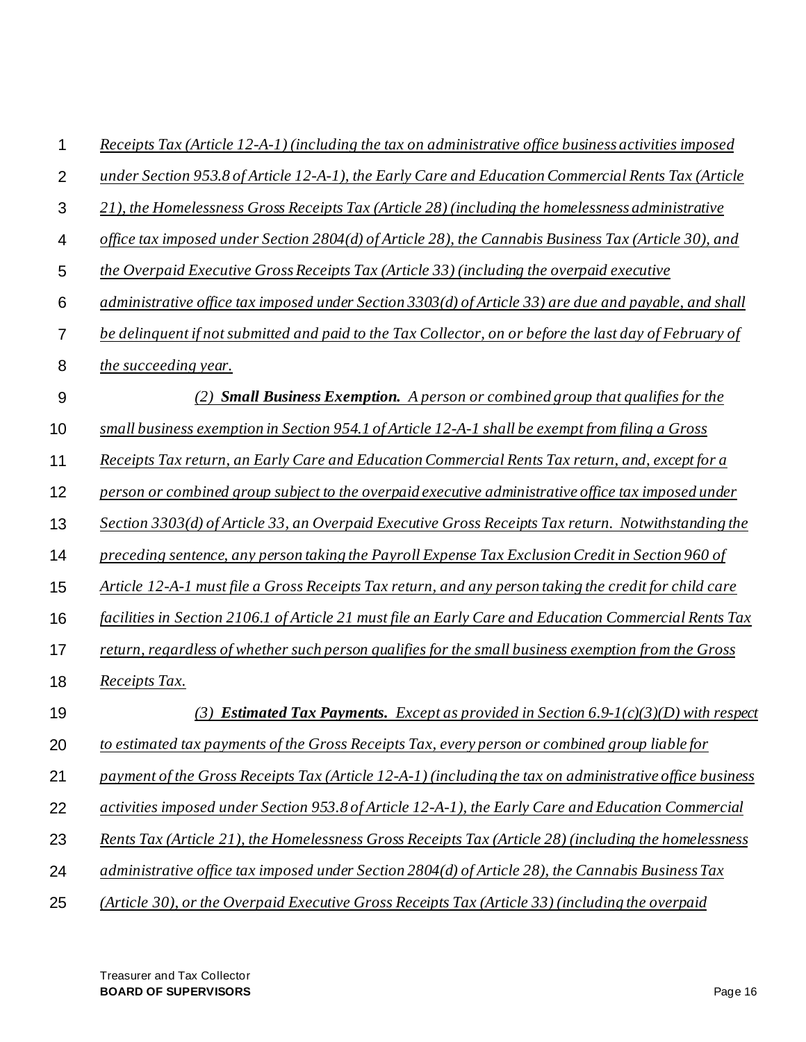*Receipts Tax (Article 12-A-1) (including the tax on administrative office business activities imposed under Section 953.8 of Article 12-A-1), the Early Care and Education Commercial Rents Tax (Article 21), the Homelessness Gross Receipts Tax (Article 28) (including the homelessness administrative office tax imposed under Section 2804(d) of Article 28), the Cannabis Business Tax (Article 30), and the Overpaid Executive Gross Receipts Tax (Article 33) (including the overpaid executive administrative office tax imposed under Section 3303(d) of Article 33) are due and payable, and shall be delinquent if not submitted and paid to the Tax Collector, on or before the last day of February of the succeeding year.*

*(2) **Small Business Exemption.** A person or combined group that qualifies for the small business exemption in Section 954.1 of Article 12-A-1 shall be exempt from filing a Gross Receipts Tax return, an Early Care and Education Commercial Rents Tax return, and, except for a person or combined group subject to the overpaid executive administrative office tax imposed under Section 3303(d) of Article 33, an Overpaid Executive Gross Receipts Tax return. Notwithstanding the preceding sentence, any person taking the Payroll Expense Tax Exclusion Credit in Section 960 of Article 12-A-1 must file a Gross Receipts Tax return, and any person taking the credit for child care facilities in Section 2106.1 of Article 21 must file an Early Care and Education Commercial Rents Tax return, regardless of whether such person qualifies for the small business exemption from the Gross Receipts Tax.*

*(3) **Estimated Tax Payments.** Except as provided in Section 6.9-1(c)(3)(D) with respect to estimated tax payments of the Gross Receipts Tax, every person or combined group liable for payment of the Gross Receipts Tax (Article 12-A-1) (including the tax on administrative office business activities imposed under Section 953.8 of Article 12-A-1), the Early Care and Education Commercial Rents Tax (Article 21), the Homelessness Gross Receipts Tax (Article 28) (including the homelessness administrative office tax imposed under Section 2804(d) of Article 28), the Cannabis Business Tax (Article 30), or the Overpaid Executive Gross Receipts Tax (Article 33) (including the overpaid*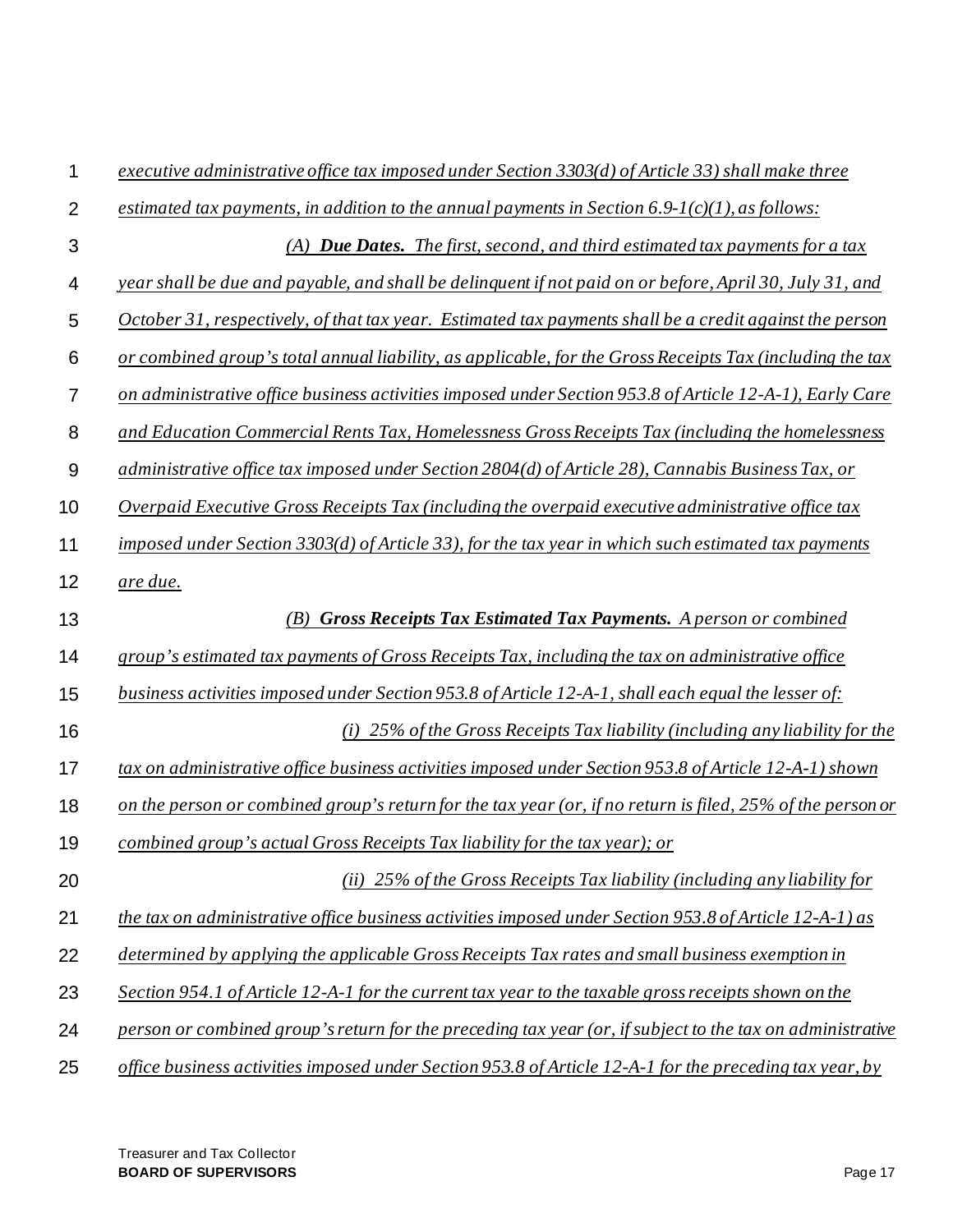*executive administrative office tax imposed under Section 3303(d) of Article 33) shall make three estimated tax payments, in addition to the annual payments in Section 6.9-1(c)(1), as follows:*

*(A) **Due Dates.** The first, second, and third estimated tax payments for a tax year shall be due and payable, and shall be delinquent if not paid on or before, April 30, July 31, and October 31, respectively, of that tax year. Estimated tax payments shall be a credit against the person or combined group's total annual liability, as applicable, for the Gross Receipts Tax (including the tax on administrative office business activities imposed under Section 953.8 of Article 12-A-1), Early Care and Education Commercial Rents Tax, Homelessness Gross Receipts Tax (including the homelessness administrative office tax imposed under Section 2804(d) of Article 28), Cannabis Business Tax, or Overpaid Executive Gross Receipts Tax (including the overpaid executive administrative office tax imposed under Section 3303(d) of Article 33), for the tax year in which such estimated tax payments are due.*

*(B) **Gross Receipts Tax Estimated Tax Payments.** A person or combined group's estimated tax payments of Gross Receipts Tax, including the tax on administrative office business activities imposed under Section 953.8 of Article 12-A-1, shall each equal the lesser of:*

*(i) 25% of the Gross Receipts Tax liability (including any liability for the tax on administrative office business activities imposed under Section 953.8 of Article 12-A-1) shown on the person or combined group's return for the tax year (or, if no return is filed, 25% of the person or combined group's actual Gross Receipts Tax liability for the tax year); or*

*(ii) 25% of the Gross Receipts Tax liability (including any liability for the tax on administrative office business activities imposed under Section 953.8 of Article 12-A-1) as determined by applying the applicable Gross Receipts Tax rates and small business exemption in Section 954.1 of Article 12-A-1 for the current tax year to the taxable gross receipts shown on the person or combined group's return for the preceding tax year (or, if subject to the tax on administrative office business activities imposed under Section 953.8 of Article 12-A-1 for the preceding tax year, by*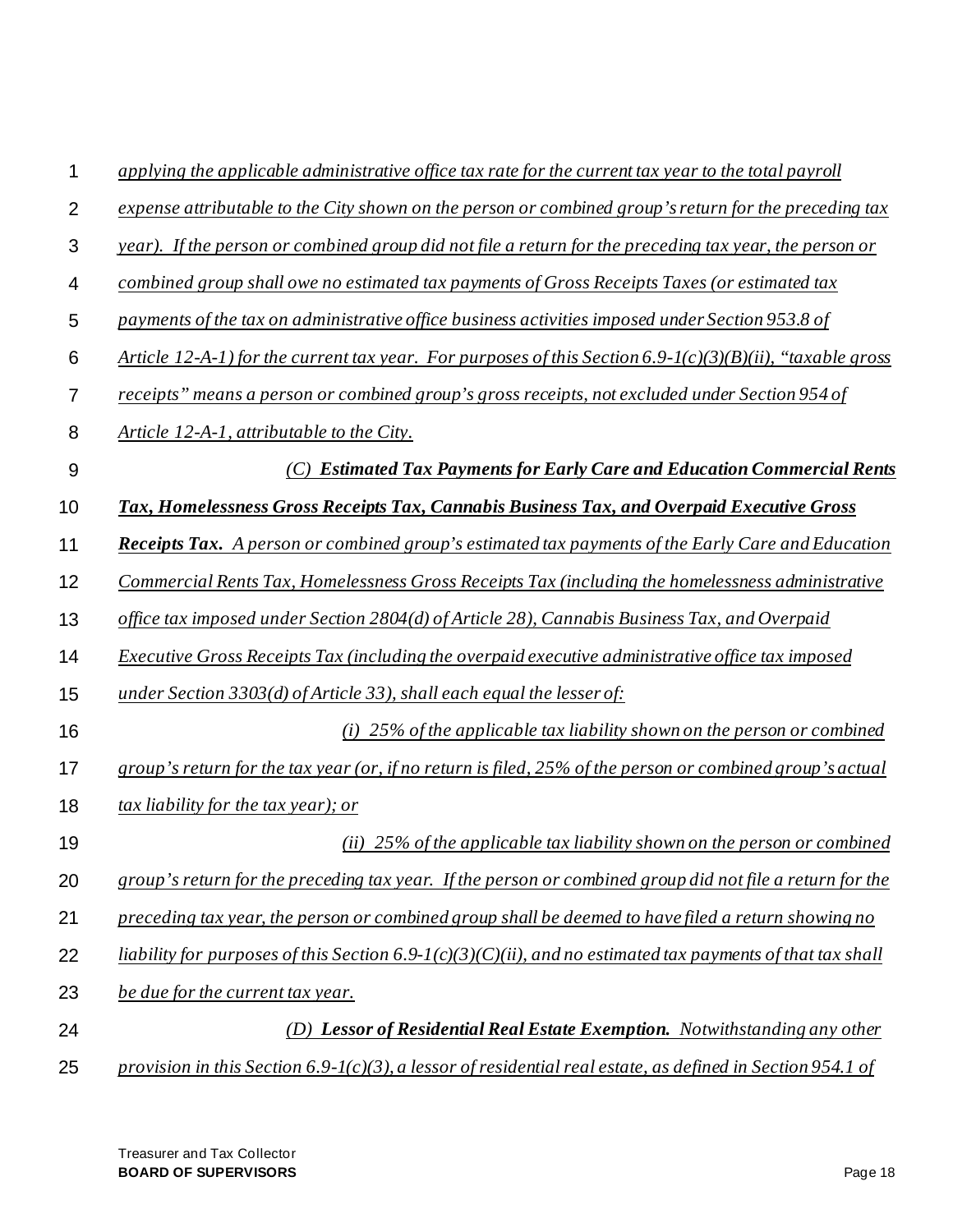*applying the applicable administrative office tax rate for the current tax year to the total payroll expense attributable to the City shown on the person or combined group's return for the preceding tax year). If the person or combined group did not file a return for the preceding tax year, the person or combined group shall owe no estimated tax payments of Gross Receipts Taxes (or estimated tax payments of the tax on administrative office business activities imposed under Section 953.8 of Article 12-A-1) for the current tax year. For purposes of this Section 6.9-1(c)(3)(B)(ii), "taxable gross receipts" means a person or combined group's gross receipts, not excluded under Section 954 of Article 12-A-1, attributable to the City.*

*(C)* ***Estimated Tax Payments for Early Care and Education Commercial Rents Tax, Homelessness Gross Receipts Tax, Cannabis Business Tax, and Overpaid Executive Gross Receipts Tax.*** *A person or combined group's estimated tax payments of the Early Care and Education Commercial Rents Tax, Homelessness Gross Receipts Tax (including the homelessness administrative office tax imposed under Section 2804(d) of Article 28), Cannabis Business Tax, and Overpaid Executive Gross Receipts Tax (including the overpaid executive administrative office tax imposed under Section 3303(d) of Article 33), shall each equal the lesser of:*

*(i) 25% of the applicable tax liability shown on the person or combined group's return for the tax year (or, if no return is filed, 25% of the person or combined group's actual tax liability for the tax year); or*

*(ii) 25% of the applicable tax liability shown on the person or combined group's return for the preceding tax year. If the person or combined group did not file a return for the preceding tax year, the person or combined group shall be deemed to have filed a return showing no liability for purposes of this Section 6.9-1(c)(3)(C)(ii), and no estimated tax payments of that tax shall be due for the current tax year.*

*(D)* ***Lessor of Residential Real Estate Exemption.*** *Notwithstanding any other provision in this Section 6.9-1(c)(3), a lessor of residential real estate, as defined in Section 954.1 of*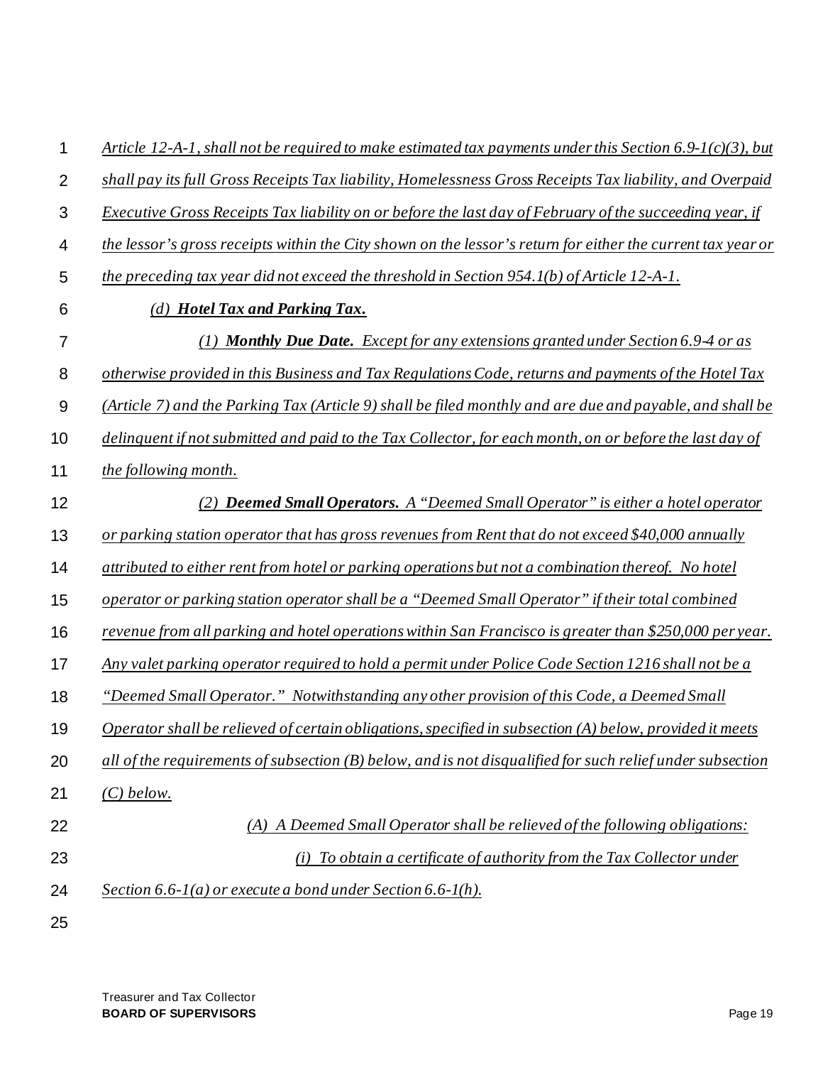*Article 12-A-1, shall not be required to make estimated tax payments under this Section 6.9-1(c)(3), but shall pay its full Gross Receipts Tax liability, Homelessness Gross Receipts Tax liability, and Overpaid Executive Gross Receipts Tax liability on or before the last day of February of the succeeding year, if the lessor's gross receipts within the City shown on the lessor's return for either the current tax year or the preceding tax year did not exceed the threshold in Section 954.1(b) of Article 12-A-1.*

*(d) **Hotel Tax and Parking Tax.***

*(1) **Monthly Due Date.** Except for any extensions granted under Section 6.9-4 or as otherwise provided in this Business and Tax Regulations Code, returns and payments of the Hotel Tax (Article 7) and the Parking Tax (Article 9) shall be filed monthly and are due and payable, and shall be delinquent if not submitted and paid to the Tax Collector, for each month, on or before the last day of the following month.*

*(2) **Deemed Small Operators.** A "Deemed Small Operator" is either a hotel operator or parking station operator that has gross revenues from Rent that do not exceed $40,000 annually attributed to either rent from hotel or parking operations but not a combination thereof. No hotel operator or parking station operator shall be a "Deemed Small Operator" if their total combined revenue from all parking and hotel operations within San Francisco is greater than $250,000 per year. Any valet parking operator required to hold a permit under Police Code Section 1216 shall not be a "Deemed Small Operator." Notwithstanding any other provision of this Code, a Deemed Small Operator shall be relieved of certain obligations, specified in subsection (A) below, provided it meets all of the requirements of subsection (B) below, and is not disqualified for such relief under subsection (C) below.*

*(A) A Deemed Small Operator shall be relieved of the following obligations:*

*(i) To obtain a certificate of authority from the Tax Collector under Section 6.6-1(a) or execute a bond under Section 6.6-1(h).*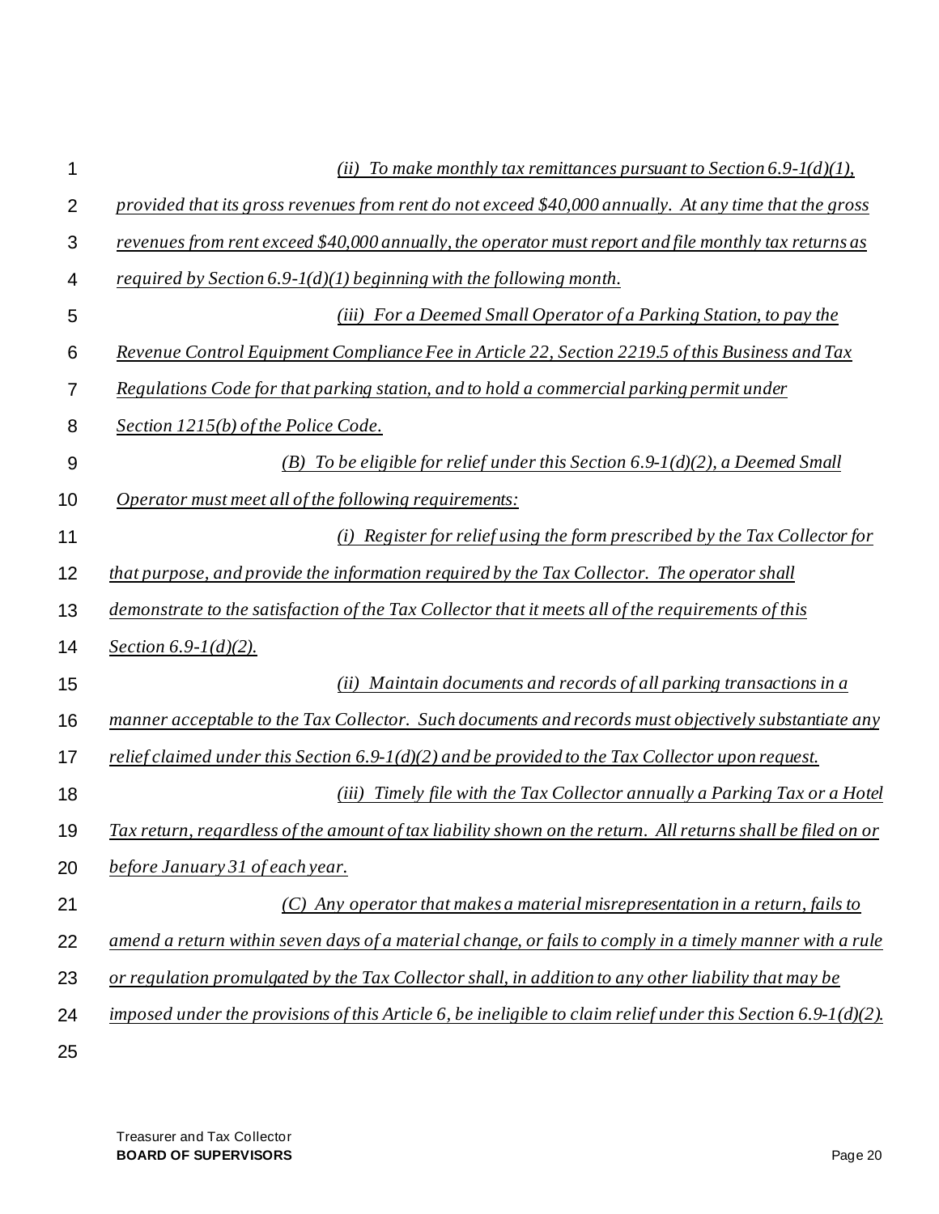*(ii) To make monthly tax remittances pursuant to Section 6.9-1(d)(1), provided that its gross revenues from rent do not exceed $40,000 annually. At any time that the gross revenues from rent exceed $40,000 annually, the operator must report and file monthly tax returns as required by Section 6.9-1(d)(1) beginning with the following month.*

*(iii) For a Deemed Small Operator of a Parking Station, to pay the Revenue Control Equipment Compliance Fee in Article 22, Section 2219.5 of this Business and Tax Regulations Code for that parking station, and to hold a commercial parking permit under Section 1215(b) of the Police Code.*

*(B) To be eligible for relief under this Section 6.9-1(d)(2), a Deemed Small Operator must meet all of the following requirements:*

*(i) Register for relief using the form prescribed by the Tax Collector for that purpose, and provide the information required by the Tax Collector. The operator shall demonstrate to the satisfaction of the Tax Collector that it meets all of the requirements of this Section 6.9-1(d)(2).*

*(ii) Maintain documents and records of all parking transactions in a manner acceptable to the Tax Collector. Such documents and records must objectively substantiate any relief claimed under this Section 6.9-1(d)(2) and be provided to the Tax Collector upon request.*

*(iii) Timely file with the Tax Collector annually a Parking Tax or a Hotel Tax return, regardless of the amount of tax liability shown on the return. All returns shall be filed on or before January 31 of each year.*

*(C) Any operator that makes a material misrepresentation in a return, fails to amend a return within seven days of a material change, or fails to comply in a timely manner with a rule or regulation promulgated by the Tax Collector shall, in addition to any other liability that may be imposed under the provisions of this Article 6, be ineligible to claim relief under this Section 6.9-1(d)(2).*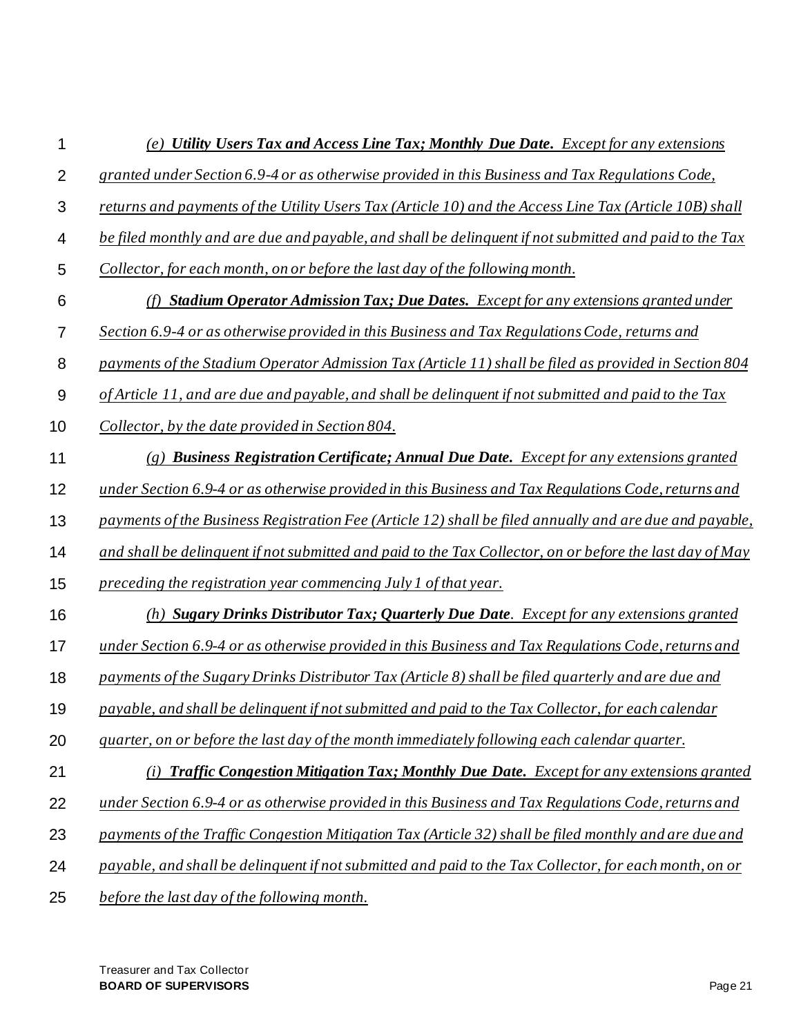*(e) **Utility Users Tax and Access Line Tax; Monthly Due Date.** Except for any extensions granted under Section 6.9-4 or as otherwise provided in this Business and Tax Regulations Code, returns and payments of the Utility Users Tax (Article 10) and the Access Line Tax (Article 10B) shall be filed monthly and are due and payable, and shall be delinquent if not submitted and paid to the Tax Collector, for each month, on or before the last day of the following month.*

*(f) **Stadium Operator Admission Tax; Due Dates.** Except for any extensions granted under Section 6.9-4 or as otherwise provided in this Business and Tax Regulations Code, returns and payments of the Stadium Operator Admission Tax (Article 11) shall be filed as provided in Section 804 of Article 11, and are due and payable, and shall be delinquent if not submitted and paid to the Tax Collector, by the date provided in Section 804.*

*(g) **Business Registration Certificate; Annual Due Date.** Except for any extensions granted under Section 6.9-4 or as otherwise provided in this Business and Tax Regulations Code, returns and payments of the Business Registration Fee (Article 12) shall be filed annually and are due and payable, and shall be delinquent if not submitted and paid to the Tax Collector, on or before the last day of May preceding the registration year commencing July 1 of that year.*

*(h) **Sugary Drinks Distributor Tax; Quarterly Due Date**. Except for any extensions granted under Section 6.9-4 or as otherwise provided in this Business and Tax Regulations Code, returns and payments of the Sugary Drinks Distributor Tax (Article 8) shall be filed quarterly and are due and payable, and shall be delinquent if not submitted and paid to the Tax Collector, for each calendar quarter, on or before the last day of the month immediately following each calendar quarter.*

*(i) **Traffic Congestion Mitigation Tax; Monthly Due Date.** Except for any extensions granted under Section 6.9-4 or as otherwise provided in this Business and Tax Regulations Code, returns and payments of the Traffic Congestion Mitigation Tax (Article 32) shall be filed monthly and are due and payable, and shall be delinquent if not submitted and paid to the Tax Collector, for each month, on or before the last day of the following month.*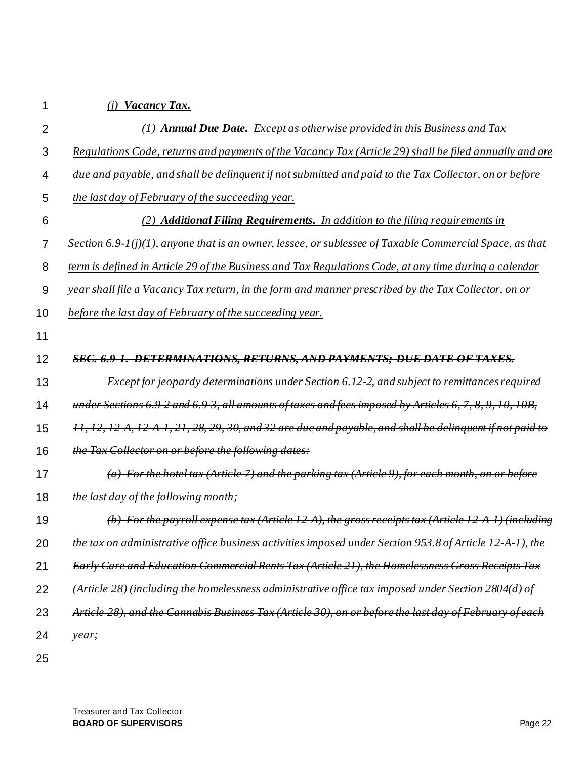*(j) **Vacancy Tax.***

*(1) **Annual Due Date.** Except as otherwise provided in this Business and Tax Regulations Code, returns and payments of the Vacancy Tax (Article 29) shall be filed annually and are due and payable, and shall be delinquent if not submitted and paid to the Tax Collector, on or before the last day of February of the succeeding year.*

*(2) **Additional Filing Requirements.** In addition to the filing requirements in Section 6.9-1(j)(1), anyone that is an owner, lessee, or sublessee of Taxable Commercial Space, as that term is defined in Article 29 of the Business and Tax Regulations Code, at any time during a calendar year shall file a Vacancy Tax return, in the form and manner prescribed by the Tax Collector, on or before the last day of February of the succeeding year.*

~~***SEC. 6.9-1. DETERMINATIONS, RETURNS, AND PAYMENTS; DUE DATE OF TAXES.***~~

~~*Except for jeopardy determinations under Section 6.12-2, and subject to remittances required under Sections 6.9-2 and 6.9-3, all amounts of taxes and fees imposed by Articles 6, 7, 8, 9, 10, 10B, 11, 12, 12-A, 12-A-1, 21, 28, 29, 30, and 32 are due and payable, and shall be delinquent if not paid to the Tax Collector on or before the following dates:*~~

~~*(a) For the hotel tax (Article 7) and the parking tax (Article 9), for each month, on or before the last day of the following month;*~~

~~*(b) For the payroll expense tax (Article 12-A), the gross receipts tax (Article 12-A-1) (including the tax on administrative office business activities imposed under Section 953.8 of Article 12-A-1), the Early Care and Education Commercial Rents Tax (Article 21), the Homelessness Gross Receipts Tax (Article 28) (including the homelessness administrative office tax imposed under Section 2804(d) of Article 28), and the Cannabis Business Tax (Article 30), on or before the last day of February of each year;*~~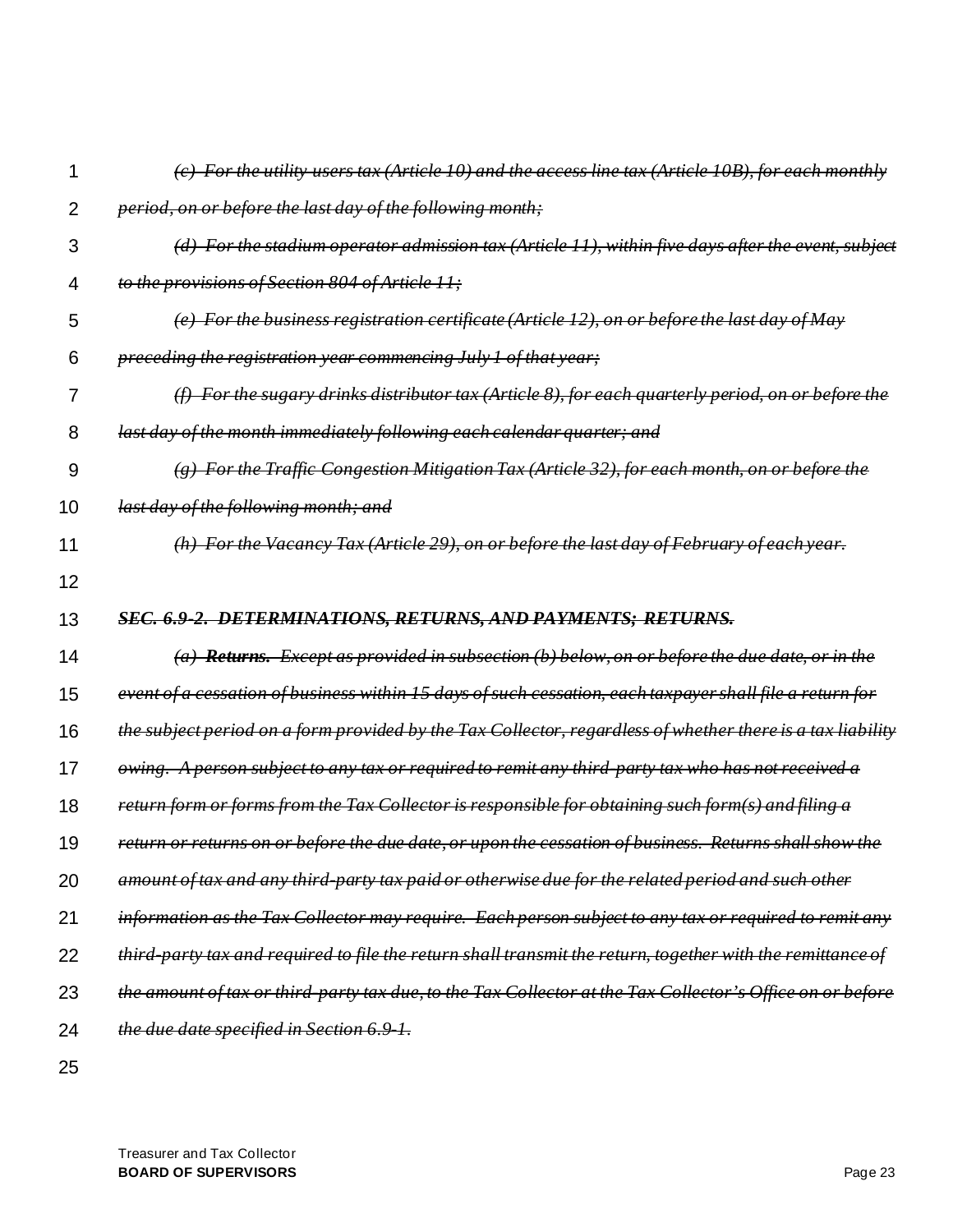~~*(c) For the utility users tax (Article 10) and the access line tax (Article 10B), for each monthly period, on or before the last day of the following month;*~~

~~*(d) For the stadium operator admission tax (Article 11), within five days after the event, subject to the provisions of Section 804 of Article 11;*~~

~~*(e) For the business registration certificate (Article 12), on or before the last day of May preceding the registration year commencing July 1 of that year;*~~

~~*(f) For the sugary drinks distributor tax (Article 8), for each quarterly period, on or before the last day of the month immediately following each calendar quarter; and*~~

~~*(g) For the Traffic Congestion Mitigation Tax (Article 32), for each month, on or before the last day of the following month; and*~~

~~*(h) For the Vacancy Tax (Article 29), on or before the last day of February of each year.*~~

~~***SEC. 6.9-2. DETERMINATIONS, RETURNS, AND PAYMENTS; RETURNS.***~~

~~*(a) **Returns.** Except as provided in subsection (b) below, on or before the due date, or in the event of a cessation of business within 15 days of such cessation, each taxpayer shall file a return for the subject period on a form provided by the Tax Collector, regardless of whether there is a tax liability owing. A person subject to any tax or required to remit any third-party tax who has not received a return form or forms from the Tax Collector is responsible for obtaining such form(s) and filing a return or returns on or before the due date, or upon the cessation of business. Returns shall show the amount of tax and any third-party tax paid or otherwise due for the related period and such other information as the Tax Collector may require. Each person subject to any tax or required to remit any third-party tax and required to file the return shall transmit the return, together with the remittance of the amount of tax or third-party tax due, to the Tax Collector at the Tax Collector's Office on or before the due date specified in Section 6.9-1.*~~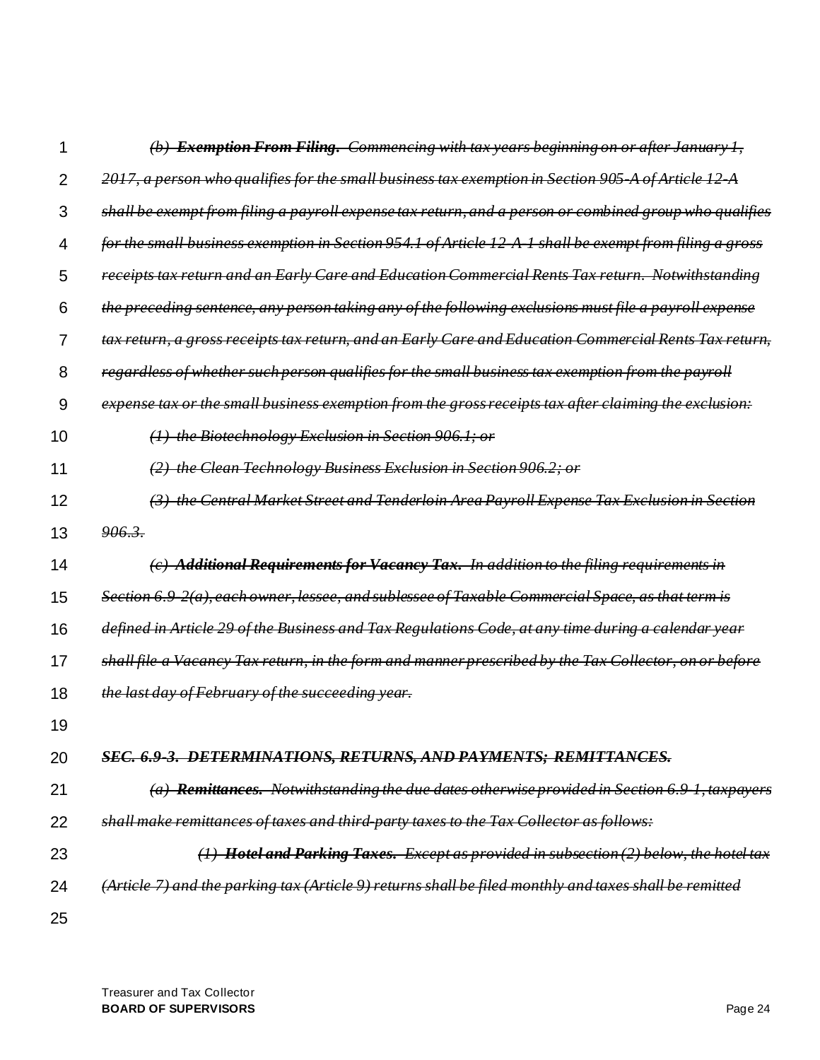~~*(b) **Exemption From Filing.** Commencing with tax years beginning on or after January 1, 2017, a person who qualifies for the small business tax exemption in Section 905-A of Article 12-A shall be exempt from filing a payroll expense tax return, and a person or combined group who qualifies for the small business exemption in Section 954.1 of Article 12-A-1 shall be exempt from filing a gross receipts tax return and an Early Care and Education Commercial Rents Tax return. Notwithstanding the preceding sentence, any person taking any of the following exclusions must file a payroll expense tax return, a gross receipts tax return, and an Early Care and Education Commercial Rents Tax return, regardless of whether such person qualifies for the small business tax exemption from the payroll expense tax or the small business exemption from the gross receipts tax after claiming the exclusion:*~~

~~*(1) the Biotechnology Exclusion in Section 906.1; or*~~

~~*(2) the Clean Technology Business Exclusion in Section 906.2; or*~~

~~*(3) the Central Market Street and Tenderloin Area Payroll Expense Tax Exclusion in Section 906.3.*~~

~~*(c) **Additional Requirements for Vacancy Tax.** In addition to the filing requirements in Section 6.9-2(a), each owner, lessee, and sublessee of Taxable Commercial Space, as that term is defined in Article 29 of the Business and Tax Regulations Code, at any time during a calendar year shall file a Vacancy Tax return, in the form and manner prescribed by the Tax Collector, on or before the last day of February of the succeeding year.*~~

~~***SEC. 6.9-3. DETERMINATIONS, RETURNS, AND PAYMENTS; REMITTANCES.***~~

~~*(a) **Remittances.** Notwithstanding the due dates otherwise provided in Section 6.9-1, taxpayers shall make remittances of taxes and third-party taxes to the Tax Collector as follows:*~~

~~*(1) **Hotel and Parking Taxes.** Except as provided in subsection (2) below, the hotel tax (Article 7) and the parking tax (Article 9) returns shall be filed monthly and taxes shall be remitted*~~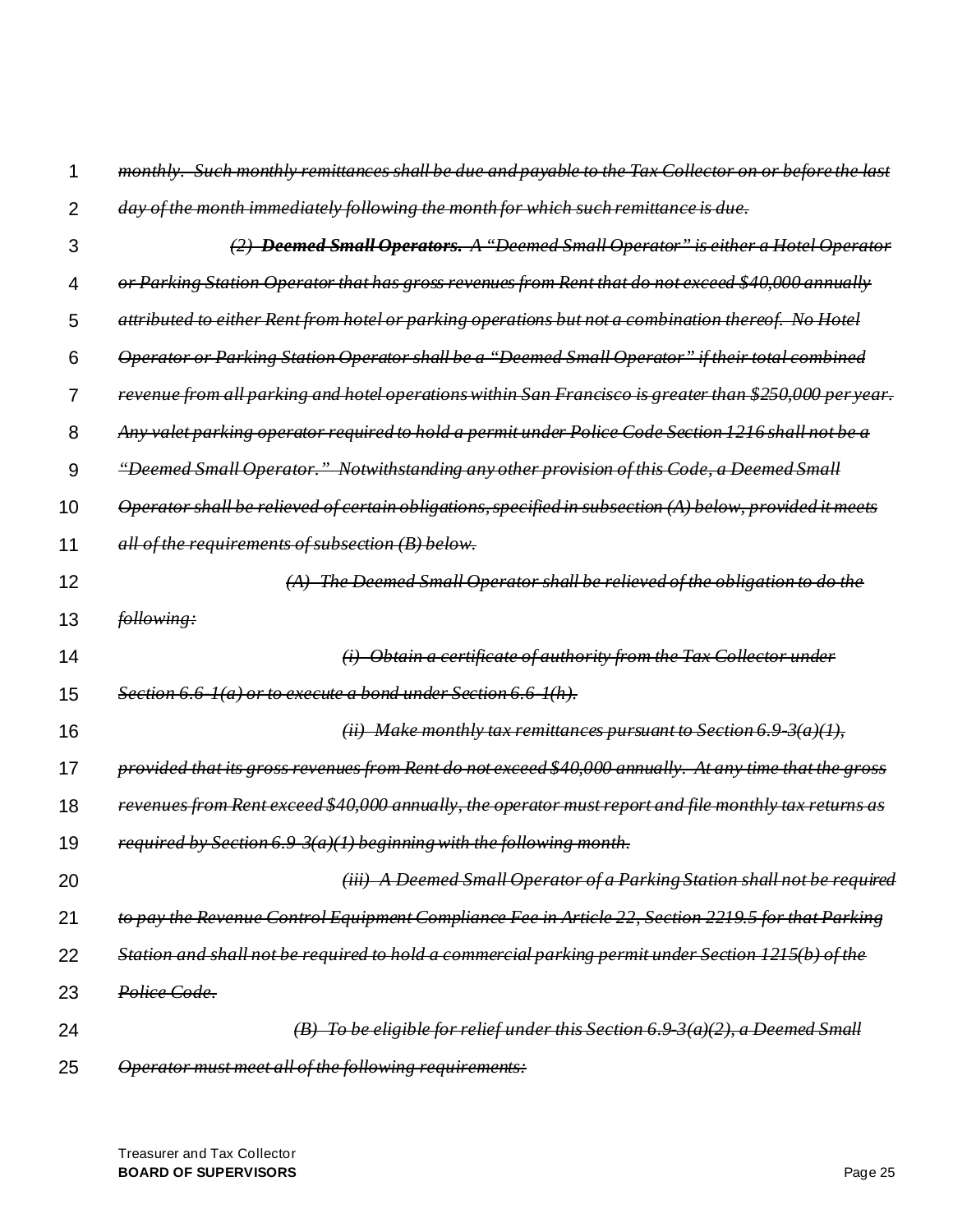~~*monthly. Such monthly remittances shall be due and payable to the Tax Collector on or before the last day of the month immediately following the month for which such remittance is due.*~~

~~*(2) **Deemed Small Operators.** A "Deemed Small Operator" is either a Hotel Operator or Parking Station Operator that has gross revenues from Rent that do not exceed $40,000 annually attributed to either Rent from hotel or parking operations but not a combination thereof. No Hotel Operator or Parking Station Operator shall be a "Deemed Small Operator" if their total combined revenue from all parking and hotel operations within San Francisco is greater than $250,000 per year. Any valet parking operator required to hold a permit under Police Code Section 1216 shall not be a "Deemed Small Operator." Notwithstanding any other provision of this Code, a Deemed Small Operator shall be relieved of certain obligations, specified in subsection (A) below, provided it meets all of the requirements of subsection (B) below.*~~

~~*(A) The Deemed Small Operator shall be relieved of the obligation to do the following:*~~

~~*(i) Obtain a certificate of authority from the Tax Collector under Section 6.6-1(a) or to execute a bond under Section 6.6-1(h).*~~

~~*(ii) Make monthly tax remittances pursuant to Section 6.9-3(a)(1), provided that its gross revenues from Rent do not exceed $40,000 annually. At any time that the gross revenues from Rent exceed $40,000 annually, the operator must report and file monthly tax returns as required by Section 6.9-3(a)(1) beginning with the following month.*~~

~~*(iii) A Deemed Small Operator of a Parking Station shall not be required to pay the Revenue Control Equipment Compliance Fee in Article 22, Section 2219.5 for that Parking Station and shall not be required to hold a commercial parking permit under Section 1215(b) of the Police Code.*~~

~~*(B) To be eligible for relief under this Section 6.9-3(a)(2), a Deemed Small Operator must meet all of the following requirements:*~~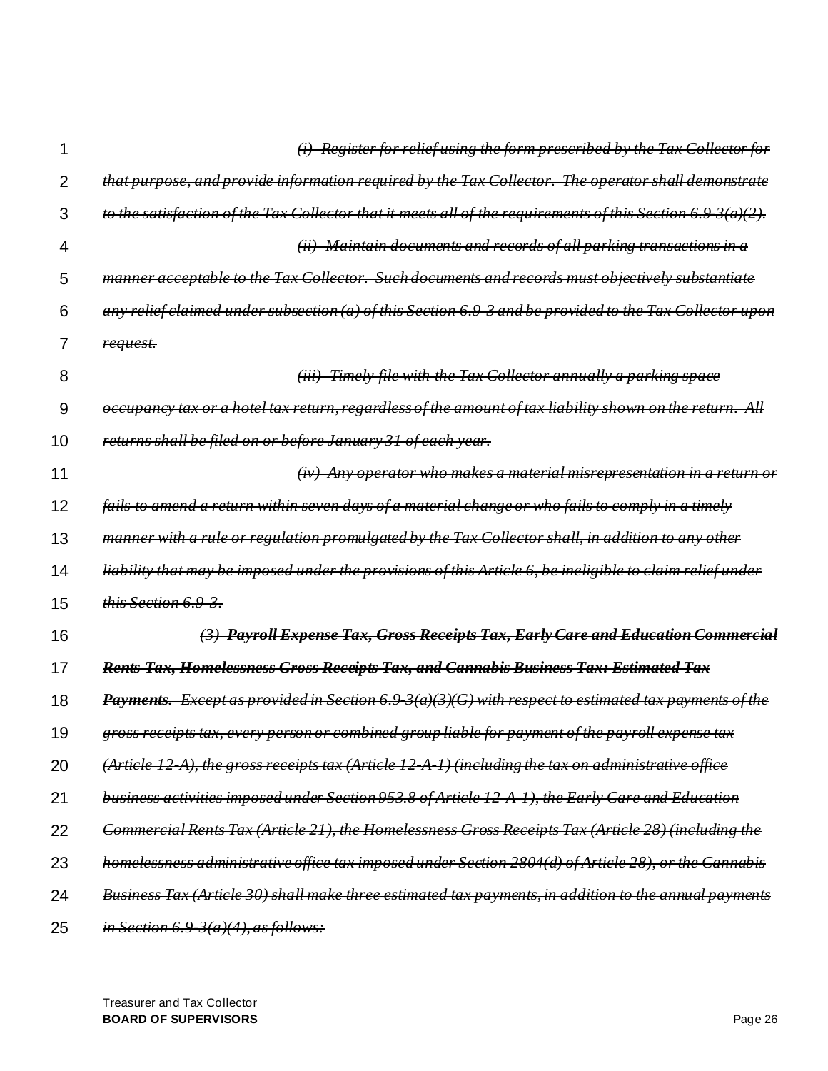~~*(i) Register for relief using the form prescribed by the Tax Collector for that purpose, and provide information required by the Tax Collector. The operator shall demonstrate to the satisfaction of the Tax Collector that it meets all of the requirements of this Section 6.9-3(a)(2).*~~

~~*(ii) Maintain documents and records of all parking transactions in a manner acceptable to the Tax Collector. Such documents and records must objectively substantiate any relief claimed under subsection (a) of this Section 6.9-3 and be provided to the Tax Collector upon request.*~~

~~*(iii) Timely file with the Tax Collector annually a parking space occupancy tax or a hotel tax return, regardless of the amount of tax liability shown on the return. All returns shall be filed on or before January 31 of each year.*~~

~~*(iv) Any operator who makes a material misrepresentation in a return or fails to amend a return within seven days of a material change or who fails to comply in a timely manner with a rule or regulation promulgated by the Tax Collector shall, in addition to any other liability that may be imposed under the provisions of this Article 6, be ineligible to claim relief under this Section 6.9-3.*~~

~~*(3) **Payroll Expense Tax, Gross Receipts Tax, Early Care and Education Commercial Rents Tax, Homelessness Gross Receipts Tax, and Cannabis Business Tax: Estimated Tax Payments.** Except as provided in Section 6.9-3(a)(3)(G) with respect to estimated tax payments of the gross receipts tax, every person or combined group liable for payment of the payroll expense tax (Article 12-A), the gross receipts tax (Article 12-A-1) (including the tax on administrative office business activities imposed under Section 953.8 of Article 12-A-1), the Early Care and Education Commercial Rents Tax (Article 21), the Homelessness Gross Receipts Tax (Article 28) (including the homelessness administrative office tax imposed under Section 2804(d) of Article 28), or the Cannabis Business Tax (Article 30) shall make three estimated tax payments, in addition to the annual payments in Section 6.9-3(a)(4), as follows:*~~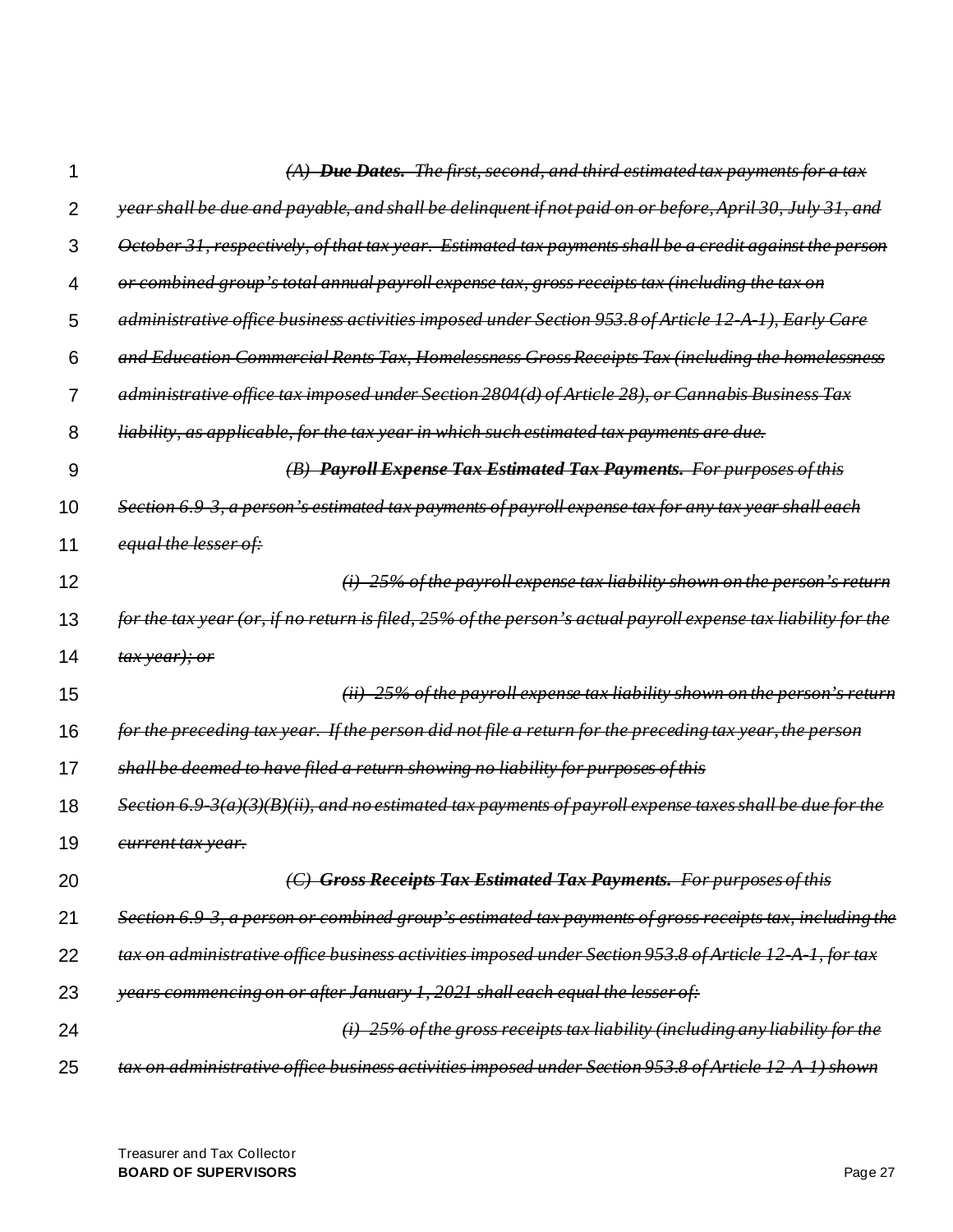~~*(A) **Due Dates.** The first, second, and third estimated tax payments for a tax year shall be due and payable, and shall be delinquent if not paid on or before, April 30, July 31, and October 31, respectively, of that tax year. Estimated tax payments shall be a credit against the person or combined group's total annual payroll expense tax, gross receipts tax (including the tax on administrative office business activities imposed under Section 953.8 of Article 12-A-1), Early Care and Education Commercial Rents Tax, Homelessness Gross Receipts Tax (including the homelessness administrative office tax imposed under Section 2804(d) of Article 28), or Cannabis Business Tax liability, as applicable, for the tax year in which such estimated tax payments are due.*~~

~~*(B) **Payroll Expense Tax Estimated Tax Payments.** For purposes of this Section 6.9-3, a person's estimated tax payments of payroll expense tax for any tax year shall each equal the lesser of:*~~

~~*(i) 25% of the payroll expense tax liability shown on the person's return for the tax year (or, if no return is filed, 25% of the person's actual payroll expense tax liability for the tax year); or*~~

~~*(ii) 25% of the payroll expense tax liability shown on the person's return for the preceding tax year. If the person did not file a return for the preceding tax year, the person shall be deemed to have filed a return showing no liability for purposes of this Section 6.9-3(a)(3)(B)(ii), and no estimated tax payments of payroll expense taxes shall be due for the current tax year.*~~

~~*(C) **Gross Receipts Tax Estimated Tax Payments.** For purposes of this Section 6.9-3, a person or combined group's estimated tax payments of gross receipts tax, including the tax on administrative office business activities imposed under Section 953.8 of Article 12-A-1, for tax years commencing on or after January 1, 2021 shall each equal the lesser of:*~~

~~*(i) 25% of the gross receipts tax liability (including any liability for the tax on administrative office business activities imposed under Section 953.8 of Article 12-A-1) shown*~~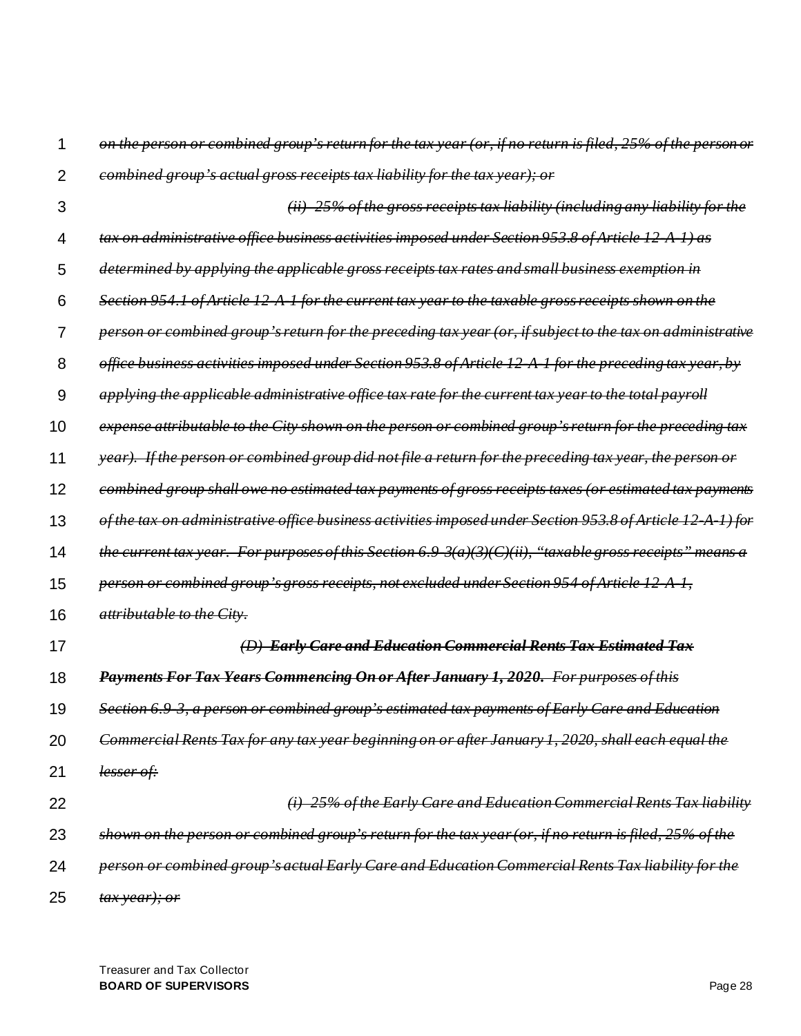~~*on the person or combined group's return for the tax year (or, if no return is filed, 25% of the person or combined group's actual gross receipts tax liability for the tax year); or*~~

~~*(ii) 25% of the gross receipts tax liability (including any liability for the tax on administrative office business activities imposed under Section 953.8 of Article 12-A-1) as determined by applying the applicable gross receipts tax rates and small business exemption in Section 954.1 of Article 12-A-1 for the current tax year to the taxable gross receipts shown on the person or combined group's return for the preceding tax year (or, if subject to the tax on administrative office business activities imposed under Section 953.8 of Article 12-A-1 for the preceding tax year, by applying the applicable administrative office tax rate for the current tax year to the total payroll expense attributable to the City shown on the person or combined group's return for the preceding tax year). If the person or combined group did not file a return for the preceding tax year, the person or combined group shall owe no estimated tax payments of gross receipts taxes (or estimated tax payments of the tax on administrative office business activities imposed under Section 953.8 of Article 12-A-1) for the current tax year. For purposes of this Section 6.9-3(a)(3)(C)(ii), "taxable gross receipts" means a person or combined group's gross receipts, not excluded under Section 954 of Article 12-A-1, attributable to the City.*~~

~~*(D) **Early Care and Education Commercial Rents Tax Estimated Tax Payments For Tax Years Commencing On or After January 1, 2020.** For purposes of this Section 6.9-3, a person or combined group's estimated tax payments of Early Care and Education Commercial Rents Tax for any tax year beginning on or after January 1, 2020, shall each equal the lesser of:*~~

~~*(i) 25% of the Early Care and Education Commercial Rents Tax liability shown on the person or combined group's return for the tax year (or, if no return is filed, 25% of the person or combined group's actual Early Care and Education Commercial Rents Tax liability for the tax year); or*~~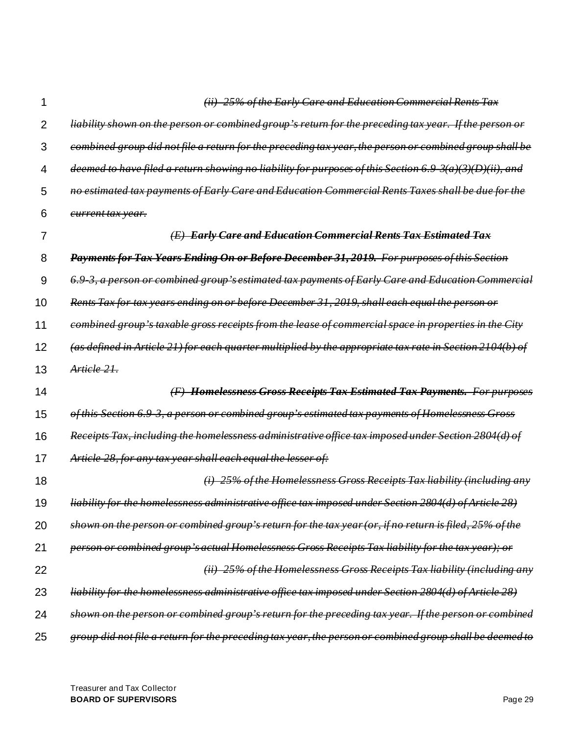~~*(ii) 25% of the Early Care and Education Commercial Rents Tax liability shown on the person or combined group's return for the preceding tax year. If the person or combined group did not file a return for the preceding tax year, the person or combined group shall be deemed to have filed a return showing no liability for purposes of this Section 6.9-3(a)(3)(D)(ii), and no estimated tax payments of Early Care and Education Commercial Rents Taxes shall be due for the current tax year.*~~

~~*(E) **Early Care and Education Commercial Rents Tax Estimated Tax Payments for Tax Years Ending On or Before December 31, 2019.** For purposes of this Section 6.9-3, a person or combined group's estimated tax payments of Early Care and Education Commercial Rents Tax for tax years ending on or before December 31, 2019, shall each equal the person or combined group's taxable gross receipts from the lease of commercial space in properties in the City (as defined in Article 21) for each quarter multiplied by the appropriate tax rate in Section 2104(b) of Article 21.*~~

~~*(F) **Homelessness Gross Receipts Tax Estimated Tax Payments.** For purposes of this Section 6.9-3, a person or combined group's estimated tax payments of Homelessness Gross Receipts Tax, including the homelessness administrative office tax imposed under Section 2804(d) of Article 28, for any tax year shall each equal the lesser of:*~~

~~*(i) 25% of the Homelessness Gross Receipts Tax liability (including any liability for the homelessness administrative office tax imposed under Section 2804(d) of Article 28) shown on the person or combined group's return for the tax year (or, if no return is filed, 25% of the person or combined group's actual Homelessness Gross Receipts Tax liability for the tax year); or*~~

~~*(ii) 25% of the Homelessness Gross Receipts Tax liability (including any liability for the homelessness administrative office tax imposed under Section 2804(d) of Article 28) shown on the person or combined group's return for the preceding tax year. If the person or combined group did not file a return for the preceding tax year, the person or combined group shall be deemed to*~~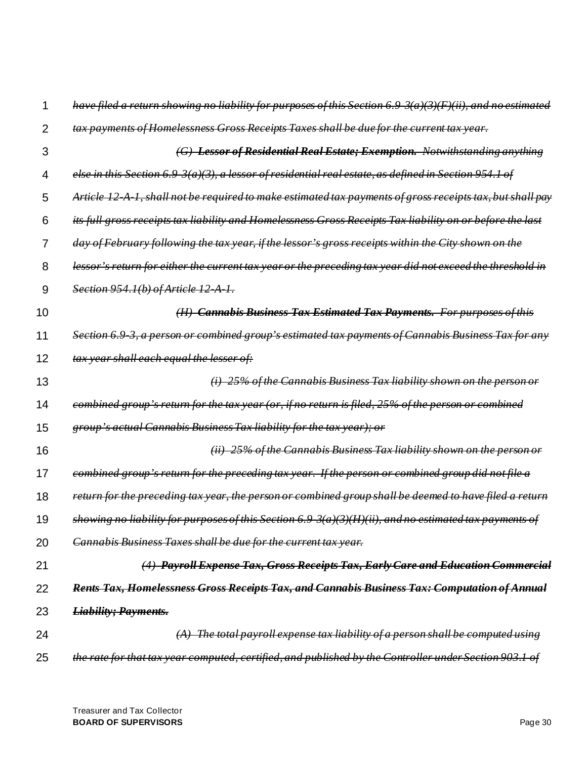~~*have filed a return showing no liability for purposes of this Section 6.9-3(a)(3)(F)(ii), and no estimated tax payments of Homelessness Gross Receipts Taxes shall be due for the current tax year.*~~

~~***(G) Lessor of Residential Real Estate; Exemption.*** *Notwithstanding anything else in this Section 6.9-3(a)(3), a lessor of residential real estate, as defined in Section 954.1 of Article 12-A-1, shall not be required to make estimated tax payments of gross receipts tax, but shall pay its full gross receipts tax liability and Homelessness Gross Receipts Tax liability on or before the last day of February following the tax year, if the lessor's gross receipts within the City shown on the lessor's return for either the current tax year or the preceding tax year did not exceed the threshold in Section 954.1(b) of Article 12-A-1.*~~

~~***(H) Cannabis Business Tax Estimated Tax Payments.*** *For purposes of this Section 6.9-3, a person or combined group's estimated tax payments of Cannabis Business Tax for any tax year shall each equal the lesser of:*~~

~~*(i) 25% of the Cannabis Business Tax liability shown on the person or combined group's return for the tax year (or, if no return is filed, 25% of the person or combined group's actual Cannabis Business Tax liability for the tax year); or*~~

~~*(ii) 25% of the Cannabis Business Tax liability shown on the person or combined group's return for the preceding tax year. If the person or combined group did not file a return for the preceding tax year, the person or combined group shall be deemed to have filed a return showing no liability for purposes of this Section 6.9-3(a)(3)(H)(ii), and no estimated tax payments of Cannabis Business Taxes shall be due for the current tax year.*~~

~~***(4) Payroll Expense Tax, Gross Receipts Tax, Early Care and Education Commercial Rents Tax, Homelessness Gross Receipts Tax, and Cannabis Business Tax: Computation of Annual Liability; Payments.***~~

~~*(A) The total payroll expense tax liability of a person shall be computed using the rate for that tax year computed, certified, and published by the Controller under Section 903.1 of*~~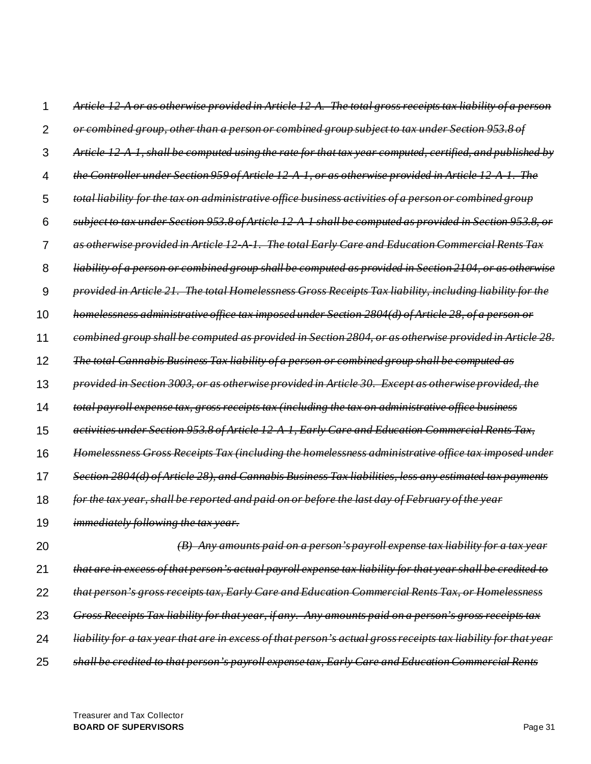~~*Article 12-A or as otherwise provided in Article 12-A. The total gross receipts tax liability of a person or combined group, other than a person or combined group subject to tax under Section 953.8 of Article 12-A-1, shall be computed using the rate for that tax year computed, certified, and published by the Controller under Section 959 of Article 12-A-1, or as otherwise provided in Article 12-A-1. The total liability for the tax on administrative office business activities of a person or combined group subject to tax under Section 953.8 of Article 12-A-1 shall be computed as provided in Section 953.8, or as otherwise provided in Article 12-A-1. The total Early Care and Education Commercial Rents Tax liability of a person or combined group shall be computed as provided in Section 2104, or as otherwise provided in Article 21. The total Homelessness Gross Receipts Tax liability, including liability for the homelessness administrative office tax imposed under Section 2804(d) of Article 28, of a person or combined group shall be computed as provided in Section 2804, or as otherwise provided in Article 28. The total Cannabis Business Tax liability of a person or combined group shall be computed as provided in Section 3003, or as otherwise provided in Article 30. Except as otherwise provided, the total payroll expense tax, gross receipts tax (including the tax on administrative office business activities under Section 953.8 of Article 12-A-1, Early Care and Education Commercial Rents Tax, Homelessness Gross Receipts Tax (including the homelessness administrative office tax imposed under Section 2804(d) of Article 28), and Cannabis Business Tax liabilities, less any estimated tax payments for the tax year, shall be reported and paid on or before the last day of February of the year immediately following the tax year.*~~

~~*(B) Any amounts paid on a person's payroll expense tax liability for a tax year that are in excess of that person's actual payroll expense tax liability for that year shall be credited to that person's gross receipts tax, Early Care and Education Commercial Rents Tax, or Homelessness Gross Receipts Tax liability for that year, if any. Any amounts paid on a person's gross receipts tax liability for a tax year that are in excess of that person's actual gross receipts tax liability for that year shall be credited to that person's payroll expense tax, Early Care and Education Commercial Rents*~~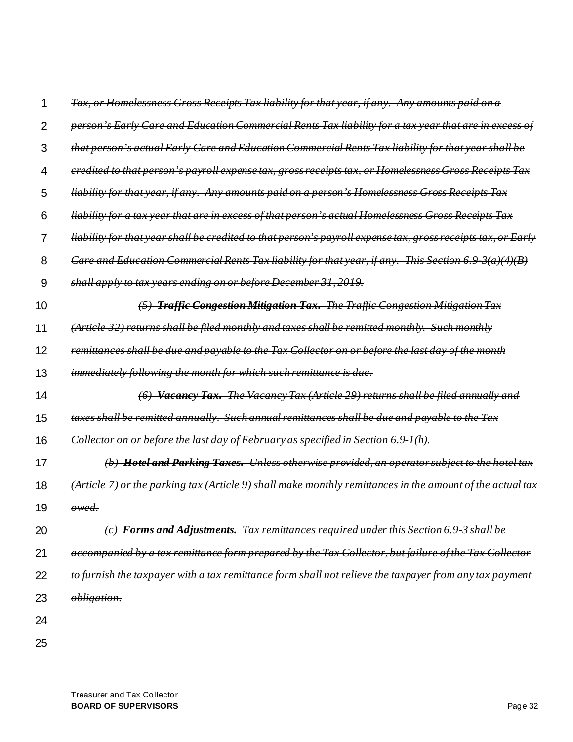~~*Tax, or Homelessness Gross Receipts Tax liability for that year, if any. Any amounts paid on a person's Early Care and Education Commercial Rents Tax liability for a tax year that are in excess of that person's actual Early Care and Education Commercial Rents Tax liability for that year shall be credited to that person's payroll expense tax, gross receipts tax, or Homelessness Gross Receipts Tax liability for that year, if any. Any amounts paid on a person's Homelessness Gross Receipts Tax liability for a tax year that are in excess of that person's actual Homelessness Gross Receipts Tax liability for that year shall be credited to that person's payroll expense tax, gross receipts tax, or Early Care and Education Commercial Rents Tax liability for that year, if any. This Section 6.9-3(a)(4)(B) shall apply to tax years ending on or before December 31, 2019.*~~

~~*(5) **Traffic Congestion Mitigation Tax.** The Traffic Congestion Mitigation Tax (Article 32) returns shall be filed monthly and taxes shall be remitted monthly. Such monthly remittances shall be due and payable to the Tax Collector on or before the last day of the month immediately following the month for which such remittance is due.*~~

~~*(6) **Vacancy Tax.** The Vacancy Tax (Article 29) returns shall be filed annually and taxes shall be remitted annually. Such annual remittances shall be due and payable to the Tax Collector on or before the last day of February as specified in Section 6.9-1(h).*~~

~~*(b) **Hotel and Parking Taxes.** Unless otherwise provided, an operator subject to the hotel tax (Article 7) or the parking tax (Article 9) shall make monthly remittances in the amount of the actual tax owed.*~~

~~*(c) **Forms and Adjustments.** Tax remittances required under this Section 6.9-3 shall be accompanied by a tax remittance form prepared by the Tax Collector, but failure of the Tax Collector to furnish the taxpayer with a tax remittance form shall not relieve the taxpayer from any tax payment obligation.*~~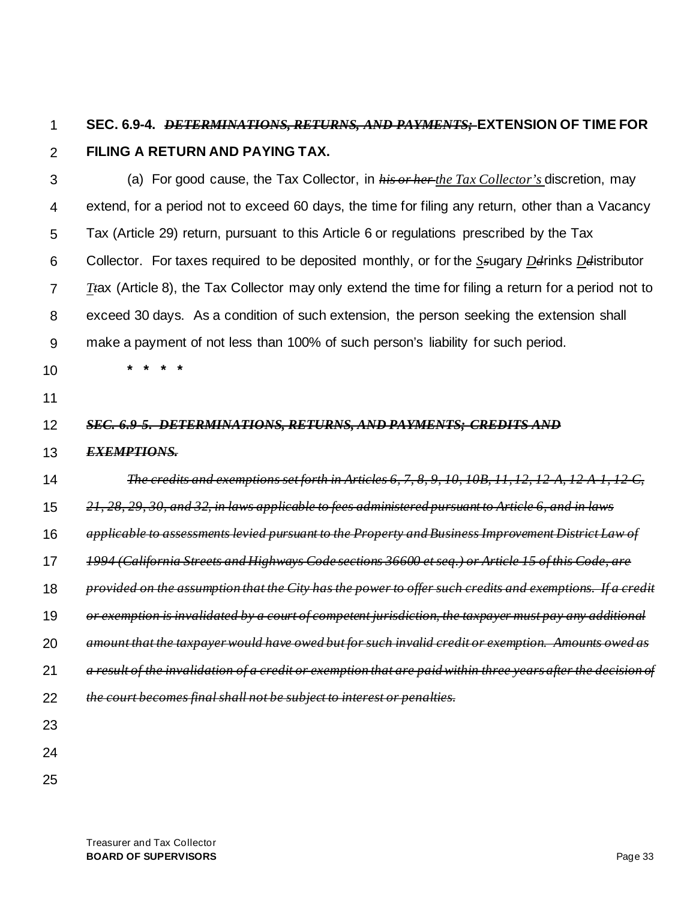**SEC. 6.9-4. ~~*DETERMINATIONS, RETURNS, AND PAYMENTS;*~~ EXTENSION OF TIME FOR FILING A RETURN AND PAYING TAX.**

(a) For good cause, the Tax Collector, in ~~*his or her*~~ *the Tax Collector's* discretion, may extend, for a period not to exceed 60 days, the time for filing any return, other than a Vacancy Tax (Article 29) return, pursuant to this Article 6 or regulations prescribed by the Tax Collector. For taxes required to be deposited monthly, or for the *S*~~s~~ugary *D*~~d~~rinks *D*~~d~~istributor *T*~~t~~ax (Article 8), the Tax Collector may only extend the time for filing a return for a period not to exceed 30 days. As a condition of such extension, the person seeking the extension shall make a payment of not less than 100% of such person's liability for such period.

**\* \* \* \***

~~***SEC. 6.9-5. DETERMINATIONS, RETURNS, AND PAYMENTS; CREDITS AND EXEMPTIONS.***~~

~~*The credits and exemptions set forth in Articles 6, 7, 8, 9, 10, 10B, 11, 12, 12-A, 12-A-1, 12-C, 21, 28, 29, 30, and 32, in laws applicable to fees administered pursuant to Article 6, and in laws applicable to assessments levied pursuant to the Property and Business Improvement District Law of 1994 (California Streets and Highways Code sections 36600 et seq.) or Article 15 of this Code, are provided on the assumption that the City has the power to offer such credits and exemptions. If a credit or exemption is invalidated by a court of competent jurisdiction, the taxpayer must pay any additional amount that the taxpayer would have owed but for such invalid credit or exemption. Amounts owed as a result of the invalidation of a credit or exemption that are paid within three years after the decision of the court becomes final shall not be subject to interest or penalties.*~~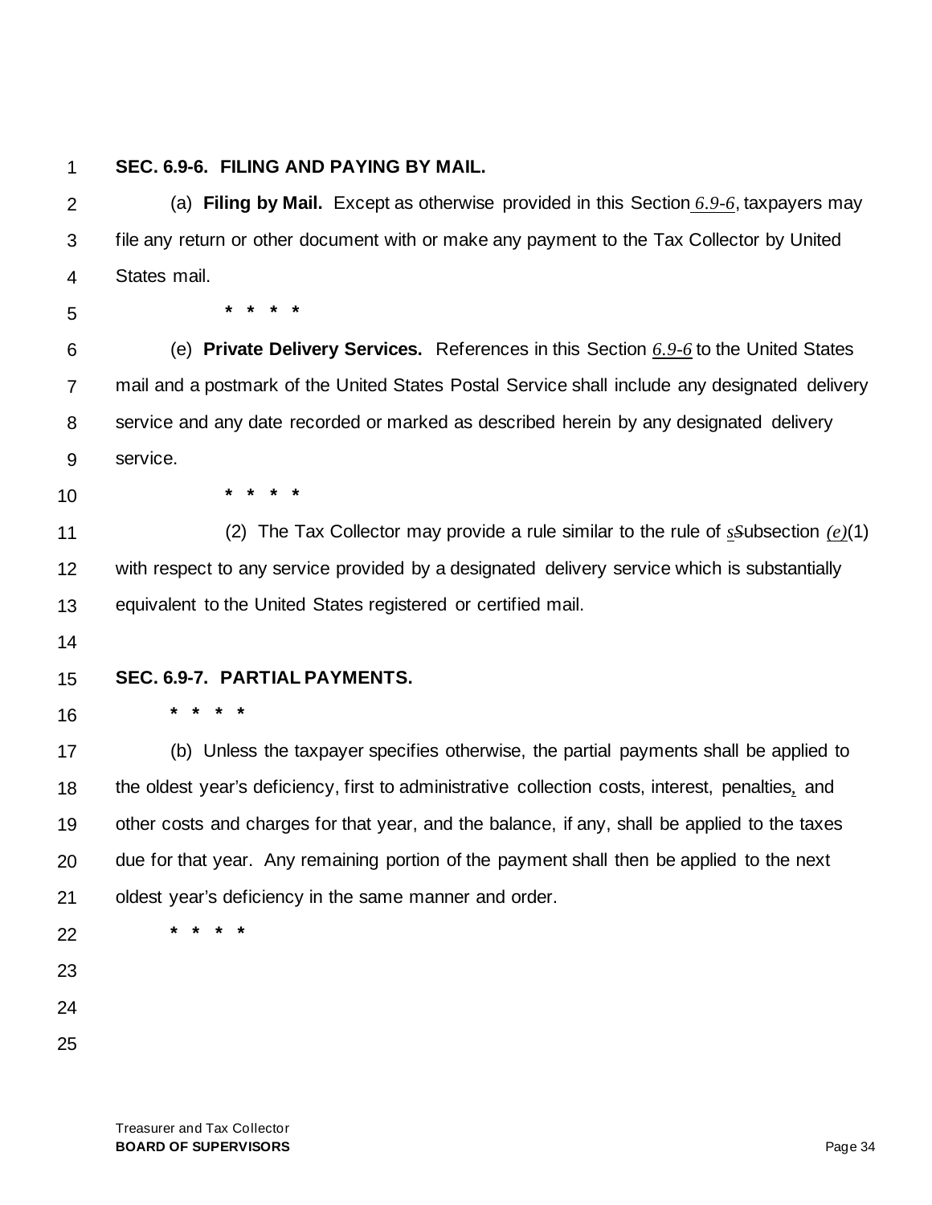**SEC. 6.9-6. FILING AND PAYING BY MAIL.**

(a) **Filing by Mail.** Except as otherwise provided in this Section *6.9-6*, taxpayers may file any return or other document with or make any payment to the Tax Collector by United States mail.

\* \* \* \*

(e) **Private Delivery Services.** References in this Section *6.9-6* to the United States mail and a postmark of the United States Postal Service shall include any designated delivery service and any date recorded or marked as described herein by any designated delivery service.

\* \* \* \*

(2) The Tax Collector may provide a rule similar to the rule of ~~S~~*s*ubsection *(e)*(1) with respect to any service provided by a designated delivery service which is substantially equivalent to the United States registered or certified mail.

**SEC. 6.9-7. PARTIAL PAYMENTS.**

\* \* \* \*

(b) Unless the taxpayer specifies otherwise, the partial payments shall be applied to the oldest year's deficiency, first to administrative collection costs, interest, penalties, and other costs and charges for that year, and the balance, if any, shall be applied to the taxes due for that year. Any remaining portion of the payment shall then be applied to the next oldest year's deficiency in the same manner and order.

\* \* \* \*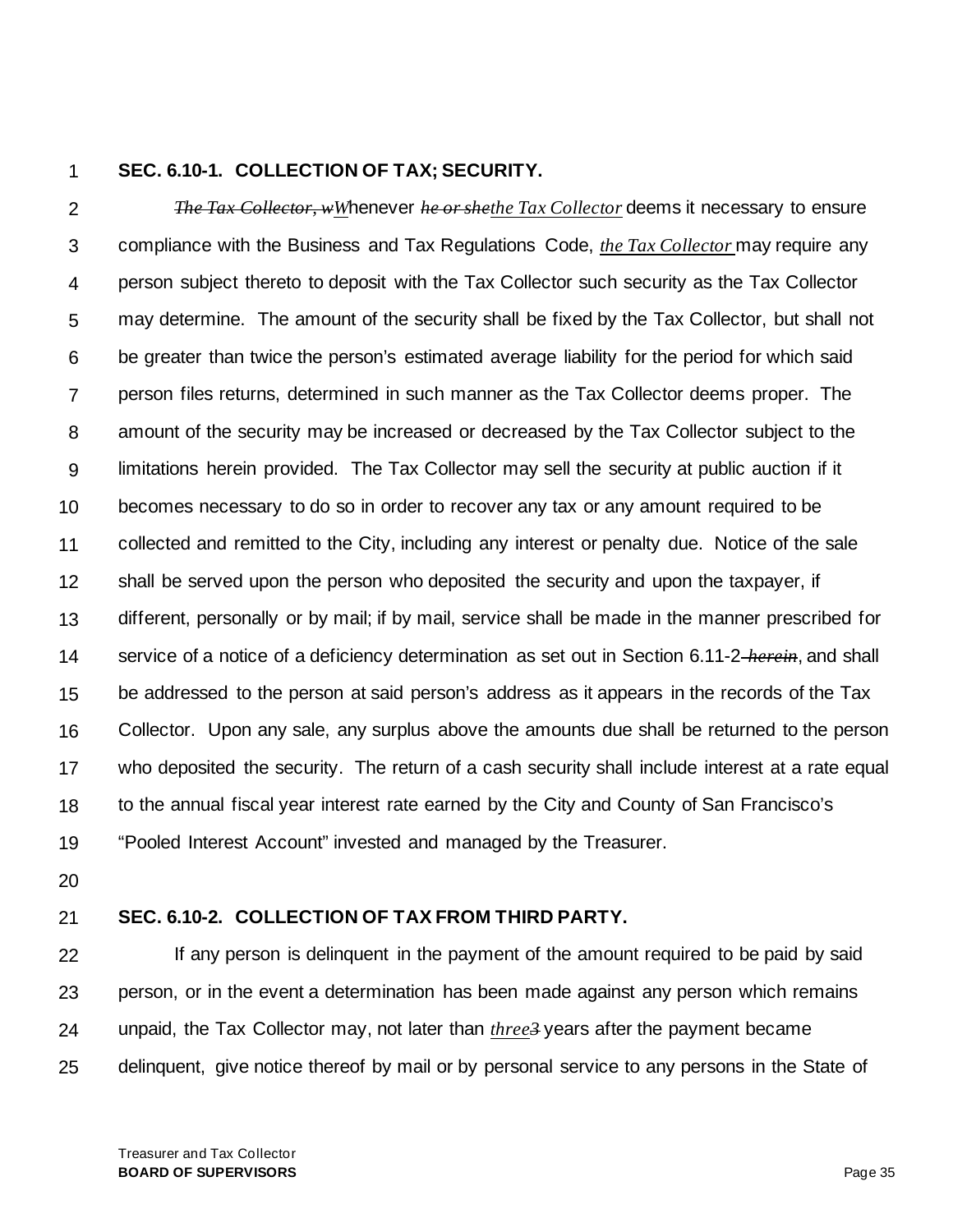**SEC. 6.10-1. COLLECTION OF TAX; SECURITY.**

~~*The Tax Collector, w*~~*W*henever ~~*he or she*~~*the Tax Collector* deems it necessary to ensure compliance with the Business and Tax Regulations Code, *the Tax Collector* may require any person subject thereto to deposit with the Tax Collector such security as the Tax Collector may determine. The amount of the security shall be fixed by the Tax Collector, but shall not be greater than twice the person's estimated average liability for the period for which said person files returns, determined in such manner as the Tax Collector deems proper. The amount of the security may be increased or decreased by the Tax Collector subject to the limitations herein provided. The Tax Collector may sell the security at public auction if it becomes necessary to do so in order to recover any tax or any amount required to be collected and remitted to the City, including any interest or penalty due. Notice of the sale shall be served upon the person who deposited the security and upon the taxpayer, if different, personally or by mail; if by mail, service shall be made in the manner prescribed for service of a notice of a deficiency determination as set out in Section 6.11-2 ~~*herein*~~, and shall be addressed to the person at said person's address as it appears in the records of the Tax Collector. Upon any sale, any surplus above the amounts due shall be returned to the person who deposited the security. The return of a cash security shall include interest at a rate equal to the annual fiscal year interest rate earned by the City and County of San Francisco's "Pooled Interest Account" invested and managed by the Treasurer.

**SEC. 6.10-2. COLLECTION OF TAX FROM THIRD PARTY.**

If any person is delinquent in the payment of the amount required to be paid by said person, or in the event a determination has been made against any person which remains unpaid, the Tax Collector may, not later than *three*~~3~~ years after the payment became delinquent, give notice thereof by mail or by personal service to any persons in the State of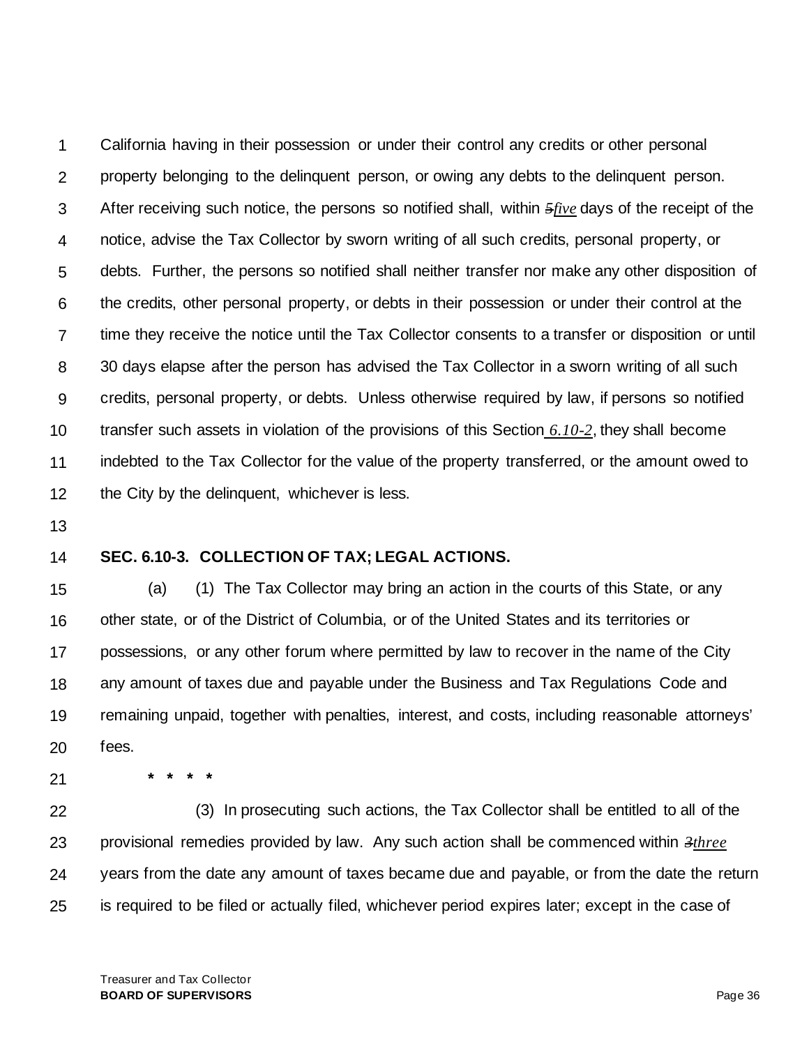California having in their possession or under their control any credits or other personal property belonging to the delinquent person, or owing any debts to the delinquent person. After receiving such notice, the persons so notified shall, within ~~5~~*five* days of the receipt of the notice, advise the Tax Collector by sworn writing of all such credits, personal property, or debts. Further, the persons so notified shall neither transfer nor make any other disposition of the credits, other personal property, or debts in their possession or under their control at the time they receive the notice until the Tax Collector consents to a transfer or disposition or until 30 days elapse after the person has advised the Tax Collector in a sworn writing of all such credits, personal property, or debts. Unless otherwise required by law, if persons so notified transfer such assets in violation of the provisions of this Section *6.10-2*, they shall become indebted to the Tax Collector for the value of the property transferred, or the amount owed to the City by the delinquent, whichever is less.

**SEC. 6.10-3. COLLECTION OF TAX; LEGAL ACTIONS.**

(a) (1) The Tax Collector may bring an action in the courts of this State, or any other state, or of the District of Columbia, or of the United States and its territories or possessions, or any other forum where permitted by law to recover in the name of the City any amount of taxes due and payable under the Business and Tax Regulations Code and remaining unpaid, together with penalties, interest, and costs, including reasonable attorneys' fees.

**\* \* \* \***

(3) In prosecuting such actions, the Tax Collector shall be entitled to all of the provisional remedies provided by law. Any such action shall be commenced within ~~3~~*three* years from the date any amount of taxes became due and payable, or from the date the return is required to be filed or actually filed, whichever period expires later; except in the case of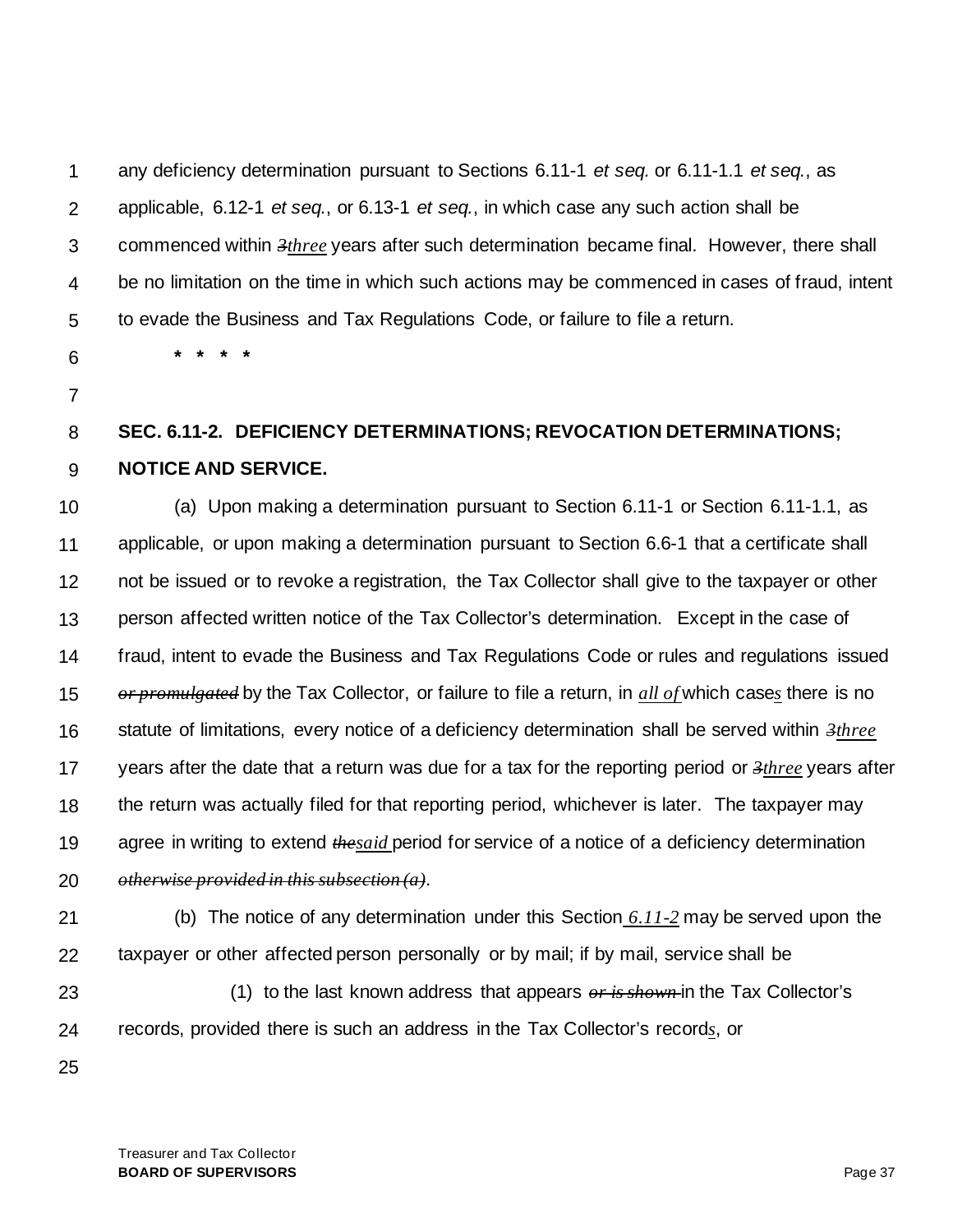any deficiency determination pursuant to Sections 6.11-1 *et seq.* or 6.11-1.1 *et seq.*, as applicable, 6.12-1 *et seq.*, or 6.13-1 *et seq.*, in which case any such action shall be commenced within ~~*3*~~*three* years after such determination became final. However, there shall be no limitation on the time in which such actions may be commenced in cases of fraud, intent to evade the Business and Tax Regulations Code, or failure to file a return.

\* \* \* \*

**SEC. 6.11-2. DEFICIENCY DETERMINATIONS; REVOCATION DETERMINATIONS; NOTICE AND SERVICE.**

(a) Upon making a determination pursuant to Section 6.11-1 or Section 6.11-1.1, as applicable, or upon making a determination pursuant to Section 6.6-1 that a certificate shall not be issued or to revoke a registration, the Tax Collector shall give to the taxpayer or other person affected written notice of the Tax Collector's determination. Except in the case of fraud, intent to evade the Business and Tax Regulations Code or rules and regulations issued ~~*or promulgated*~~ by the Tax Collector, or failure to file a return, in *all of* which case*s* there is no statute of limitations, every notice of a deficiency determination shall be served within ~~*3*~~*three* years after the date that a return was due for a tax for the reporting period or ~~*3*~~*three* years after the return was actually filed for that reporting period, whichever is later. The taxpayer may agree in writing to extend ~~*the*~~*said* period for service of a notice of a deficiency determination ~~*otherwise provided in this subsection (a)*~~.

(b) The notice of any determination under this Section *6.11-2* may be served upon the taxpayer or other affected person personally or by mail; if by mail, service shall be

(1) to the last known address that appears ~~*or is shown*~~ in the Tax Collector's records, provided there is such an address in the Tax Collector's record*s*, or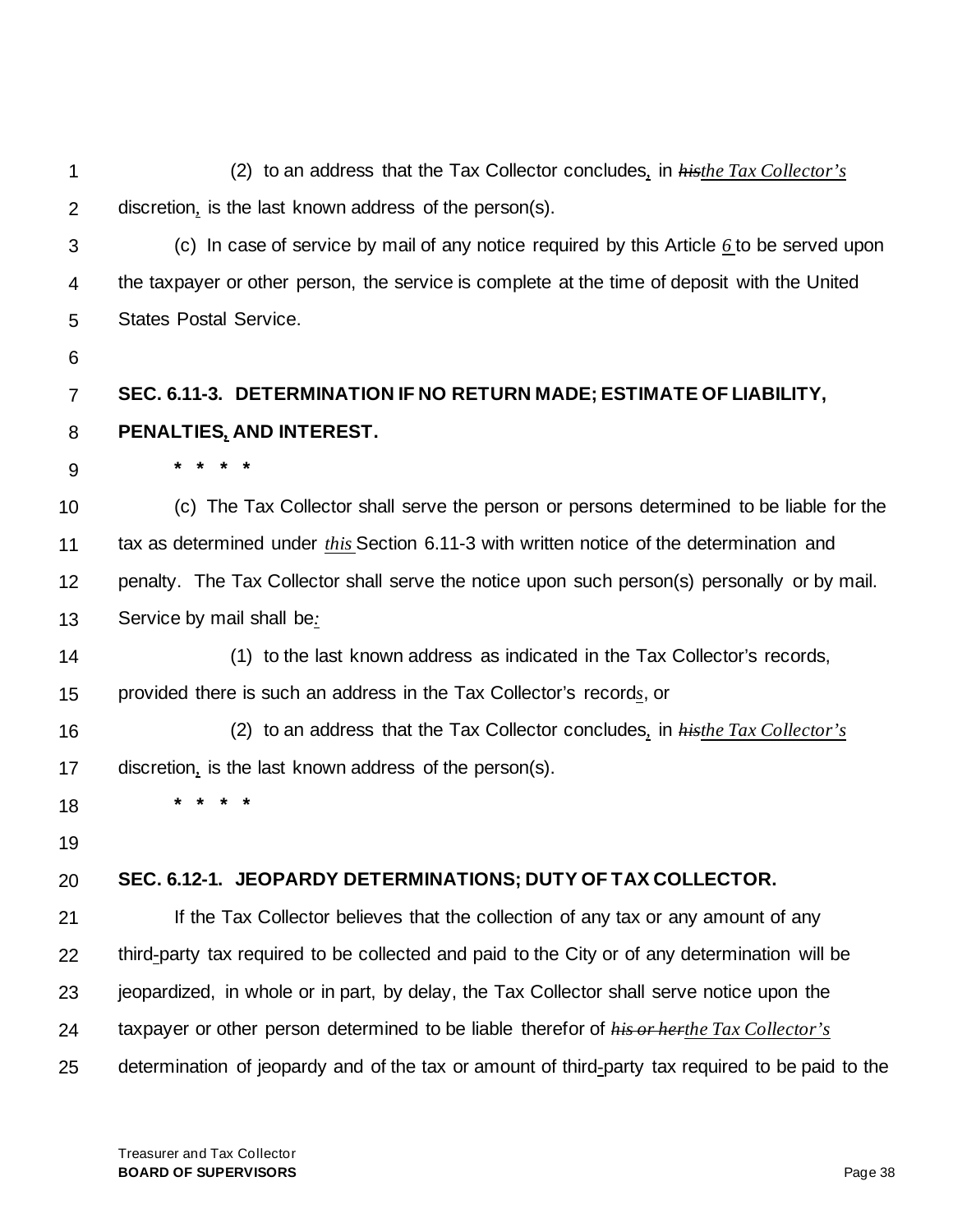(2) to an address that the Tax Collector concludes, in ~~his~~*the Tax Collector's* discretion, is the last known address of the person(s).

(c) In case of service by mail of any notice required by this Article *6* to be served upon the taxpayer or other person, the service is complete at the time of deposit with the United States Postal Service.

**SEC. 6.11-3. DETERMINATION IF NO RETURN MADE; ESTIMATE OF LIABILITY, PENALTIES, AND INTEREST.**

**\* \* \* \***

(c) The Tax Collector shall serve the person or persons determined to be liable for the tax as determined under *this* Section 6.11-3 with written notice of the determination and penalty. The Tax Collector shall serve the notice upon such person(s) personally or by mail. Service by mail shall be*:*

(1) to the last known address as indicated in the Tax Collector's records, provided there is such an address in the Tax Collector's record*s*, or

(2) to an address that the Tax Collector concludes, in ~~his~~*the Tax Collector's* discretion, is the last known address of the person(s).

**\* \* \* \***

**SEC. 6.12-1. JEOPARDY DETERMINATIONS; DUTY OF TAX COLLECTOR.**

If the Tax Collector believes that the collection of any tax or any amount of any third-party tax required to be collected and paid to the City or of any determination will be jeopardized, in whole or in part, by delay, the Tax Collector shall serve notice upon the taxpayer or other person determined to be liable therefor of ~~his or her~~*the Tax Collector's* determination of jeopardy and of the tax or amount of third-party tax required to be paid to the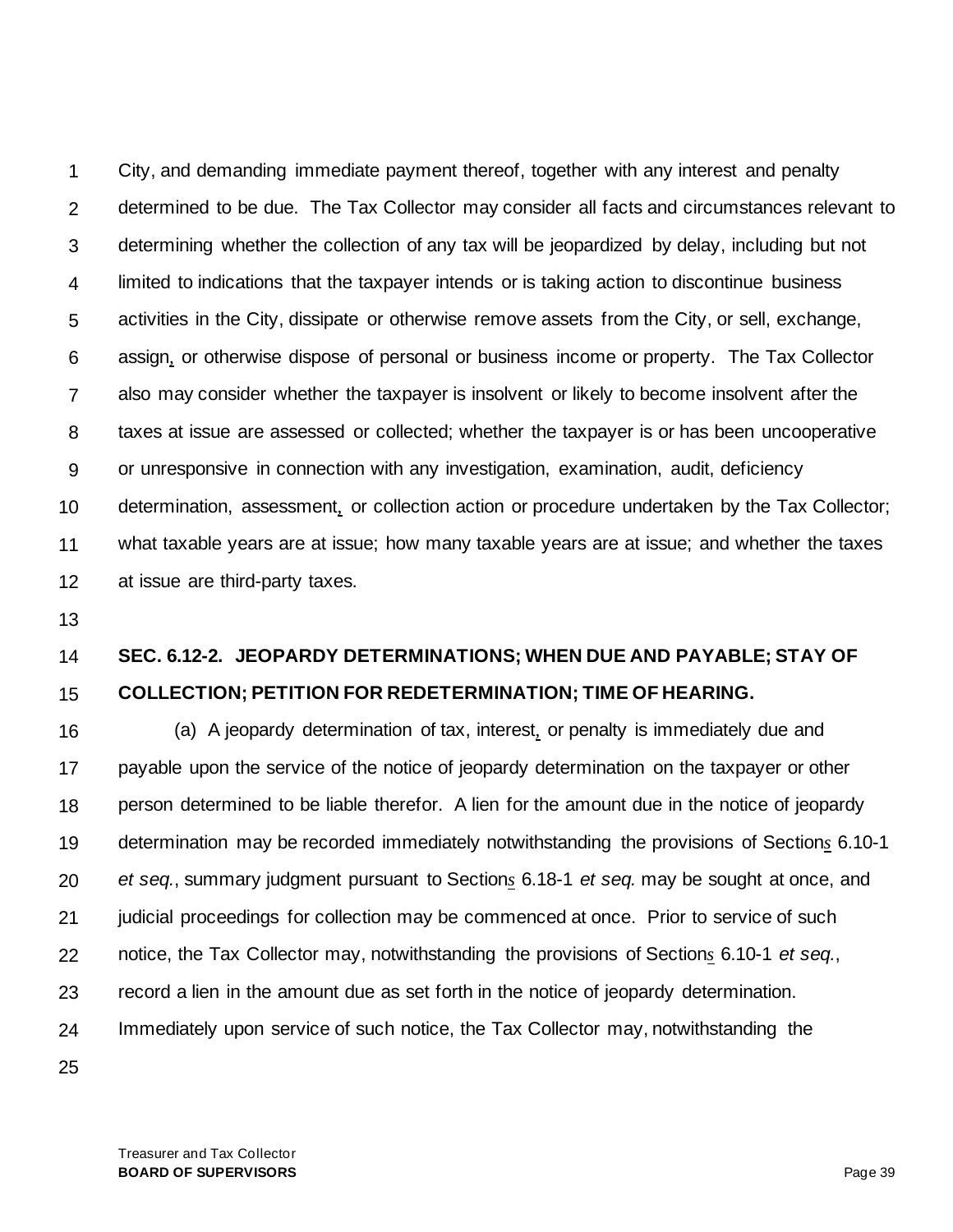City, and demanding immediate payment thereof, together with any interest and penalty determined to be due. The Tax Collector may consider all facts and circumstances relevant to determining whether the collection of any tax will be jeopardized by delay, including but not limited to indications that the taxpayer intends or is taking action to discontinue business activities in the City, dissipate or otherwise remove assets from the City, or sell, exchange, assign, or otherwise dispose of personal or business income or property. The Tax Collector also may consider whether the taxpayer is insolvent or likely to become insolvent after the taxes at issue are assessed or collected; whether the taxpayer is or has been uncooperative or unresponsive in connection with any investigation, examination, audit, deficiency determination, assessment, or collection action or procedure undertaken by the Tax Collector; what taxable years are at issue; how many taxable years are at issue; and whether the taxes at issue are third-party taxes.

**SEC. 6.12-2. JEOPARDY DETERMINATIONS; WHEN DUE AND PAYABLE; STAY OF COLLECTION; PETITION FOR REDETERMINATION; TIME OF HEARING.**

(a) A jeopardy determination of tax, interest, or penalty is immediately due and payable upon the service of the notice of jeopardy determination on the taxpayer or other person determined to be liable therefor. A lien for the amount due in the notice of jeopardy determination may be recorded immediately notwithstanding the provisions of Sections 6.10-1 *et seq.*, summary judgment pursuant to Sections 6.18-1 *et seq.* may be sought at once, and judicial proceedings for collection may be commenced at once. Prior to service of such notice, the Tax Collector may, notwithstanding the provisions of Sections 6.10-1 *et seq.*, record a lien in the amount due as set forth in the notice of jeopardy determination. Immediately upon service of such notice, the Tax Collector may, notwithstanding the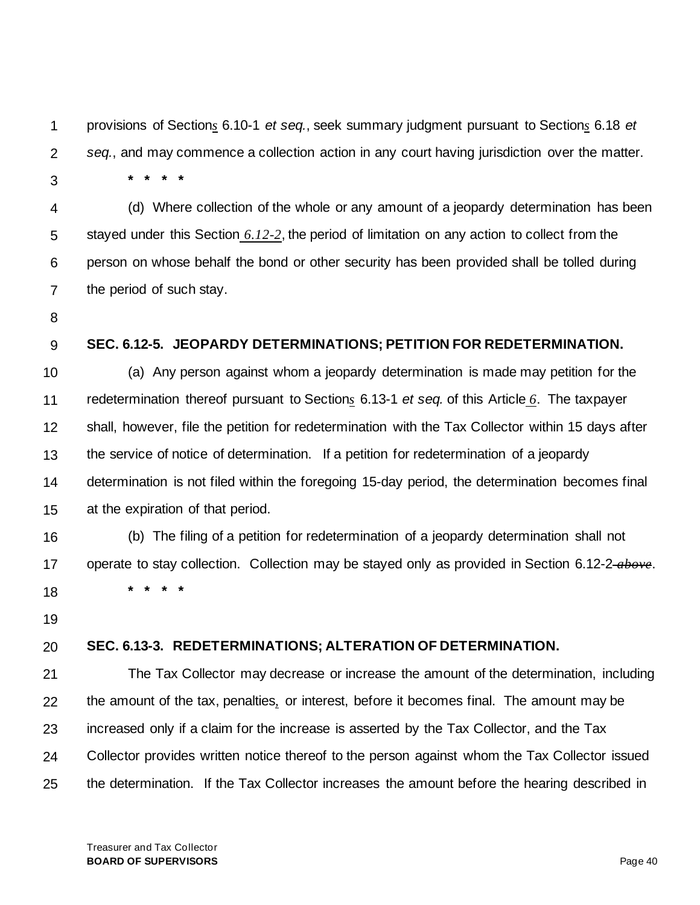provisions of Sections 6.10-1 *et seq.*, seek summary judgment pursuant to Sections 6.18 *et seq.*, and may commence a collection action in any court having jurisdiction over the matter.

\* \* \* \*

(d) Where collection of the whole or any amount of a jeopardy determination has been stayed under this Section *6.12-2*, the period of limitation on any action to collect from the person on whose behalf the bond or other security has been provided shall be tolled during the period of such stay.

**SEC. 6.12-5. JEOPARDY DETERMINATIONS; PETITION FOR REDETERMINATION.**

(a) Any person against whom a jeopardy determination is made may petition for the redetermination thereof pursuant to Sections 6.13-1 *et seq.* of this Article *6*. The taxpayer shall, however, file the petition for redetermination with the Tax Collector within 15 days after the service of notice of determination. If a petition for redetermination of a jeopardy determination is not filed within the foregoing 15-day period, the determination becomes final at the expiration of that period.

(b) The filing of a petition for redetermination of a jeopardy determination shall not operate to stay collection. Collection may be stayed only as provided in Section 6.12-2 ~~*above*~~.

\* \* \* \*

**SEC. 6.13-3. REDETERMINATIONS; ALTERATION OF DETERMINATION.**

The Tax Collector may decrease or increase the amount of the determination, including the amount of the tax, penalties, or interest, before it becomes final. The amount may be increased only if a claim for the increase is asserted by the Tax Collector, and the Tax Collector provides written notice thereof to the person against whom the Tax Collector issued the determination. If the Tax Collector increases the amount before the hearing described in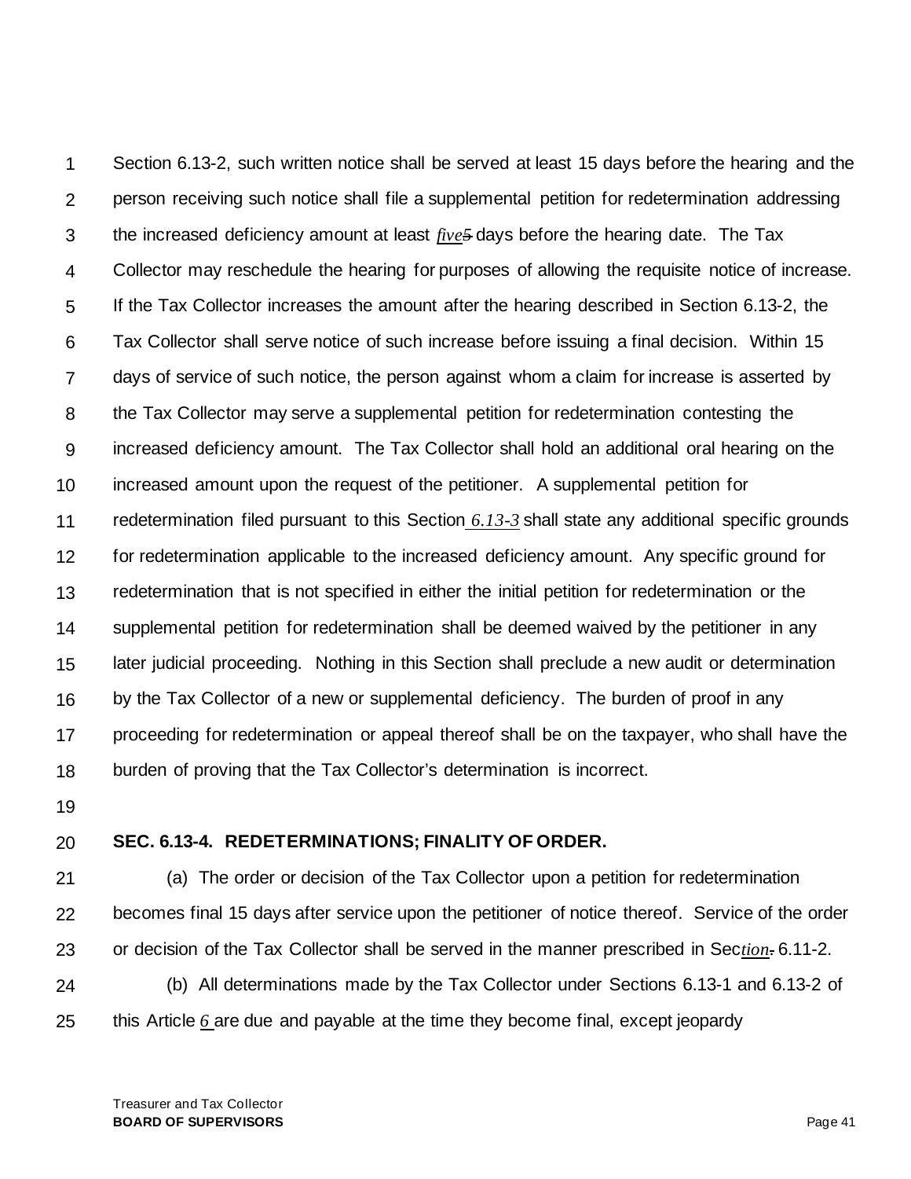Section 6.13-2, such written notice shall be served at least 15 days before the hearing and the person receiving such notice shall file a supplemental petition for redetermination addressing the increased deficiency amount at least *five* ~~5~~ days before the hearing date. The Tax Collector may reschedule the hearing for purposes of allowing the requisite notice of increase. If the Tax Collector increases the amount after the hearing described in Section 6.13-2, the Tax Collector shall serve notice of such increase before issuing a final decision. Within 15 days of service of such notice, the person against whom a claim for increase is asserted by the Tax Collector may serve a supplemental petition for redetermination contesting the increased deficiency amount. The Tax Collector shall hold an additional oral hearing on the increased amount upon the request of the petitioner. A supplemental petition for redetermination filed pursuant to this Section *6.13-3* shall state any additional specific grounds for redetermination applicable to the increased deficiency amount. Any specific ground for redetermination that is not specified in either the initial petition for redetermination or the supplemental petition for redetermination shall be deemed waived by the petitioner in any later judicial proceeding. Nothing in this Section shall preclude a new audit or determination by the Tax Collector of a new or supplemental deficiency. The burden of proof in any proceeding for redetermination or appeal thereof shall be on the taxpayer, who shall have the burden of proving that the Tax Collector's determination is incorrect.

**SEC. 6.13-4. REDETERMINATIONS; FINALITY OF ORDER.**

(a) The order or decision of the Tax Collector upon a petition for redetermination becomes final 15 days after service upon the petitioner of notice thereof. Service of the order or decision of the Tax Collector shall be served in the manner prescribed in Sec*tion*~~.~~ 6.11-2.

(b) All determinations made by the Tax Collector under Sections 6.13-1 and 6.13-2 of this Article *6* are due and payable at the time they become final, except jeopardy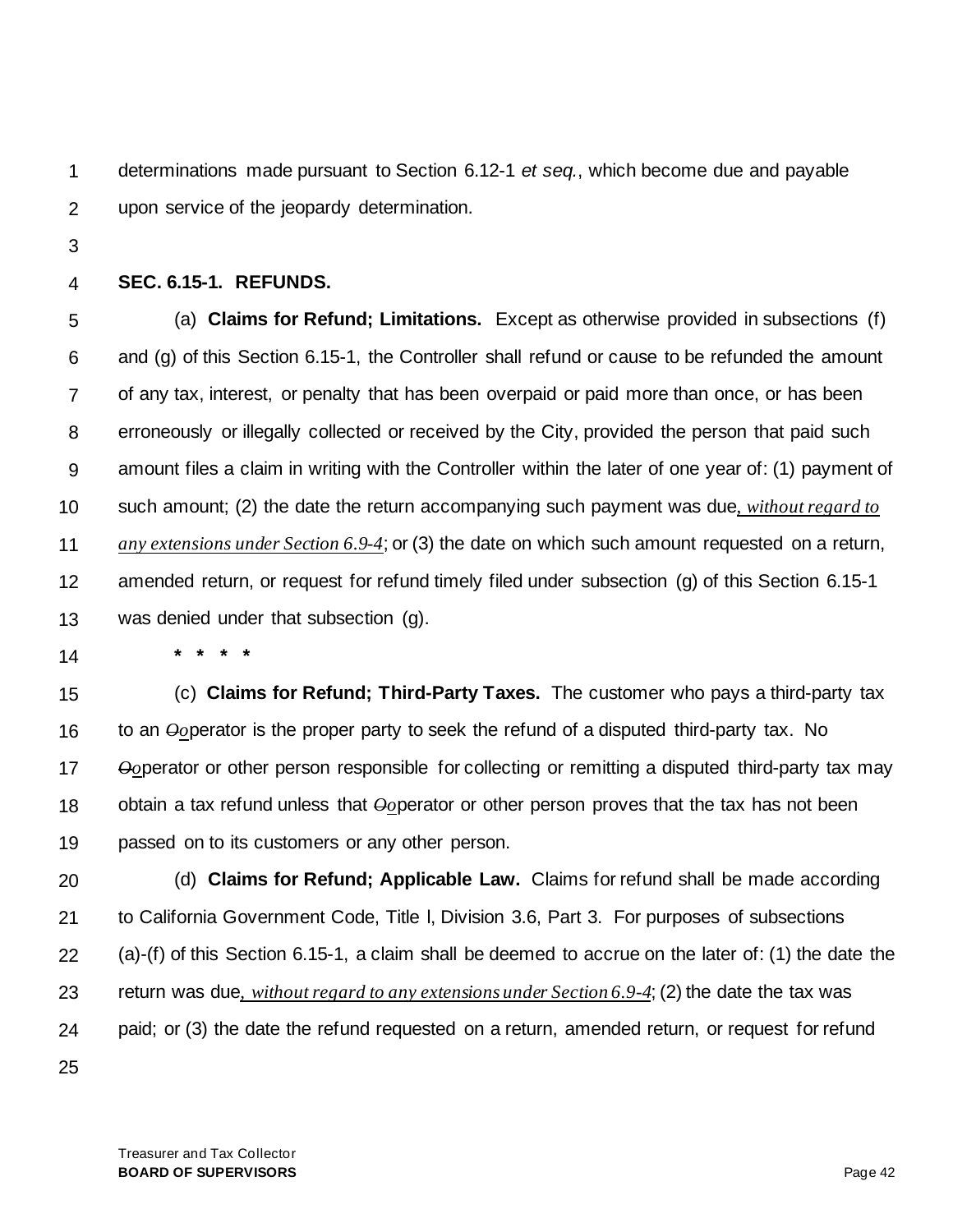determinations made pursuant to Section 6.12-1 *et seq.*, which become due and payable upon service of the jeopardy determination.

**SEC. 6.15-1. REFUNDS.**

(a) **Claims for Refund; Limitations.** Except as otherwise provided in subsections (f) and (g) of this Section 6.15-1, the Controller shall refund or cause to be refunded the amount of any tax, interest, or penalty that has been overpaid or paid more than once, or has been erroneously or illegally collected or received by the City, provided the person that paid such amount files a claim in writing with the Controller within the later of one year of: (1) payment of such amount; (2) the date the return accompanying such payment was due*, without regard to any extensions under Section 6.9-4*; or (3) the date on which such amount requested on a return, amended return, or request for refund timely filed under subsection (g) of this Section 6.15-1 was denied under that subsection (g).

\* \* \* \*

(c) **Claims for Refund; Third-Party Taxes.** The customer who pays a third-party tax to an ~~O~~*o*perator is the proper party to seek the refund of a disputed third-party tax. No ~~O~~*o*perator or other person responsible for collecting or remitting a disputed third-party tax may obtain a tax refund unless that ~~O~~*o*perator or other person proves that the tax has not been passed on to its customers or any other person.

(d) **Claims for Refund; Applicable Law.** Claims for refund shall be made according to California Government Code, Title l, Division 3.6, Part 3. For purposes of subsections (a)-(f) of this Section 6.15-1, a claim shall be deemed to accrue on the later of: (1) the date the return was due*, without regard to any extensions under Section 6.9-4*; (2) the date the tax was paid; or (3) the date the refund requested on a return, amended return, or request for refund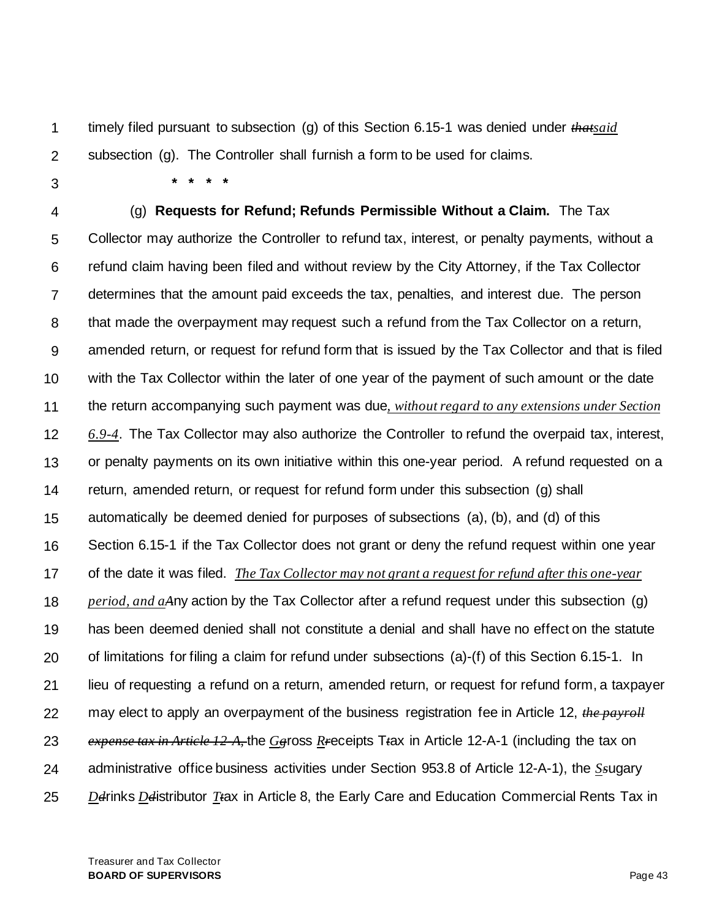timely filed pursuant to subsection (g) of this Section 6.15-1 was denied under ~~that~~*said* subsection (g). The Controller shall furnish a form to be used for claims.

\* \* \* \*

(g) **Requests for Refund; Refunds Permissible Without a Claim.** The Tax Collector may authorize the Controller to refund tax, interest, or penalty payments, without a refund claim having been filed and without review by the City Attorney, if the Tax Collector determines that the amount paid exceeds the tax, penalties, and interest due. The person that made the overpayment may request such a refund from the Tax Collector on a return, amended return, or request for refund form that is issued by the Tax Collector and that is filed with the Tax Collector within the later of one year of the payment of such amount or the date the return accompanying such payment was due*, without regard to any extensions under Section 6.9-4*. The Tax Collector may also authorize the Controller to refund the overpaid tax, interest, or penalty payments on its own initiative within this one-year period. A refund requested on a return, amended return, or request for refund form under this subsection (g) shall automatically be deemed denied for purposes of subsections (a), (b), and (d) of this Section 6.15-1 if the Tax Collector does not grant or deny the refund request within one year of the date it was filed. *The Tax Collector may not grant a request for refund after this one-year period, and a*~~A~~ny action by the Tax Collector after a refund request under this subsection (g) has been deemed denied shall not constitute a denial and shall have no effect on the statute of limitations for filing a claim for refund under subsections (a)-(f) of this Section 6.15-1. In lieu of requesting a refund on a return, amended return, or request for refund form, a taxpayer may elect to apply an overpayment of the business registration fee in Article 12, ~~*the payroll expense tax in Article 12-A,*~~ the *G*~~g~~ross *R*~~r~~eceipts T~~t~~ax in Article 12-A-1 (including the tax on administrative office business activities under Section 953.8 of Article 12-A-1), the *S*~~s~~ugary *D*~~d~~rinks *D*~~d~~istributor *T*~~t~~ax in Article 8, the Early Care and Education Commercial Rents Tax in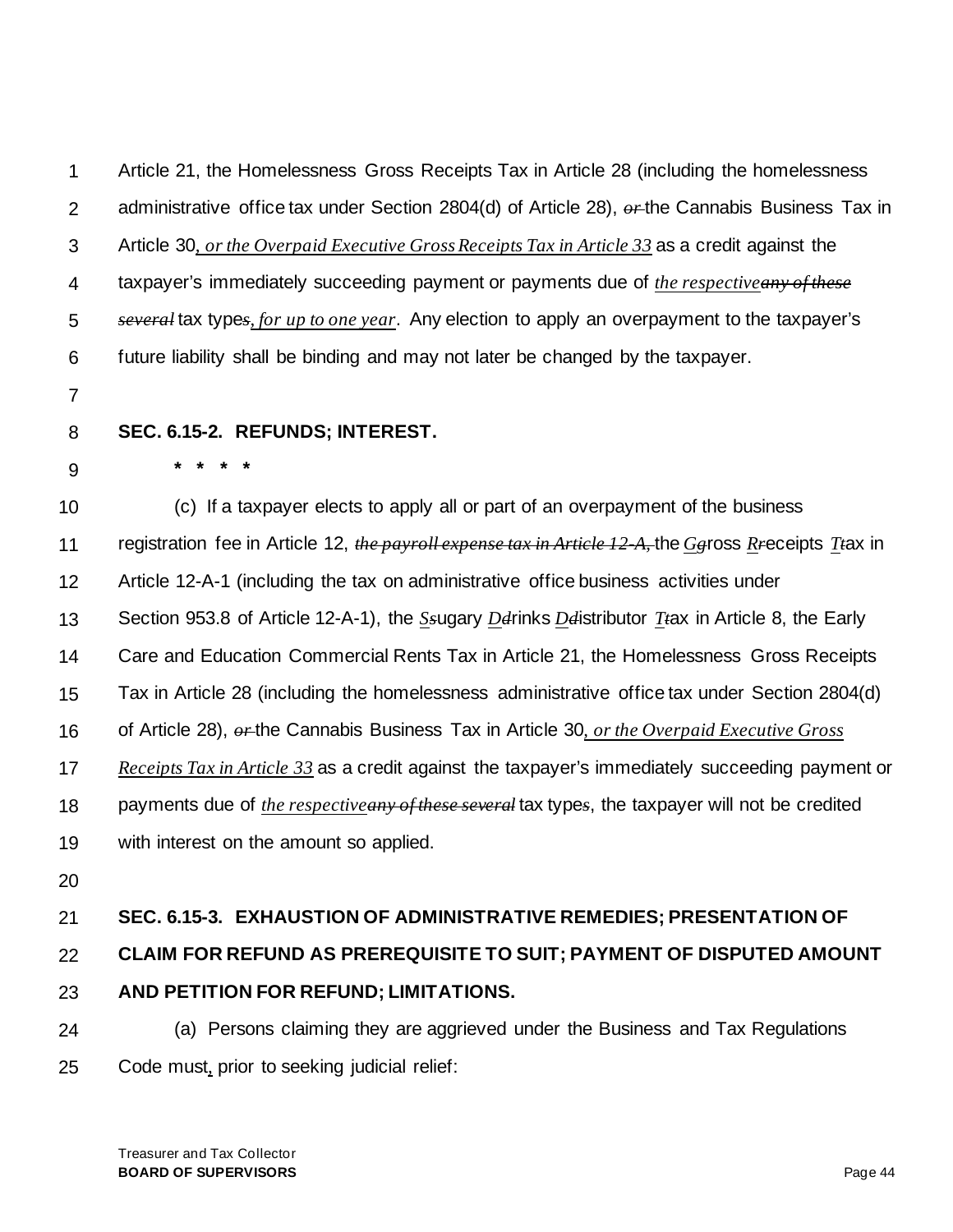Article 21, the Homelessness Gross Receipts Tax in Article 28 (including the homelessness administrative office tax under Section 2804(d) of Article 28), ~~or~~ the Cannabis Business Tax in Article 30*, or the Overpaid Executive Gross Receipts Tax in Article 33* as a credit against the taxpayer's immediately succeeding payment or payments due of *the respective*~~any of these several~~ tax type~~s~~*, for up to one year*. Any election to apply an overpayment to the taxpayer's future liability shall be binding and may not later be changed by the taxpayer.

**SEC. 6.15-2. REFUNDS; INTEREST.**

\* \* \* \*

(c) If a taxpayer elects to apply all or part of an overpayment of the business registration fee in Article 12, ~~the payroll expense tax in Article 12-A,~~ the *G*~~g~~ross *R*~~r~~eceipts *T*~~t~~ax in Article 12-A-1 (including the tax on administrative office business activities under Section 953.8 of Article 12-A-1), the *S*~~s~~ugary *D*~~d~~rinks *D*~~d~~istributor *T*~~t~~ax in Article 8, the Early Care and Education Commercial Rents Tax in Article 21, the Homelessness Gross Receipts Tax in Article 28 (including the homelessness administrative office tax under Section 2804(d) of Article 28), ~~or~~ the Cannabis Business Tax in Article 30*, or the Overpaid Executive Gross Receipts Tax in Article 33* as a credit against the taxpayer's immediately succeeding payment or payments due of *the respective*~~any of these several~~ tax type~~s~~, the taxpayer will not be credited with interest on the amount so applied.

**SEC. 6.15-3. EXHAUSTION OF ADMINISTRATIVE REMEDIES; PRESENTATION OF CLAIM FOR REFUND AS PREREQUISITE TO SUIT; PAYMENT OF DISPUTED AMOUNT AND PETITION FOR REFUND; LIMITATIONS.**

(a) Persons claiming they are aggrieved under the Business and Tax Regulations Code must*,* prior to seeking judicial relief: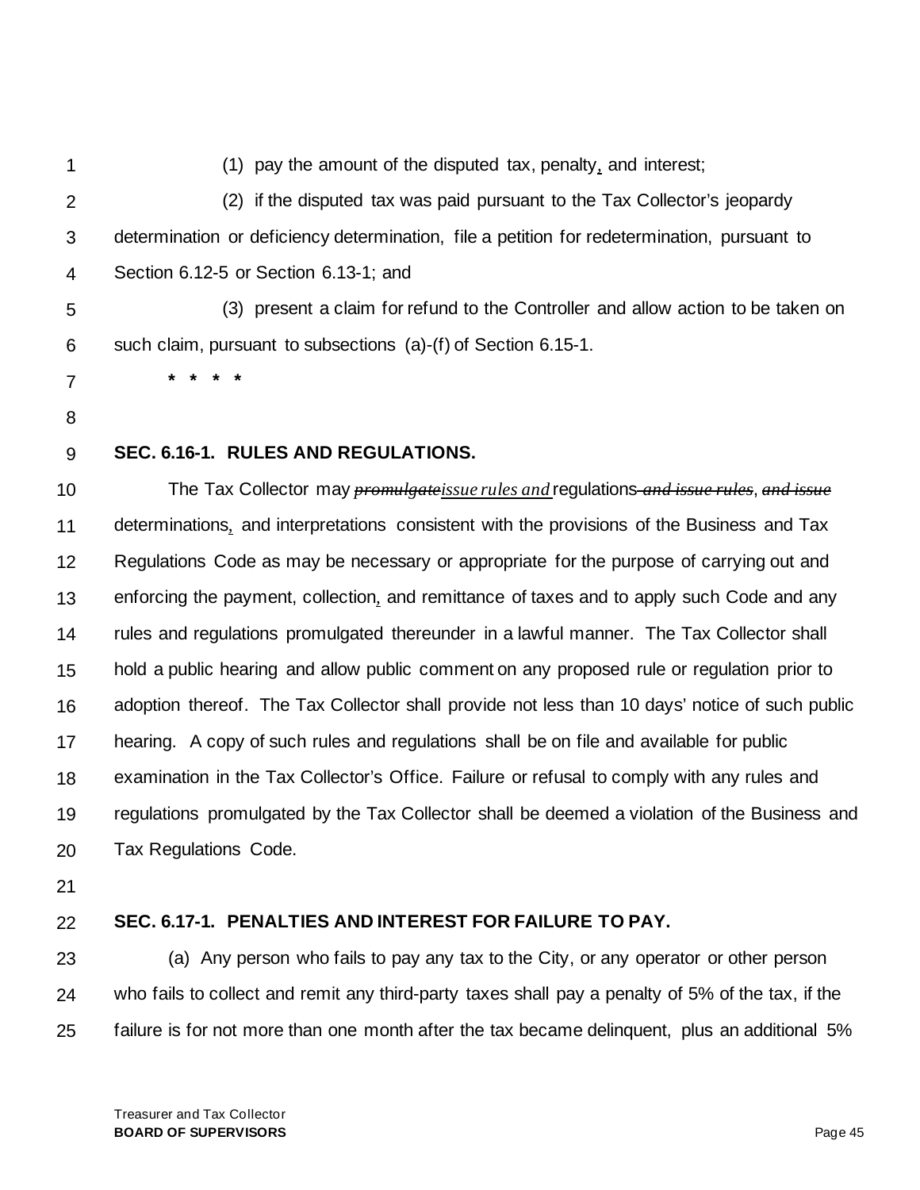(1) pay the amount of the disputed tax, penalty, and interest;

(2) if the disputed tax was paid pursuant to the Tax Collector's jeopardy determination or deficiency determination, file a petition for redetermination, pursuant to Section 6.12-5 or Section 6.13-1; and

(3) present a claim for refund to the Controller and allow action to be taken on such claim, pursuant to subsections (a)-(f) of Section 6.15-1.

**\* \* \* \***

**SEC. 6.16-1. RULES AND REGULATIONS.**

The Tax Collector may ~~promulgate~~*issue rules and* regulations ~~and issue rules~~, ~~and issue~~ determinations, and interpretations consistent with the provisions of the Business and Tax Regulations Code as may be necessary or appropriate for the purpose of carrying out and enforcing the payment, collection, and remittance of taxes and to apply such Code and any rules and regulations promulgated thereunder in a lawful manner. The Tax Collector shall hold a public hearing and allow public comment on any proposed rule or regulation prior to adoption thereof. The Tax Collector shall provide not less than 10 days' notice of such public hearing. A copy of such rules and regulations shall be on file and available for public examination in the Tax Collector's Office. Failure or refusal to comply with any rules and regulations promulgated by the Tax Collector shall be deemed a violation of the Business and Tax Regulations Code.

**SEC. 6.17-1. PENALTIES AND INTEREST FOR FAILURE TO PAY.**

(a) Any person who fails to pay any tax to the City, or any operator or other person who fails to collect and remit any third-party taxes shall pay a penalty of 5% of the tax, if the failure is for not more than one month after the tax became delinquent, plus an additional 5%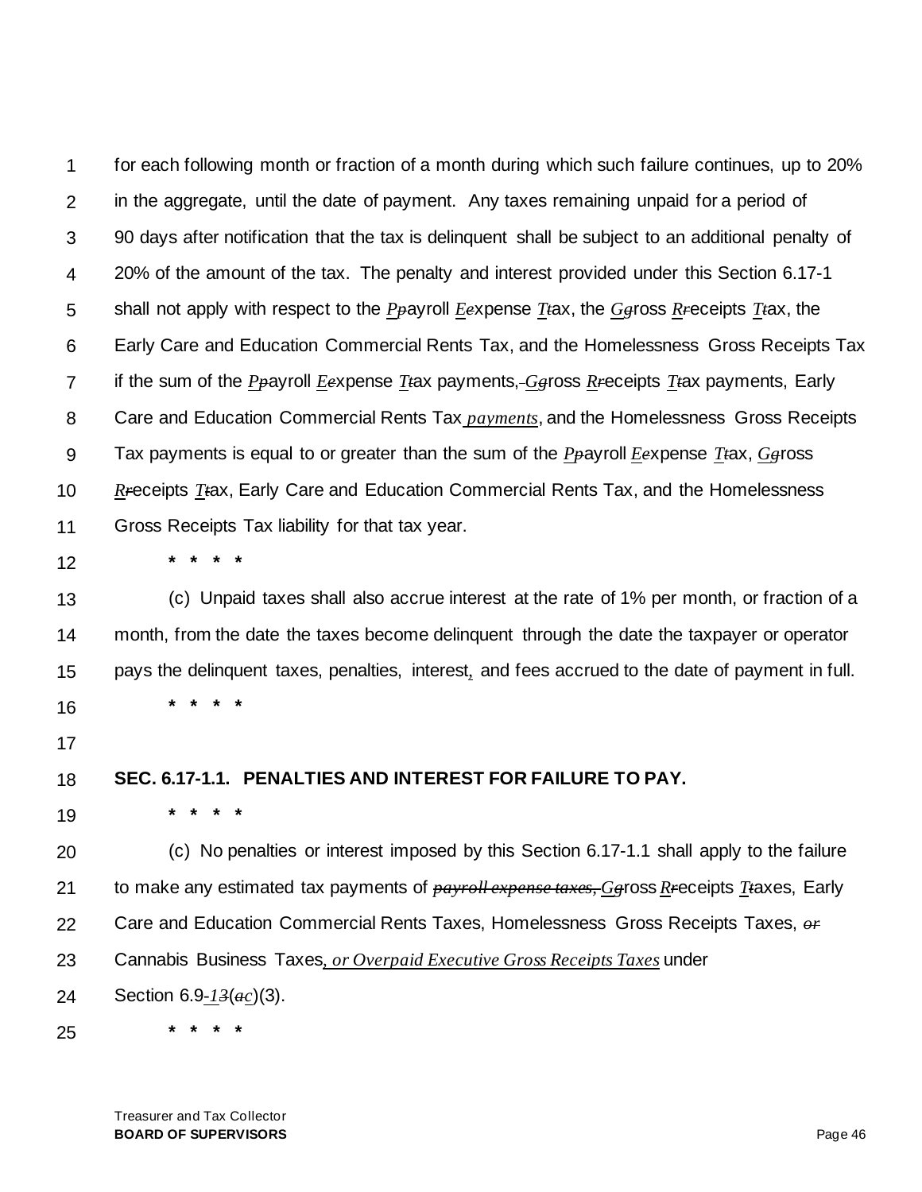for each following month or fraction of a month during which such failure continues, up to 20% in the aggregate, until the date of payment. Any taxes remaining unpaid for a period of 90 days after notification that the tax is delinquent shall be subject to an additional penalty of 20% of the amount of the tax. The penalty and interest provided under this Section 6.17-1 shall not apply with respect to the *Pp*ayroll *Ee*xpense *Tt*ax, the *Gg*ross *Rr*eceipts *Tt*ax, the Early Care and Education Commercial Rents Tax, and the Homelessness Gross Receipts Tax if the sum of the *Pp*ayroll *Ee*xpense *Tt*ax payments, *Gg*ross *Rr*eceipts *Tt*ax payments, Early Care and Education Commercial Rents Tax *payments*, and the Homelessness Gross Receipts Tax payments is equal to or greater than the sum of the *Pp*ayroll *Ee*xpense *Tt*ax, *Gg*ross *Rr*eceipts *Tt*ax, Early Care and Education Commercial Rents Tax, and the Homelessness Gross Receipts Tax liability for that tax year.

\* \* \* \*

(c) Unpaid taxes shall also accrue interest at the rate of 1% per month, or fraction of a month, from the date the taxes become delinquent through the date the taxpayer or operator pays the delinquent taxes, penalties, interest, and fees accrued to the date of payment in full.

\* \* \* \*

**SEC. 6.17-1.1. PENALTIES AND INTEREST FOR FAILURE TO PAY.**

\* \* \* \*

(c) No penalties or interest imposed by this Section 6.17-1.1 shall apply to the failure to make any estimated tax payments of ~~payroll expense taxes,~~ *Gg*ross *Rr*eceipts *Tt*axes, Early Care and Education Commercial Rents Taxes, Homelessness Gross Receipts Taxes, ~~or~~ Cannabis Business Taxes*, or Overpaid Executive Gross Receipts Taxes* under Section 6.9-*1*~~3~~(~~a~~*c*)(3).

\* \* \* \*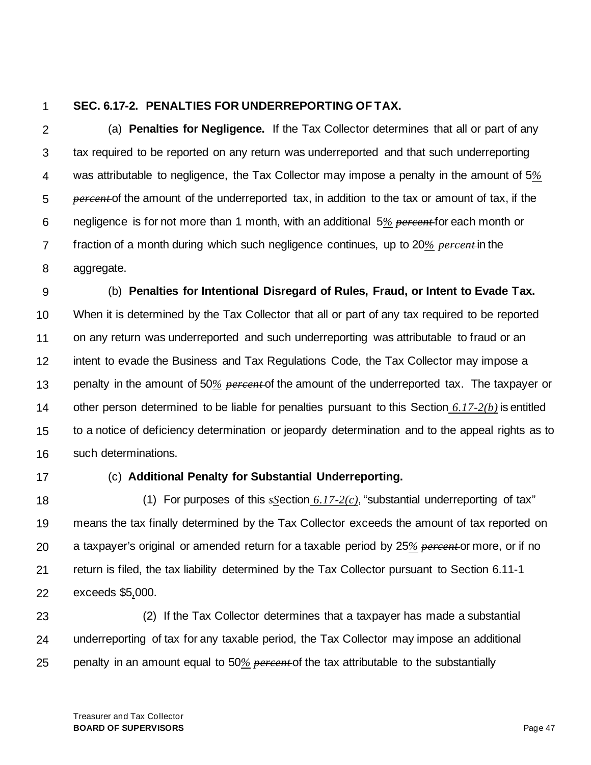**SEC. 6.17-2. PENALTIES FOR UNDERREPORTING OF TAX.**

(a) **Penalties for Negligence.** If the Tax Collector determines that all or part of any tax required to be reported on any return was underreported and that such underreporting was attributable to negligence, the Tax Collector may impose a penalty in the amount of 5*%* ~~*percent*~~ of the amount of the underreported tax, in addition to the tax or amount of tax, if the negligence is for not more than 1 month, with an additional 5*%* ~~*percent*~~ for each month or fraction of a month during which such negligence continues, up to 20*%* ~~*percent*~~ in the aggregate.

(b) **Penalties for Intentional Disregard of Rules, Fraud, or Intent to Evade Tax.** When it is determined by the Tax Collector that all or part of any tax required to be reported on any return was underreported and such underreporting was attributable to fraud or an intent to evade the Business and Tax Regulations Code, the Tax Collector may impose a penalty in the amount of 50*%* ~~*percent*~~ of the amount of the underreported tax. The taxpayer or other person determined to be liable for penalties pursuant to this Section *6.17-2(b)* is entitled to a notice of deficiency determination or jeopardy determination and to the appeal rights as to such determinations.

(c) **Additional Penalty for Substantial Underreporting.**

(1) For purposes of this ~~*s*~~*S*ection *6.17-2(c)*, "substantial underreporting of tax" means the tax finally determined by the Tax Collector exceeds the amount of tax reported on a taxpayer's original or amended return for a taxable period by 25*%* ~~*percent*~~ or more, or if no return is filed, the tax liability determined by the Tax Collector pursuant to Section 6.11-1 exceeds $5,000.

(2) If the Tax Collector determines that a taxpayer has made a substantial underreporting of tax for any taxable period, the Tax Collector may impose an additional penalty in an amount equal to 50*%* ~~*percent*~~ of the tax attributable to the substantially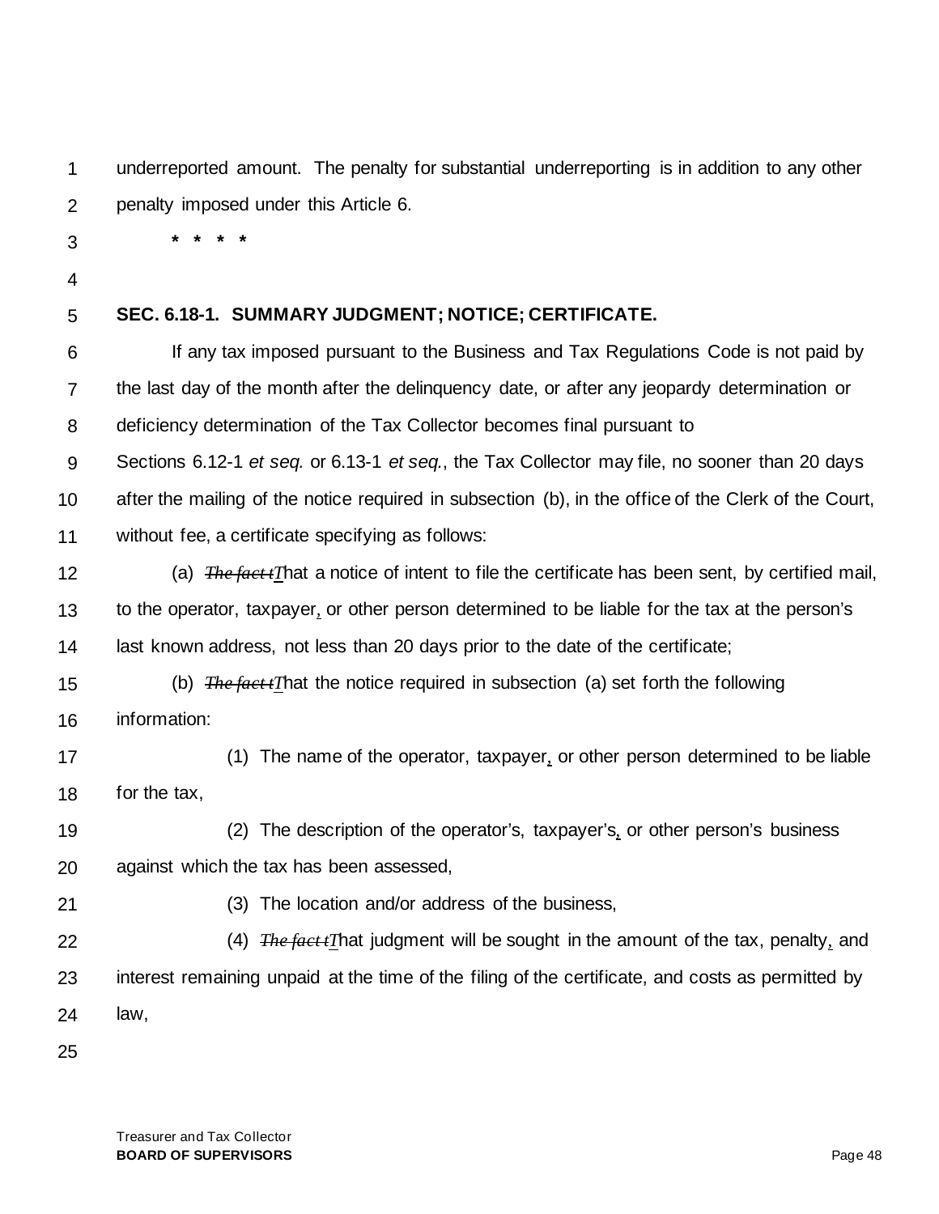underreported amount. The penalty for substantial underreporting is in addition to any other penalty imposed under this Article 6.

\* \* \* \*

**SEC. 6.18-1. SUMMARY JUDGMENT; NOTICE; CERTIFICATE.**

If any tax imposed pursuant to the Business and Tax Regulations Code is not paid by the last day of the month after the delinquency date, or after any jeopardy determination or deficiency determination of the Tax Collector becomes final pursuant to Sections 6.12-1 *et seq.* or 6.13-1 *et seq.*, the Tax Collector may file, no sooner than 20 days after the mailing of the notice required in subsection (b), in the office of the Clerk of the Court, without fee, a certificate specifying as follows:

(a) ~~*The fact t*~~*T*hat a notice of intent to file the certificate has been sent, by certified mail, to the operator, taxpayer, or other person determined to be liable for the tax at the person's last known address, not less than 20 days prior to the date of the certificate;

(b) ~~*The fact t*~~*T*hat the notice required in subsection (a) set forth the following information:

(1) The name of the operator, taxpayer, or other person determined to be liable for the tax,

(2) The description of the operator's, taxpayer's, or other person's business against which the tax has been assessed,

(3) The location and/or address of the business,

(4) ~~*The fact t*~~*T*hat judgment will be sought in the amount of the tax, penalty, and interest remaining unpaid at the time of the filing of the certificate, and costs as permitted by law,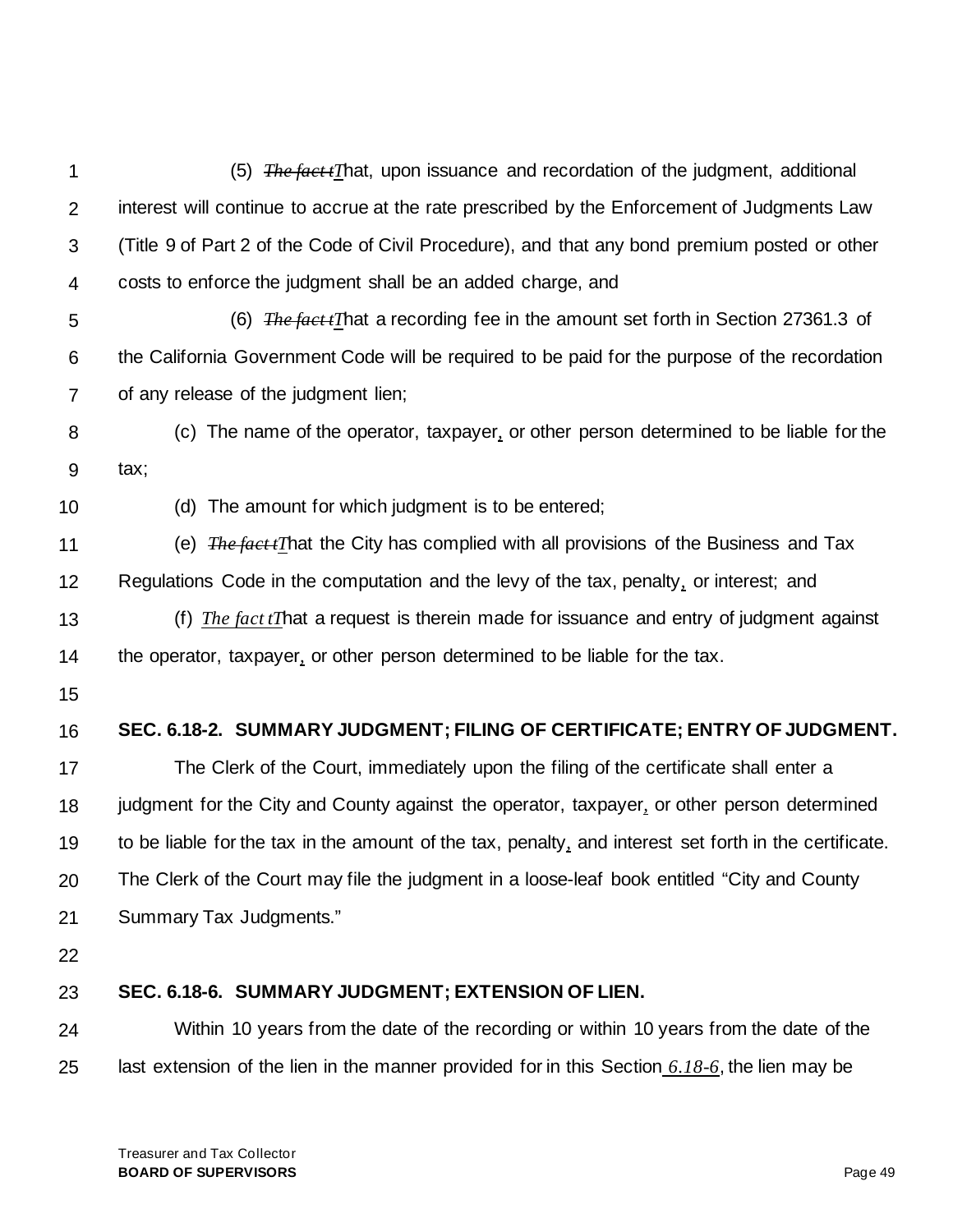(5) ~~The fact t~~*T*hat, upon issuance and recordation of the judgment, additional interest will continue to accrue at the rate prescribed by the Enforcement of Judgments Law (Title 9 of Part 2 of the Code of Civil Procedure), and that any bond premium posted or other costs to enforce the judgment shall be an added charge, and

(6) ~~The fact t~~*T*hat a recording fee in the amount set forth in Section 27361.3 of the California Government Code will be required to be paid for the purpose of the recordation of any release of the judgment lien;

(c) The name of the operator, taxpayer, or other person determined to be liable for the tax;

(d) The amount for which judgment is to be entered;

(e) ~~The fact t~~*T*hat the City has complied with all provisions of the Business and Tax Regulations Code in the computation and the levy of the tax, penalty, or interest; and

(f) ~~The fact t~~*T*hat a request is therein made for issuance and entry of judgment against the operator, taxpayer, or other person determined to be liable for the tax.

**SEC. 6.18-2. SUMMARY JUDGMENT; FILING OF CERTIFICATE; ENTRY OF JUDGMENT.**

The Clerk of the Court, immediately upon the filing of the certificate shall enter a judgment for the City and County against the operator, taxpayer, or other person determined to be liable for the tax in the amount of the tax, penalty, and interest set forth in the certificate. The Clerk of the Court may file the judgment in a loose-leaf book entitled "City and County Summary Tax Judgments."

**SEC. 6.18-6. SUMMARY JUDGMENT; EXTENSION OF LIEN.**

Within 10 years from the date of the recording or within 10 years from the date of the last extension of the lien in the manner provided for in this Section *6.18-6*, the lien may be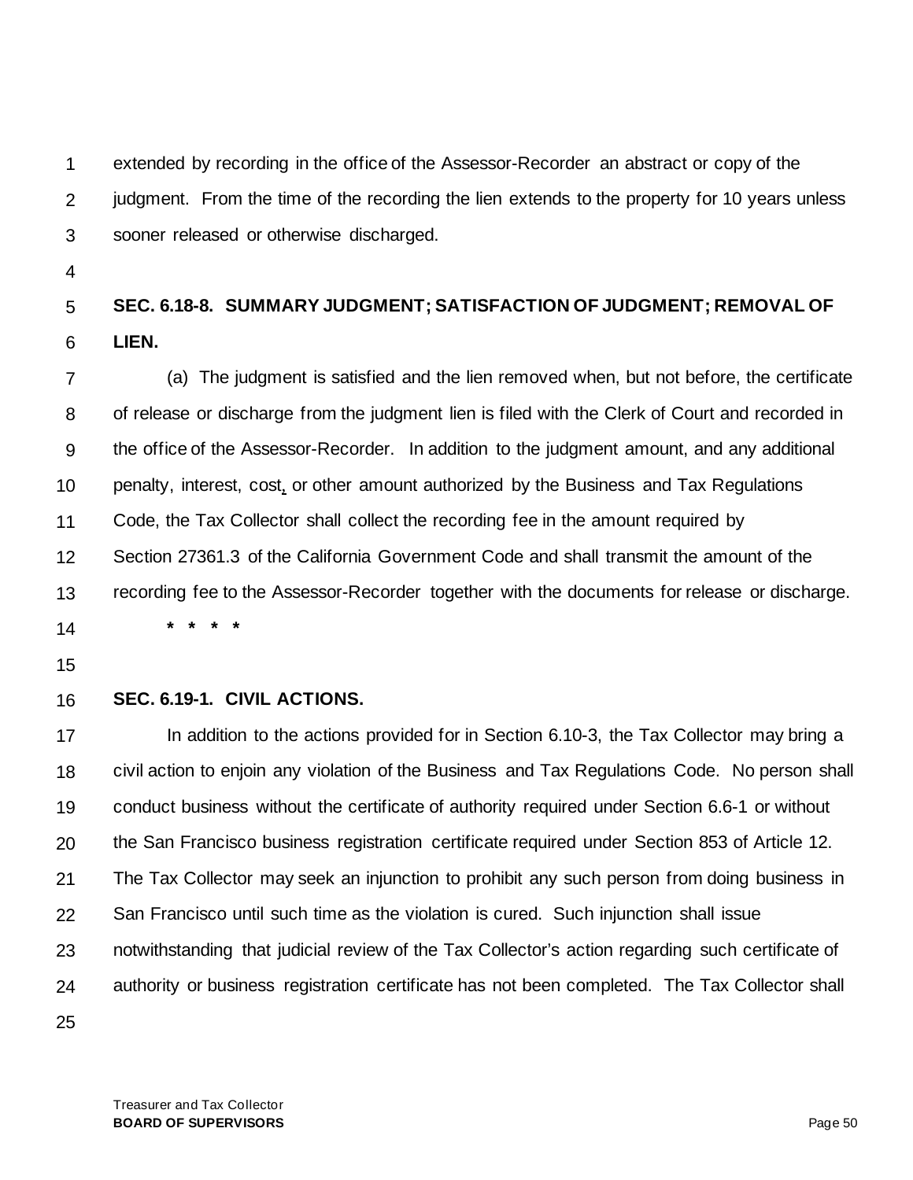extended by recording in the office of the Assessor-Recorder an abstract or copy of the judgment. From the time of the recording the lien extends to the property for 10 years unless sooner released or otherwise discharged.

**SEC. 6.18-8. SUMMARY JUDGMENT; SATISFACTION OF JUDGMENT; REMOVAL OF LIEN.**

(a) The judgment is satisfied and the lien removed when, but not before, the certificate of release or discharge from the judgment lien is filed with the Clerk of Court and recorded in the office of the Assessor-Recorder. In addition to the judgment amount, and any additional penalty, interest, cost, or other amount authorized by the Business and Tax Regulations Code, the Tax Collector shall collect the recording fee in the amount required by Section 27361.3 of the California Government Code and shall transmit the amount of the recording fee to the Assessor-Recorder together with the documents for release or discharge.

**\* \* \* \***

**SEC. 6.19-1. CIVIL ACTIONS.**

In addition to the actions provided for in Section 6.10-3, the Tax Collector may bring a civil action to enjoin any violation of the Business and Tax Regulations Code. No person shall conduct business without the certificate of authority required under Section 6.6-1 or without the San Francisco business registration certificate required under Section 853 of Article 12. The Tax Collector may seek an injunction to prohibit any such person from doing business in San Francisco until such time as the violation is cured. Such injunction shall issue notwithstanding that judicial review of the Tax Collector's action regarding such certificate of authority or business registration certificate has not been completed. The Tax Collector shall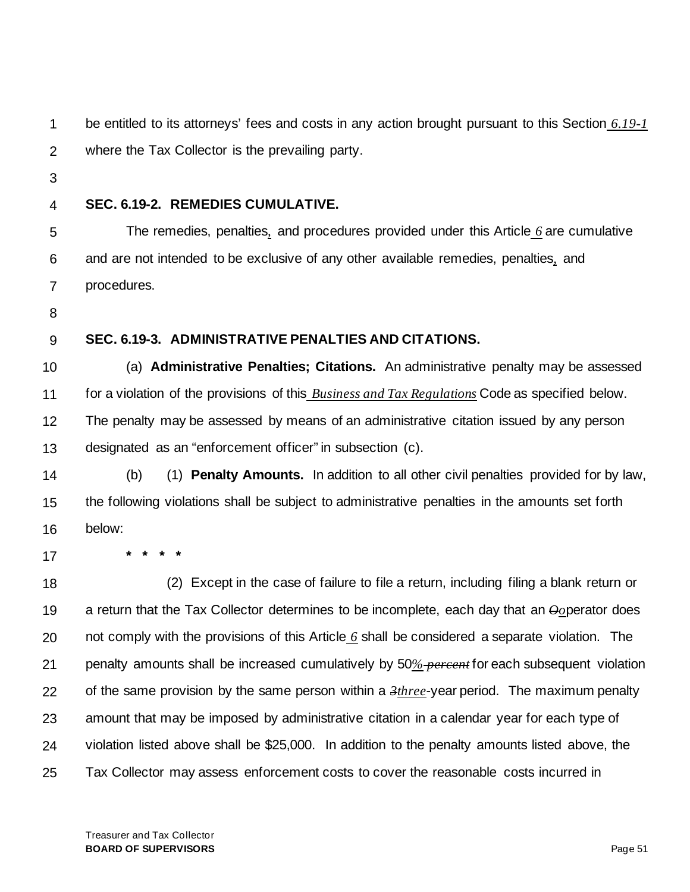be entitled to its attorneys' fees and costs in any action brought pursuant to this Section *6.19-1* where the Tax Collector is the prevailing party.

**SEC. 6.19-2. REMEDIES CUMULATIVE.**

The remedies, penalties, and procedures provided under this Article *6* are cumulative and are not intended to be exclusive of any other available remedies, penalties, and procedures.

**SEC. 6.19-3. ADMINISTRATIVE PENALTIES AND CITATIONS.**

(a) **Administrative Penalties; Citations.** An administrative penalty may be assessed for a violation of the provisions of this *Business and Tax Regulations* Code as specified below. The penalty may be assessed by means of an administrative citation issued by any person designated as an "enforcement officer" in subsection (c).

(b) (1) **Penalty Amounts.** In addition to all other civil penalties provided for by law, the following violations shall be subject to administrative penalties in the amounts set forth below:

**\* \* \* \***

(2) Except in the case of failure to file a return, including filing a blank return or a return that the Tax Collector determines to be incomplete, each day that an ~~O~~*o*perator does not comply with the provisions of this Article *6* shall be considered a separate violation. The penalty amounts shall be increased cumulatively by 50*%* ~~*percent*~~ for each subsequent violation of the same provision by the same person within a ~~*3*~~*three*-year period. The maximum penalty amount that may be imposed by administrative citation in a calendar year for each type of violation listed above shall be $25,000. In addition to the penalty amounts listed above, the Tax Collector may assess enforcement costs to cover the reasonable costs incurred in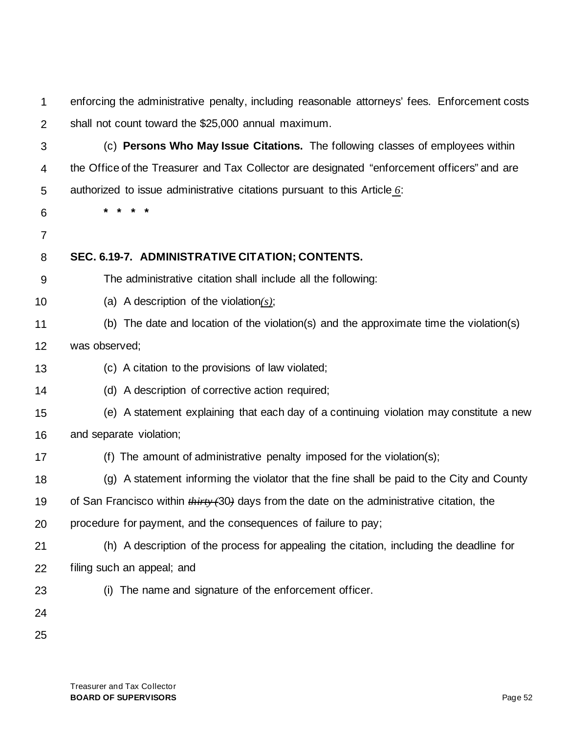enforcing the administrative penalty, including reasonable attorneys' fees. Enforcement costs shall not count toward the $25,000 annual maximum.

(c) **Persons Who May Issue Citations.** The following classes of employees within the Office of the Treasurer and Tax Collector are designated "enforcement officers" and are authorized to issue administrative citations pursuant to this Article *6*:

\* \* \* \*

**SEC. 6.19-7. ADMINISTRATIVE CITATION; CONTENTS.**

The administrative citation shall include all the following:

(a) A description of the violation*(s)*;

(b) The date and location of the violation(s) and the approximate time the violation(s) was observed;

(c) A citation to the provisions of law violated;

(d) A description of corrective action required;

(e) A statement explaining that each day of a continuing violation may constitute a new and separate violation;

(f) The amount of administrative penalty imposed for the violation(s);

(g) A statement informing the violator that the fine shall be paid to the City and County of San Francisco within ~~*thirty (*~~30~~*)*~~ days from the date on the administrative citation, the procedure for payment, and the consequences of failure to pay;

(h) A description of the process for appealing the citation, including the deadline for filing such an appeal; and

(i) The name and signature of the enforcement officer.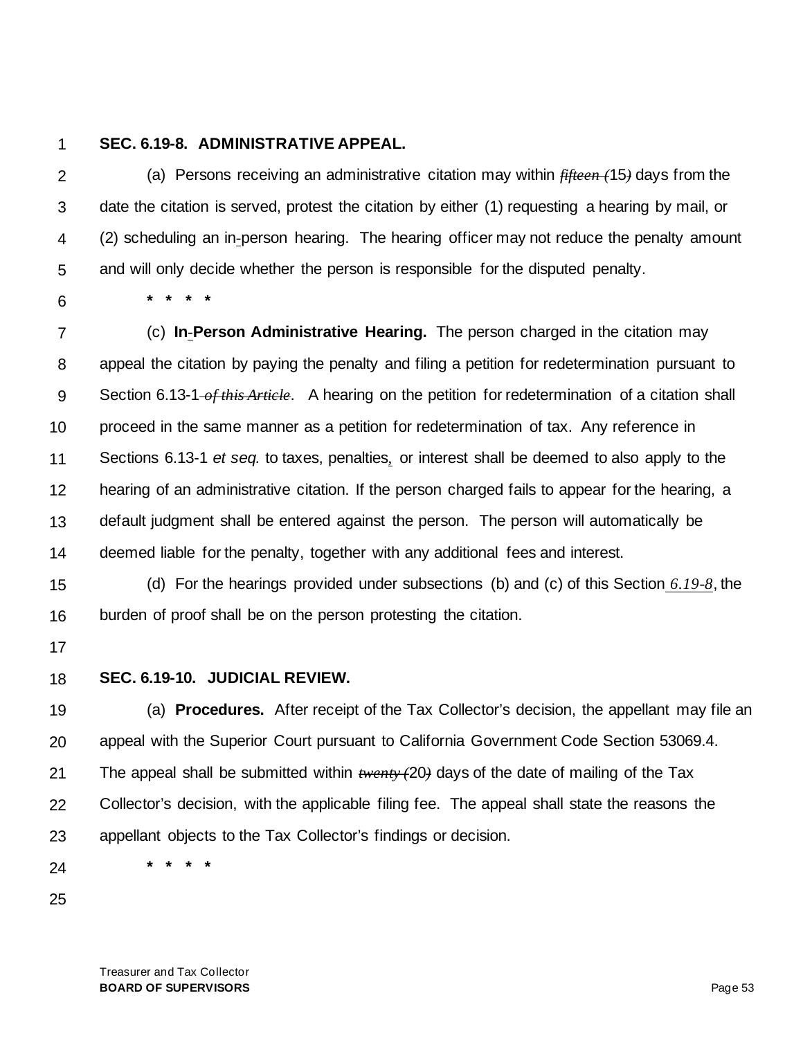**SEC. 6.19-8. ADMINISTRATIVE APPEAL.**

(a) Persons receiving an administrative citation may within ~~*fifteen (*~~15~~*)*~~ days from the date the citation is served, protest the citation by either (1) requesting a hearing by mail, or (2) scheduling an in-person hearing. The hearing officer may not reduce the penalty amount and will only decide whether the person is responsible for the disputed penalty.

\* \* \* \*

(c) **In-Person Administrative Hearing.** The person charged in the citation may appeal the citation by paying the penalty and filing a petition for redetermination pursuant to Section 6.13-1~~*of this Article*~~. A hearing on the petition for redetermination of a citation shall proceed in the same manner as a petition for redetermination of tax. Any reference in Sections 6.13-1 *et seq.* to taxes, penalties, or interest shall be deemed to also apply to the hearing of an administrative citation. If the person charged fails to appear for the hearing, a default judgment shall be entered against the person. The person will automatically be deemed liable for the penalty, together with any additional fees and interest.

(d) For the hearings provided under subsections (b) and (c) of this Section *6.19-8*, the burden of proof shall be on the person protesting the citation.

**SEC. 6.19-10. JUDICIAL REVIEW.**

(a) **Procedures.** After receipt of the Tax Collector's decision, the appellant may file an appeal with the Superior Court pursuant to California Government Code Section 53069.4. The appeal shall be submitted within ~~*twenty (*~~20~~*)*~~ days of the date of mailing of the Tax Collector's decision, with the applicable filing fee. The appeal shall state the reasons the appellant objects to the Tax Collector's findings or decision.

\* \* \* \*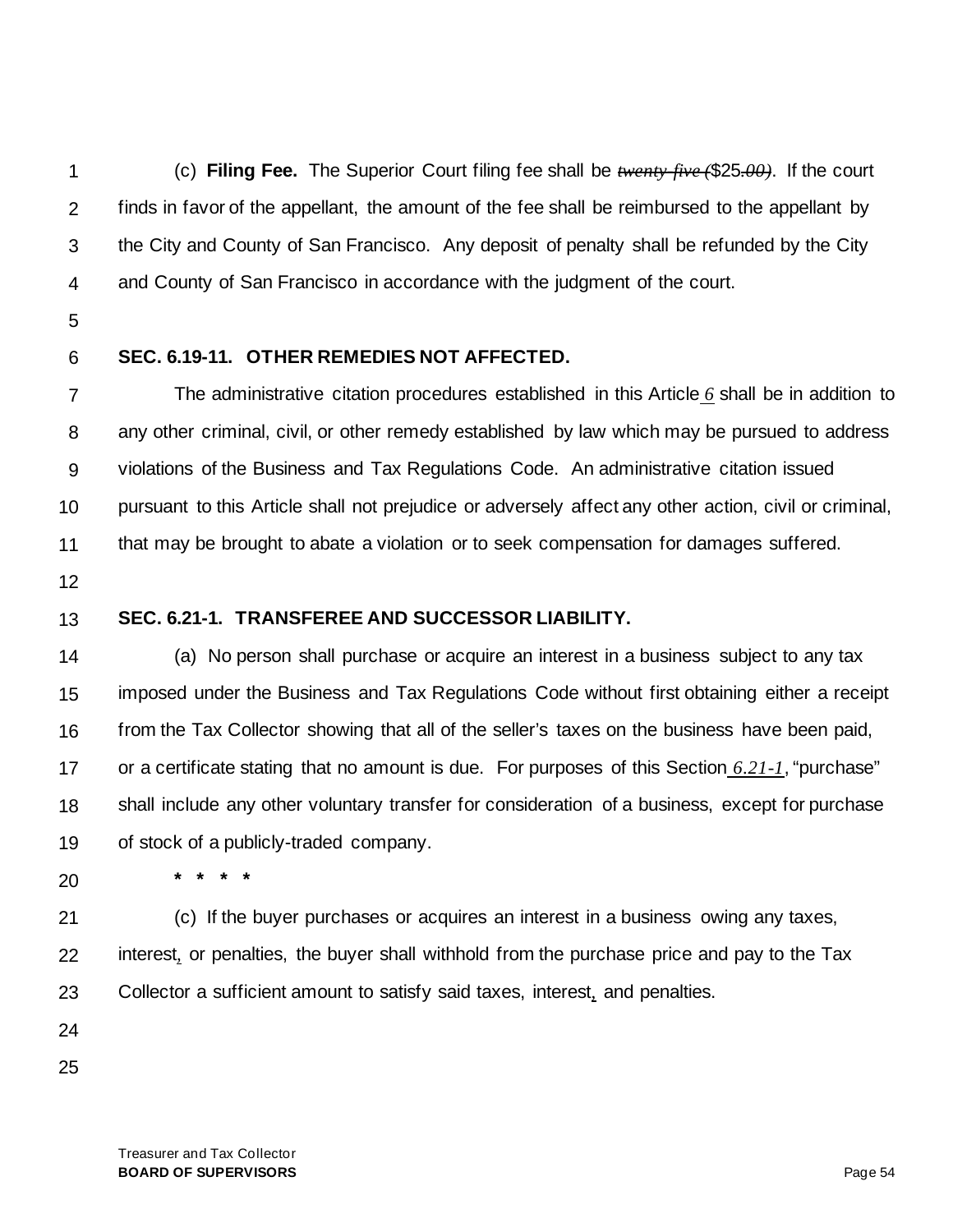(c) **Filing Fee.** The Superior Court filing fee shall be ~~twenty-five (~~$25~~.00)~~. If the court finds in favor of the appellant, the amount of the fee shall be reimbursed to the appellant by the City and County of San Francisco. Any deposit of penalty shall be refunded by the City and County of San Francisco in accordance with the judgment of the court.

**SEC. 6.19-11. OTHER REMEDIES NOT AFFECTED.**

The administrative citation procedures established in this Article *6* shall be in addition to any other criminal, civil, or other remedy established by law which may be pursued to address violations of the Business and Tax Regulations Code. An administrative citation issued pursuant to this Article shall not prejudice or adversely affect any other action, civil or criminal, that may be brought to abate a violation or to seek compensation for damages suffered.

**SEC. 6.21-1. TRANSFEREE AND SUCCESSOR LIABILITY.**

(a) No person shall purchase or acquire an interest in a business subject to any tax imposed under the Business and Tax Regulations Code without first obtaining either a receipt from the Tax Collector showing that all of the seller's taxes on the business have been paid, or a certificate stating that no amount is due. For purposes of this Section *6.21-1*, "purchase" shall include any other voluntary transfer for consideration of a business, except for purchase of stock of a publicly-traded company.

**\* \* \* \***

(c) If the buyer purchases or acquires an interest in a business owing any taxes, interest, or penalties, the buyer shall withhold from the purchase price and pay to the Tax Collector a sufficient amount to satisfy said taxes, interest, and penalties.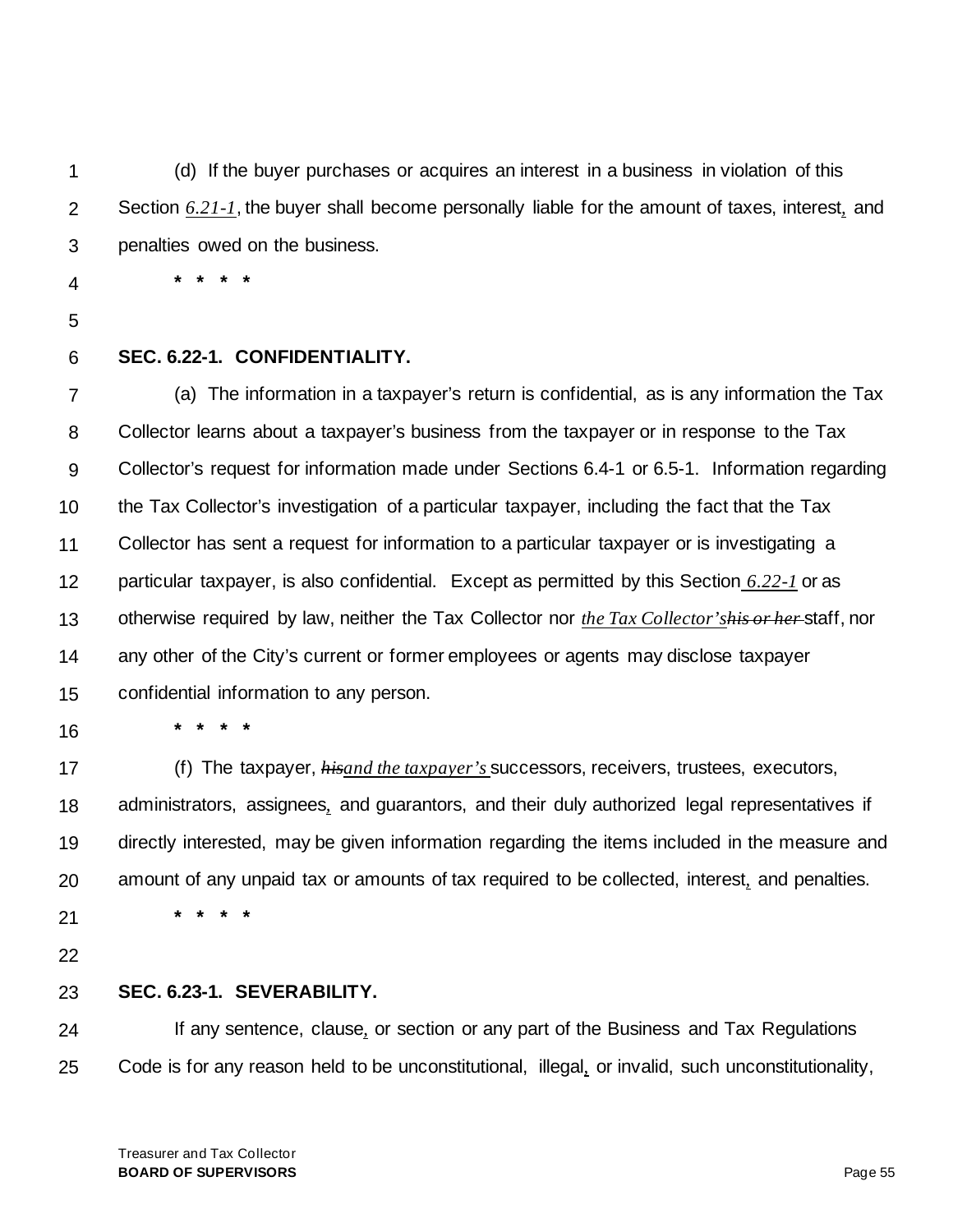(d) If the buyer purchases or acquires an interest in a business in violation of this Section *6.21-1*, the buyer shall become personally liable for the amount of taxes, interest, and penalties owed on the business.

\* \* \* \*

**SEC. 6.22-1. CONFIDENTIALITY.**

(a) The information in a taxpayer's return is confidential, as is any information the Tax Collector learns about a taxpayer's business from the taxpayer or in response to the Tax Collector's request for information made under Sections 6.4-1 or 6.5-1. Information regarding the Tax Collector's investigation of a particular taxpayer, including the fact that the Tax Collector has sent a request for information to a particular taxpayer or is investigating a particular taxpayer, is also confidential. Except as permitted by this Section *6.22-1* or as otherwise required by law, neither the Tax Collector nor *the Tax Collector's* ~~his or her~~ staff, nor any other of the City's current or former employees or agents may disclose taxpayer confidential information to any person.

\* \* \* \*

(f) The taxpayer, ~~his~~ *and the taxpayer's* successors, receivers, trustees, executors, administrators, assignees, and guarantors, and their duly authorized legal representatives if directly interested, may be given information regarding the items included in the measure and amount of any unpaid tax or amounts of tax required to be collected, interest, and penalties.

\* \* \* \*

**SEC. 6.23-1. SEVERABILITY.**

If any sentence, clause, or section or any part of the Business and Tax Regulations Code is for any reason held to be unconstitutional, illegal, or invalid, such unconstitutionality,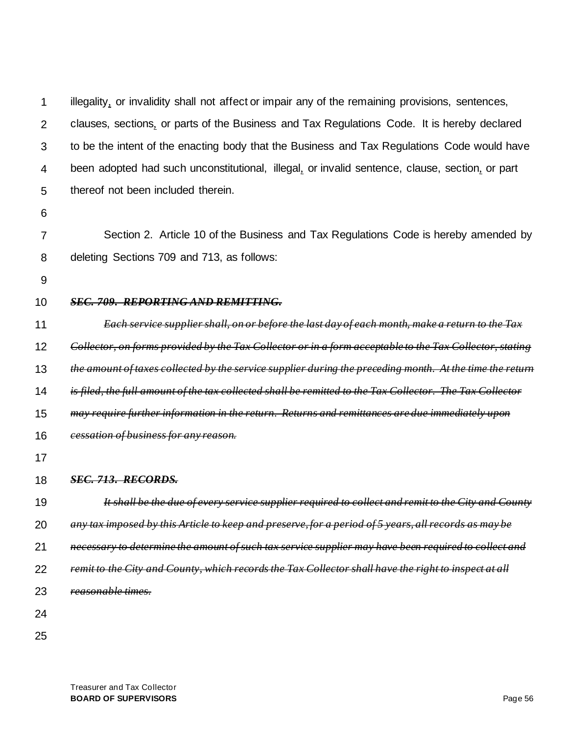illegality, or invalidity shall not affect or impair any of the remaining provisions, sentences, clauses, sections, or parts of the Business and Tax Regulations Code. It is hereby declared to be the intent of the enacting body that the Business and Tax Regulations Code would have been adopted had such unconstitutional, illegal, or invalid sentence, clause, section, or part thereof not been included therein.

Section 2. Article 10 of the Business and Tax Regulations Code is hereby amended by deleting Sections 709 and 713, as follows:

~~***SEC. 709. REPORTING AND REMITTING.***~~

~~*Each service supplier shall, on or before the last day of each month, make a return to the Tax Collector, on forms provided by the Tax Collector or in a form acceptable to the Tax Collector, stating the amount of taxes collected by the service supplier during the preceding month. At the time the return is filed, the full amount of the tax collected shall be remitted to the Tax Collector. The Tax Collector may require further information in the return. Returns and remittances are due immediately upon cessation of business for any reason.*~~

~~***SEC. 713. RECORDS.***~~

~~*It shall be the due of every service supplier required to collect and remit to the City and County any tax imposed by this Article to keep and preserve, for a period of 5 years, all records as may be necessary to determine the amount of such tax service supplier may have been required to collect and remit to the City and County, which records the Tax Collector shall have the right to inspect at all reasonable times.*~~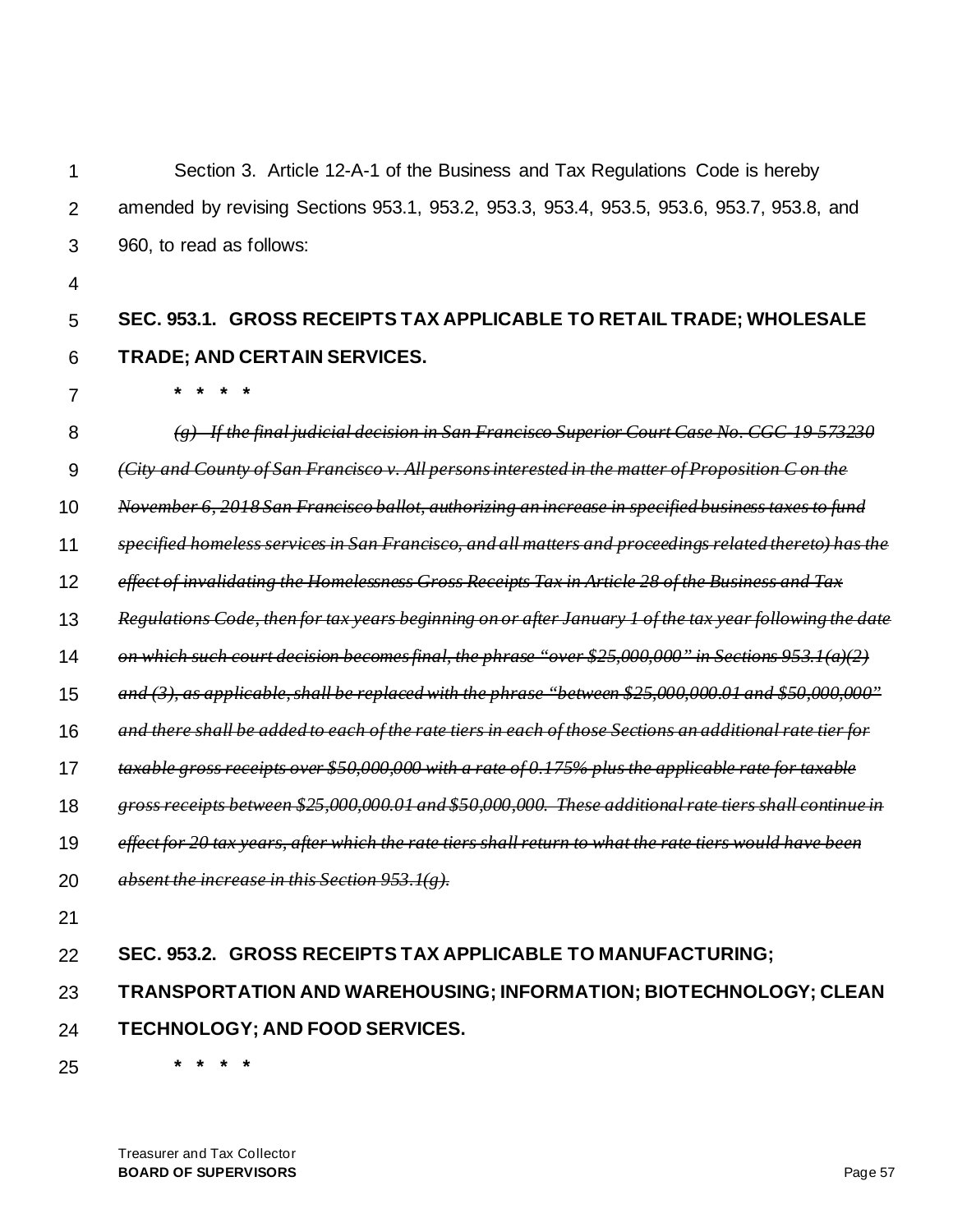Section 3. Article 12-A-1 of the Business and Tax Regulations Code is hereby amended by revising Sections 953.1, 953.2, 953.3, 953.4, 953.5, 953.6, 953.7, 953.8, and 960, to read as follows:

**SEC. 953.1. GROSS RECEIPTS TAX APPLICABLE TO RETAIL TRADE; WHOLESALE TRADE; AND CERTAIN SERVICES.**

\* \* \* \*

~~*(g) If the final judicial decision in San Francisco Superior Court Case No. CGC-19-573230 (City and County of San Francisco v. All persons interested in the matter of Proposition C on the November 6, 2018 San Francisco ballot, authorizing an increase in specified business taxes to fund specified homeless services in San Francisco, and all matters and proceedings related thereto) has the effect of invalidating the Homelessness Gross Receipts Tax in Article 28 of the Business and Tax Regulations Code, then for tax years beginning on or after January 1 of the tax year following the date on which such court decision becomes final, the phrase "over $25,000,000" in Sections 953.1(a)(2) and (3), as applicable, shall be replaced with the phrase "between $25,000,000.01 and $50,000,000" and there shall be added to each of the rate tiers in each of those Sections an additional rate tier for taxable gross receipts over $50,000,000 with a rate of 0.175% plus the applicable rate for taxable gross receipts between $25,000,000.01 and $50,000,000. These additional rate tiers shall continue in effect for 20 tax years, after which the rate tiers shall return to what the rate tiers would have been absent the increase in this Section 953.1(g).*~~

**SEC. 953.2. GROSS RECEIPTS TAX APPLICABLE TO MANUFACTURING; TRANSPORTATION AND WAREHOUSING; INFORMATION; BIOTECHNOLOGY; CLEAN TECHNOLOGY; AND FOOD SERVICES.**

\* \* \* \*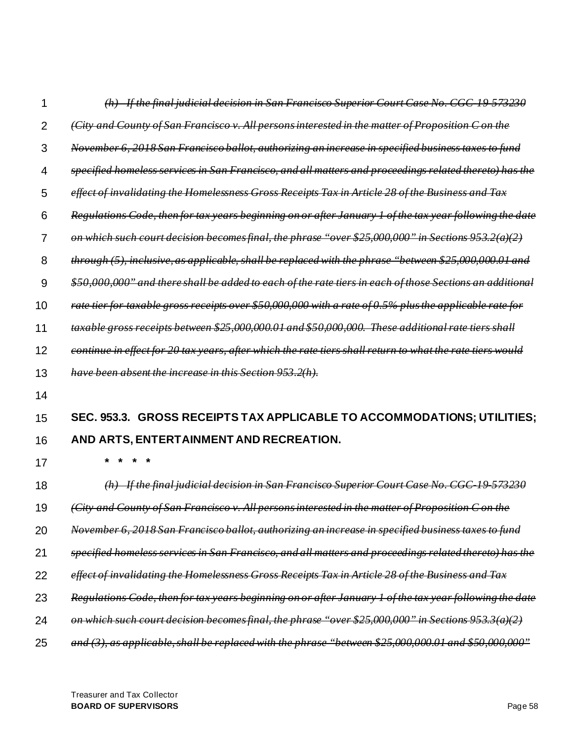~~*(h) If the final judicial decision in San Francisco Superior Court Case No. CGC-19-573230 (City and County of San Francisco v. All persons interested in the matter of Proposition C on the November 6, 2018 San Francisco ballot, authorizing an increase in specified business taxes to fund specified homeless services in San Francisco, and all matters and proceedings related thereto) has the effect of invalidating the Homelessness Gross Receipts Tax in Article 28 of the Business and Tax Regulations Code, then for tax years beginning on or after January 1 of the tax year following the date on which such court decision becomes final, the phrase "over $25,000,000" in Sections 953.2(a)(2) through (5), inclusive, as applicable, shall be replaced with the phrase "between $25,000,000.01 and $50,000,000" and there shall be added to each of the rate tiers in each of those Sections an additional rate tier for taxable gross receipts over $50,000,000 with a rate of 0.5% plus the applicable rate for taxable gross receipts between $25,000,000.01 and $50,000,000. These additional rate tiers shall continue in effect for 20 tax years, after which the rate tiers shall return to what the rate tiers would have been absent the increase in this Section 953.2(h).*~~

**SEC. 953.3. GROSS RECEIPTS TAX APPLICABLE TO ACCOMMODATIONS; UTILITIES; AND ARTS, ENTERTAINMENT AND RECREATION.**

\* \* \* \*

~~*(h) If the final judicial decision in San Francisco Superior Court Case No. CGC-19-573230 (City and County of San Francisco v. All persons interested in the matter of Proposition C on the November 6, 2018 San Francisco ballot, authorizing an increase in specified business taxes to fund specified homeless services in San Francisco, and all matters and proceedings related thereto) has the effect of invalidating the Homelessness Gross Receipts Tax in Article 28 of the Business and Tax Regulations Code, then for tax years beginning on or after January 1 of the tax year following the date on which such court decision becomes final, the phrase "over $25,000,000" in Sections 953.3(a)(2) and (3), as applicable, shall be replaced with the phrase "between $25,000,000.01 and $50,000,000"*~~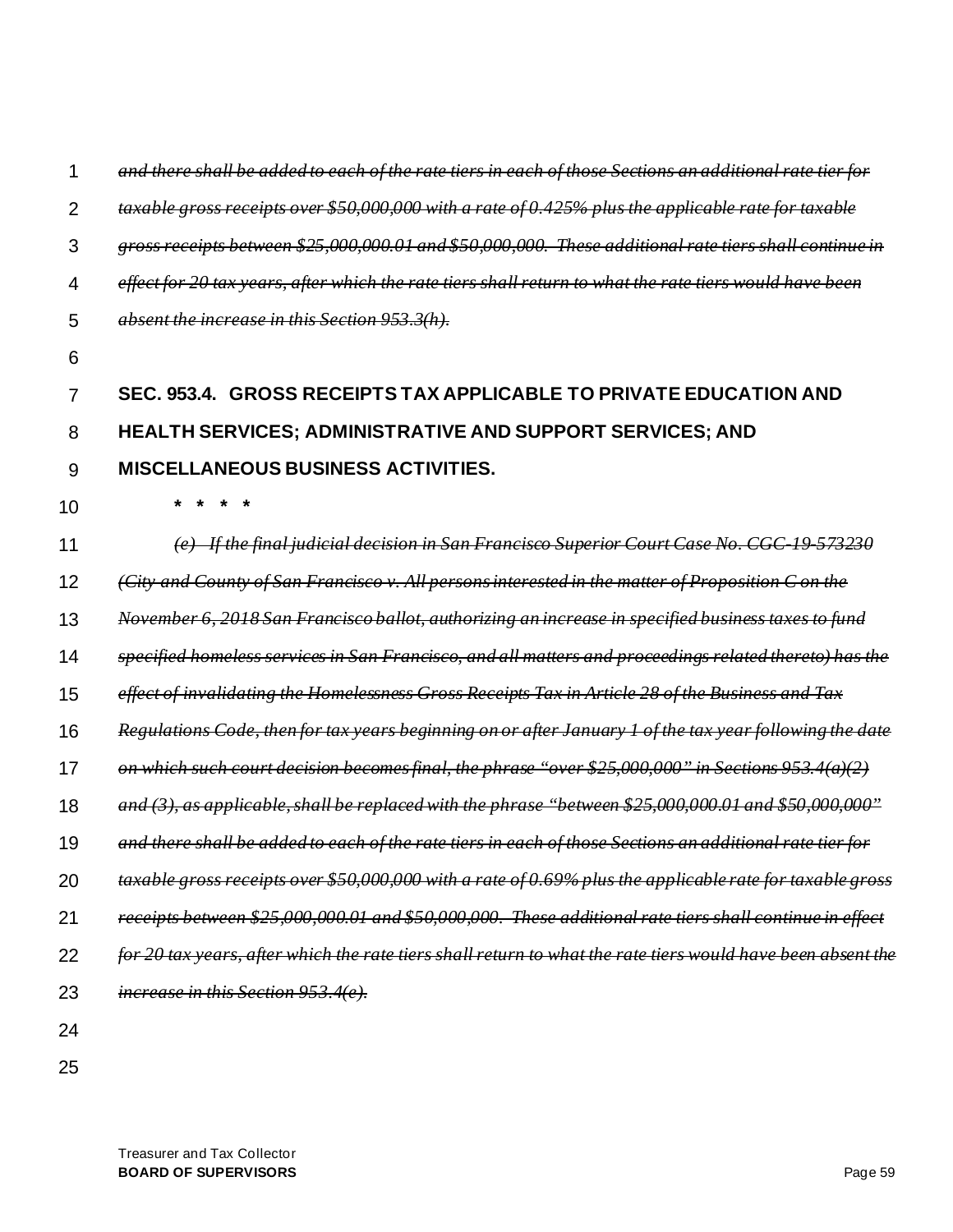~~*and there shall be added to each of the rate tiers in each of those Sections an additional rate tier for taxable gross receipts over $50,000,000 with a rate of 0.425% plus the applicable rate for taxable gross receipts between $25,000,000.01 and $50,000,000. These additional rate tiers shall continue in effect for 20 tax years, after which the rate tiers shall return to what the rate tiers would have been absent the increase in this Section 953.3(h).*~~

**SEC. 953.4. GROSS RECEIPTS TAX APPLICABLE TO PRIVATE EDUCATION AND HEALTH SERVICES; ADMINISTRATIVE AND SUPPORT SERVICES; AND MISCELLANEOUS BUSINESS ACTIVITIES.**

\* \* \* \*

~~*(e) If the final judicial decision in San Francisco Superior Court Case No. CGC-19-573230 (City and County of San Francisco v. All persons interested in the matter of Proposition C on the November 6, 2018 San Francisco ballot, authorizing an increase in specified business taxes to fund specified homeless services in San Francisco, and all matters and proceedings related thereto) has the effect of invalidating the Homelessness Gross Receipts Tax in Article 28 of the Business and Tax Regulations Code, then for tax years beginning on or after January 1 of the tax year following the date on which such court decision becomes final, the phrase "over $25,000,000" in Sections 953.4(a)(2) and (3), as applicable, shall be replaced with the phrase "between $25,000,000.01 and $50,000,000" and there shall be added to each of the rate tiers in each of those Sections an additional rate tier for taxable gross receipts over $50,000,000 with a rate of 0.69% plus the applicable rate for taxable gross receipts between $25,000,000.01 and $50,000,000. These additional rate tiers shall continue in effect for 20 tax years, after which the rate tiers shall return to what the rate tiers would have been absent the increase in this Section 953.4(e).*~~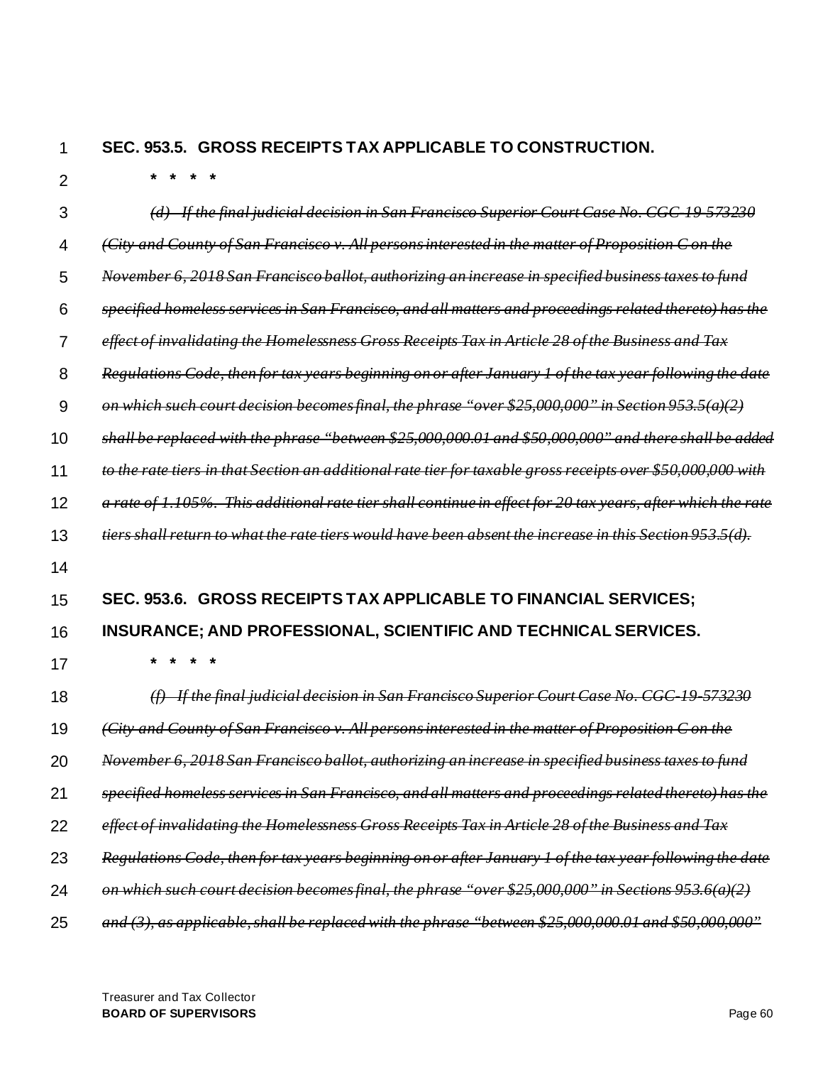**SEC. 953.5. GROSS RECEIPTS TAX APPLICABLE TO CONSTRUCTION.**

\* \* \* \*

~~*(d) If the final judicial decision in San Francisco Superior Court Case No. CGC-19-573230 (City and County of San Francisco v. All persons interested in the matter of Proposition C on the November 6, 2018 San Francisco ballot, authorizing an increase in specified business taxes to fund specified homeless services in San Francisco, and all matters and proceedings related thereto) has the effect of invalidating the Homelessness Gross Receipts Tax in Article 28 of the Business and Tax Regulations Code, then for tax years beginning on or after January 1 of the tax year following the date on which such court decision becomes final, the phrase "over $25,000,000" in Section 953.5(a)(2) shall be replaced with the phrase "between $25,000,000.01 and $50,000,000" and there shall be added to the rate tiers in that Section an additional rate tier for taxable gross receipts over $50,000,000 with a rate of 1.105%. This additional rate tier shall continue in effect for 20 tax years, after which the rate tiers shall return to what the rate tiers would have been absent the increase in this Section 953.5(d).*~~

**SEC. 953.6. GROSS RECEIPTS TAX APPLICABLE TO FINANCIAL SERVICES; INSURANCE; AND PROFESSIONAL, SCIENTIFIC AND TECHNICAL SERVICES.**

\* \* \* \*

~~*(f) If the final judicial decision in San Francisco Superior Court Case No. CGC-19-573230 (City and County of San Francisco v. All persons interested in the matter of Proposition C on the November 6, 2018 San Francisco ballot, authorizing an increase in specified business taxes to fund specified homeless services in San Francisco, and all matters and proceedings related thereto) has the effect of invalidating the Homelessness Gross Receipts Tax in Article 28 of the Business and Tax Regulations Code, then for tax years beginning on or after January 1 of the tax year following the date on which such court decision becomes final, the phrase "over $25,000,000" in Sections 953.6(a)(2) and (3), as applicable, shall be replaced with the phrase "between $25,000,000.01 and $50,000,000"*~~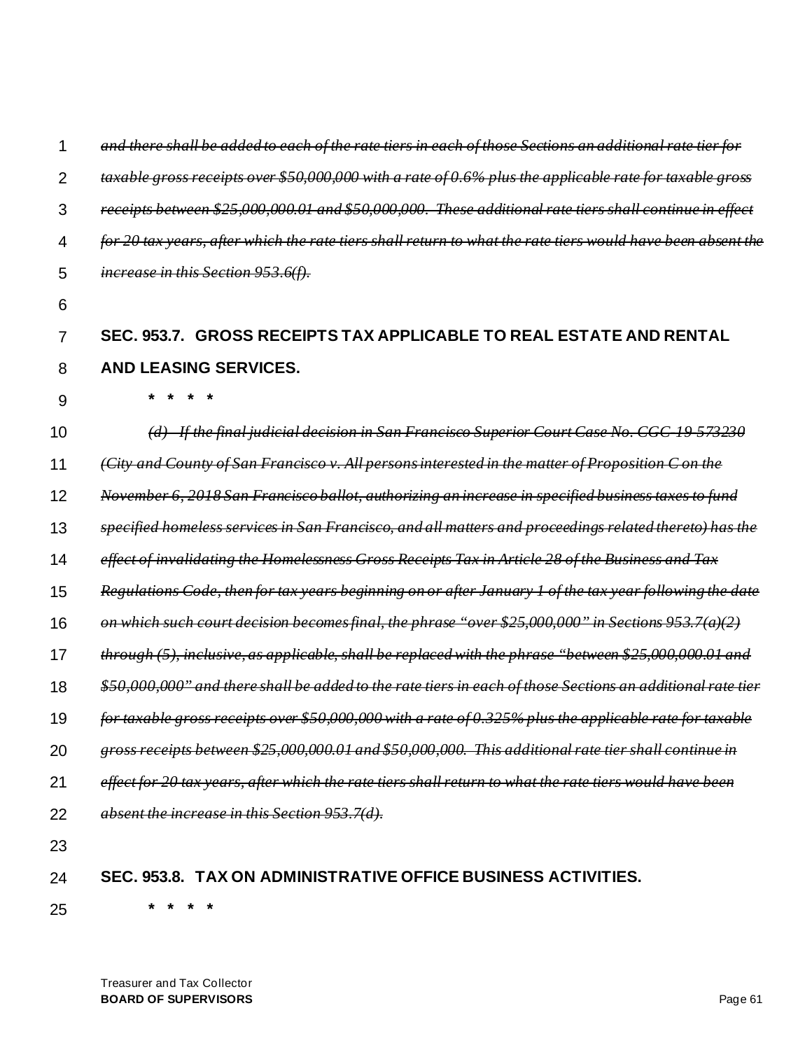~~*and there shall be added to each of the rate tiers in each of those Sections an additional rate tier for taxable gross receipts over $50,000,000 with a rate of 0.6% plus the applicable rate for taxable gross receipts between $25,000,000.01 and $50,000,000. These additional rate tiers shall continue in effect for 20 tax years, after which the rate tiers shall return to what the rate tiers would have been absent the increase in this Section 953.6(f).*~~

**SEC. 953.7. GROSS RECEIPTS TAX APPLICABLE TO REAL ESTATE AND RENTAL AND LEASING SERVICES.**

**\* \* \* \***

~~*(d) If the final judicial decision in San Francisco Superior Court Case No. CGC-19-573230 (City and County of San Francisco v. All persons interested in the matter of Proposition C on the November 6, 2018 San Francisco ballot, authorizing an increase in specified business taxes to fund specified homeless services in San Francisco, and all matters and proceedings related thereto) has the effect of invalidating the Homelessness Gross Receipts Tax in Article 28 of the Business and Tax Regulations Code, then for tax years beginning on or after January 1 of the tax year following the date on which such court decision becomes final, the phrase "over $25,000,000" in Sections 953.7(a)(2) through (5), inclusive, as applicable, shall be replaced with the phrase "between $25,000,000.01 and $50,000,000" and there shall be added to the rate tiers in each of those Sections an additional rate tier for taxable gross receipts over $50,000,000 with a rate of 0.325% plus the applicable rate for taxable gross receipts between $25,000,000.01 and $50,000,000. This additional rate tier shall continue in effect for 20 tax years, after which the rate tiers shall return to what the rate tiers would have been absent the increase in this Section 953.7(d).*~~

**SEC. 953.8. TAX ON ADMINISTRATIVE OFFICE BUSINESS ACTIVITIES.**

**\* \* \* \***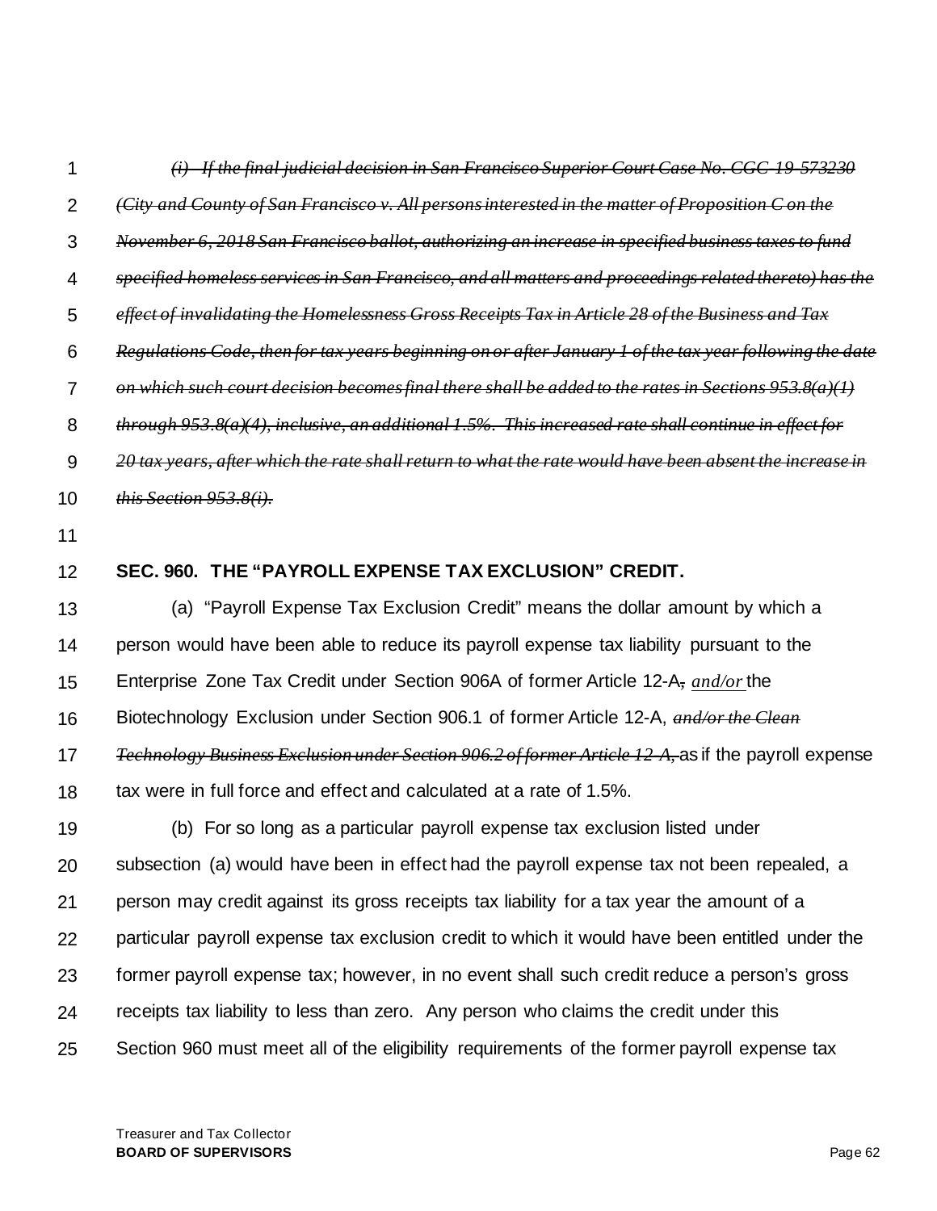~~*(i) If the final judicial decision in San Francisco Superior Court Case No. CGC-19-573230 (City and County of San Francisco v. All persons interested in the matter of Proposition C on the November 6, 2018 San Francisco ballot, authorizing an increase in specified business taxes to fund specified homeless services in San Francisco, and all matters and proceedings related thereto) has the effect of invalidating the Homelessness Gross Receipts Tax in Article 28 of the Business and Tax Regulations Code, then for tax years beginning on or after January 1 of the tax year following the date on which such court decision becomes final there shall be added to the rates in Sections 953.8(a)(1) through 953.8(a)(4), inclusive, an additional 1.5%. This increased rate shall continue in effect for 20 tax years, after which the rate shall return to what the rate would have been absent the increase in this Section 953.8(i).*~~

**SEC. 960. THE "PAYROLL EXPENSE TAX EXCLUSION" CREDIT.**

(a) "Payroll Expense Tax Exclusion Credit" means the dollar amount by which a person would have been able to reduce its payroll expense tax liability pursuant to the Enterprise Zone Tax Credit under Section 906A of former Article 12-A~~,~~ *and/or* the Biotechnology Exclusion under Section 906.1 of former Article 12-A, ~~*and/or the Clean Technology Business Exclusion under Section 906.2 of former Article 12-A,*~~ as if the payroll expense tax were in full force and effect and calculated at a rate of 1.5%.

(b) For so long as a particular payroll expense tax exclusion listed under subsection (a) would have been in effect had the payroll expense tax not been repealed, a person may credit against its gross receipts tax liability for a tax year the amount of a particular payroll expense tax exclusion credit to which it would have been entitled under the former payroll expense tax; however, in no event shall such credit reduce a person's gross receipts tax liability to less than zero. Any person who claims the credit under this Section 960 must meet all of the eligibility requirements of the former payroll expense tax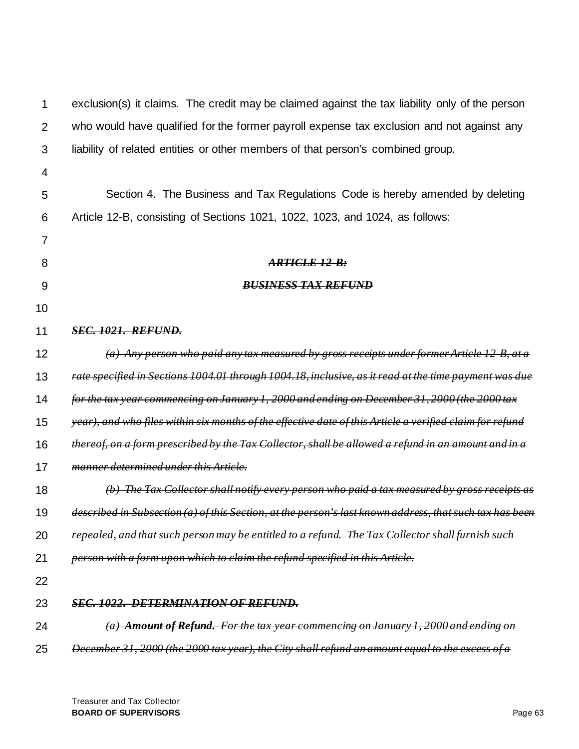exclusion(s) it claims. The credit may be claimed against the tax liability only of the person who would have qualified for the former payroll expense tax exclusion and not against any liability of related entities or other members of that person's combined group.

Section 4. The Business and Tax Regulations Code is hereby amended by deleting Article 12-B, consisting of Sections 1021, 1022, 1023, and 1024, as follows:

***~~ARTICLE 12-B:~~***

***~~BUSINESS TAX REFUND~~***

***~~SEC. 1021. REFUND.~~***

*~~(a) Any person who paid any tax measured by gross receipts under former Article 12-B, at a rate specified in Sections 1004.01 through 1004.18, inclusive, as it read at the time payment was due for the tax year commencing on January 1, 2000 and ending on December 31, 2000 (the 2000 tax year), and who files within six months of the effective date of this Article a verified claim for refund thereof, on a form prescribed by the Tax Collector, shall be allowed a refund in an amount and in a manner determined under this Article.~~*

*~~(b) The Tax Collector shall notify every person who paid a tax measured by gross receipts as described in Subsection (a) of this Section, at the person's last known address, that such tax has been repealed, and that such person may be entitled to a refund. The Tax Collector shall furnish such person with a form upon which to claim the refund specified in this Article.~~*

***~~SEC. 1022. DETERMINATION OF REFUND.~~***

*~~(a)~~* ***~~Amount of Refund.~~*** *~~For the tax year commencing on January 1, 2000 and ending on December 31, 2000 (the 2000 tax year), the City shall refund an amount equal to the excess of a~~*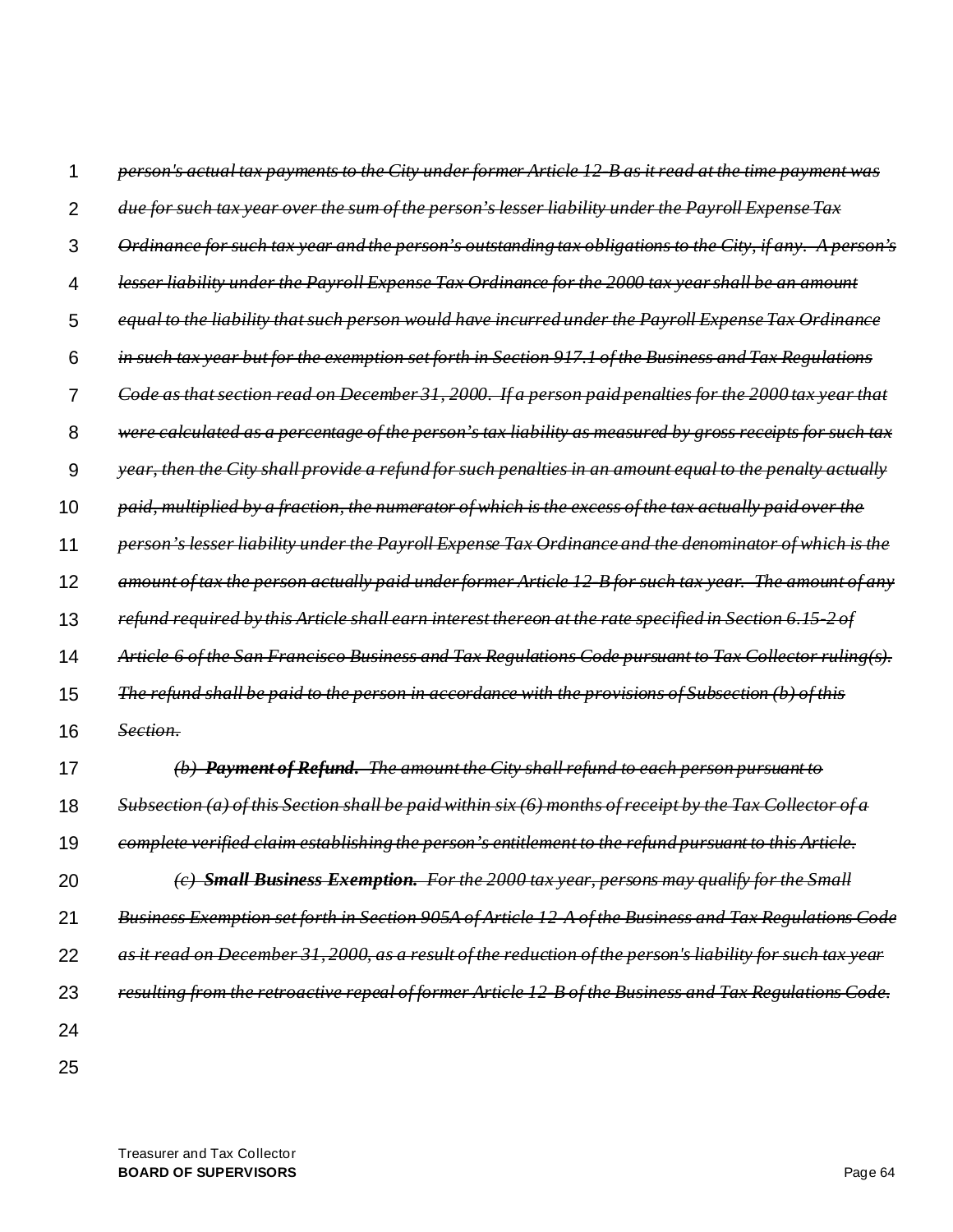~~*person's actual tax payments to the City under former Article 12-B as it read at the time payment was due for such tax year over the sum of the person's lesser liability under the Payroll Expense Tax Ordinance for such tax year and the person's outstanding tax obligations to the City, if any. A person's lesser liability under the Payroll Expense Tax Ordinance for the 2000 tax year shall be an amount equal to the liability that such person would have incurred under the Payroll Expense Tax Ordinance in such tax year but for the exemption set forth in Section 917.1 of the Business and Tax Regulations Code as that section read on December 31, 2000. If a person paid penalties for the 2000 tax year that were calculated as a percentage of the person's tax liability as measured by gross receipts for such tax year, then the City shall provide a refund for such penalties in an amount equal to the penalty actually paid, multiplied by a fraction, the numerator of which is the excess of the tax actually paid over the person's lesser liability under the Payroll Expense Tax Ordinance and the denominator of which is the amount of tax the person actually paid under former Article 12-B for such tax year. The amount of any refund required by this Article shall earn interest thereon at the rate specified in Section 6.15-2 of Article 6 of the San Francisco Business and Tax Regulations Code pursuant to Tax Collector ruling(s). The refund shall be paid to the person in accordance with the provisions of Subsection (b) of this Section.*~~

~~*(b)* ***Payment of Refund.*** *The amount the City shall refund to each person pursuant to Subsection (a) of this Section shall be paid within six (6) months of receipt by the Tax Collector of a complete verified claim establishing the person's entitlement to the refund pursuant to this Article.*~~

~~*(c)* ***Small Business Exemption.*** *For the 2000 tax year, persons may qualify for the Small Business Exemption set forth in Section 905A of Article 12-A of the Business and Tax Regulations Code as it read on December 31, 2000, as a result of the reduction of the person's liability for such tax year resulting from the retroactive repeal of former Article 12-B of the Business and Tax Regulations Code.*~~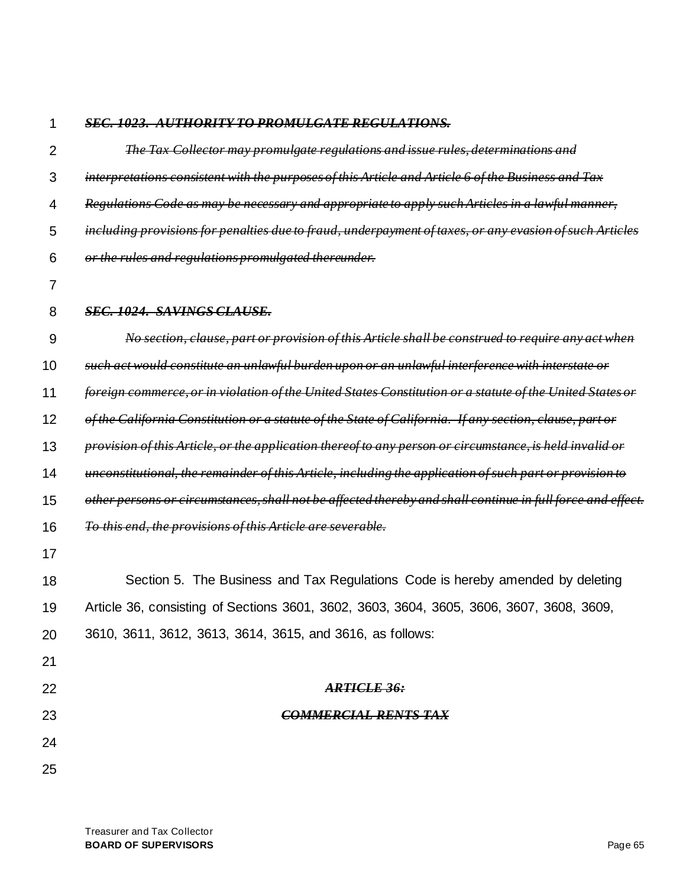~~***SEC. 1023. AUTHORITY TO PROMULGATE REGULATIONS.***~~

~~*The Tax Collector may promulgate regulations and issue rules, determinations and interpretations consistent with the purposes of this Article and Article 6 of the Business and Tax Regulations Code as may be necessary and appropriate to apply such Articles in a lawful manner, including provisions for penalties due to fraud, underpayment of taxes, or any evasion of such Articles or the rules and regulations promulgated thereunder.*~~

~~***SEC. 1024. SAVINGS CLAUSE.***~~

~~*No section, clause, part or provision of this Article shall be construed to require any act when such act would constitute an unlawful burden upon or an unlawful interference with interstate or foreign commerce, or in violation of the United States Constitution or a statute of the United States or of the California Constitution or a statute of the State of California. If any section, clause, part or provision of this Article, or the application thereof to any person or circumstance, is held invalid or unconstitutional, the remainder of this Article, including the application of such part or provision to other persons or circumstances, shall not be affected thereby and shall continue in full force and effect. To this end, the provisions of this Article are severable.*~~

Section 5. The Business and Tax Regulations Code is hereby amended by deleting Article 36, consisting of Sections 3601, 3602, 3603, 3604, 3605, 3606, 3607, 3608, 3609, 3610, 3611, 3612, 3613, 3614, 3615, and 3616, as follows:

~~***ARTICLE 36:***~~

~~***COMMERCIAL RENTS TAX***~~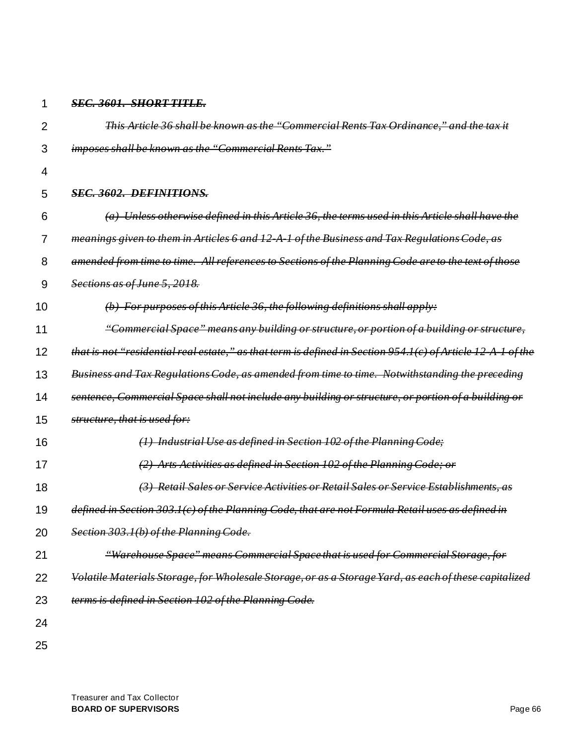~~***SEC. 3601. SHORT TITLE.***~~

~~*This Article 36 shall be known as the "Commercial Rents Tax Ordinance," and the tax it imposes shall be known as the "Commercial Rents Tax."*~~

~~***SEC. 3602. DEFINITIONS.***~~

~~*(a) Unless otherwise defined in this Article 36, the terms used in this Article shall have the meanings given to them in Articles 6 and 12-A-1 of the Business and Tax Regulations Code, as amended from time to time. All references to Sections of the Planning Code are to the text of those Sections as of June 5, 2018.*~~

~~*(b) For purposes of this Article 36, the following definitions shall apply:*~~

~~*"Commercial Space" means any building or structure, or portion of a building or structure, that is not "residential real estate," as that term is defined in Section 954.1(c) of Article 12-A-1 of the Business and Tax Regulations Code, as amended from time to time. Notwithstanding the preceding sentence, Commercial Space shall not include any building or structure, or portion of a building or structure, that is used for:*~~

~~*(1) Industrial Use as defined in Section 102 of the Planning Code;*~~

~~*(2) Arts Activities as defined in Section 102 of the Planning Code; or*~~

~~*(3) Retail Sales or Service Activities or Retail Sales or Service Establishments, as defined in Section 303.1(c) of the Planning Code, that are not Formula Retail uses as defined in Section 303.1(b) of the Planning Code.*~~

~~*"Warehouse Space" means Commercial Space that is used for Commercial Storage, for Volatile Materials Storage, for Wholesale Storage, or as a Storage Yard, as each of these capitalized terms is defined in Section 102 of the Planning Code.*~~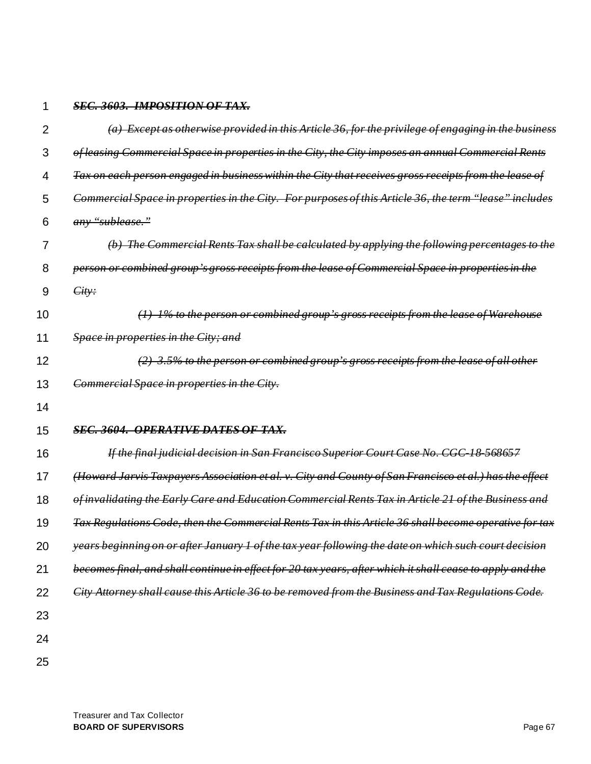~~***SEC. 3603. IMPOSITION OF TAX.***~~

~~*(a) Except as otherwise provided in this Article 36, for the privilege of engaging in the business of leasing Commercial Space in properties in the City, the City imposes an annual Commercial Rents Tax on each person engaged in business within the City that receives gross receipts from the lease of Commercial Space in properties in the City. For purposes of this Article 36, the term "lease" includes any "sublease."*~~

~~*(b) The Commercial Rents Tax shall be calculated by applying the following percentages to the person or combined group's gross receipts from the lease of Commercial Space in properties in the City:*~~

~~*(1) 1% to the person or combined group's gross receipts from the lease of Warehouse Space in properties in the City; and*~~

~~*(2) 3.5% to the person or combined group's gross receipts from the lease of all other Commercial Space in properties in the City.*~~

~~***SEC. 3604. OPERATIVE DATES OF TAX.***~~

~~*If the final judicial decision in San Francisco Superior Court Case No. CGC-18-568657 (Howard Jarvis Taxpayers Association et al. v. City and County of San Francisco et al.) has the effect of invalidating the Early Care and Education Commercial Rents Tax in Article 21 of the Business and Tax Regulations Code, then the Commercial Rents Tax in this Article 36 shall become operative for tax years beginning on or after January 1 of the tax year following the date on which such court decision becomes final, and shall continue in effect for 20 tax years, after which it shall cease to apply and the City Attorney shall cause this Article 36 to be removed from the Business and Tax Regulations Code.*~~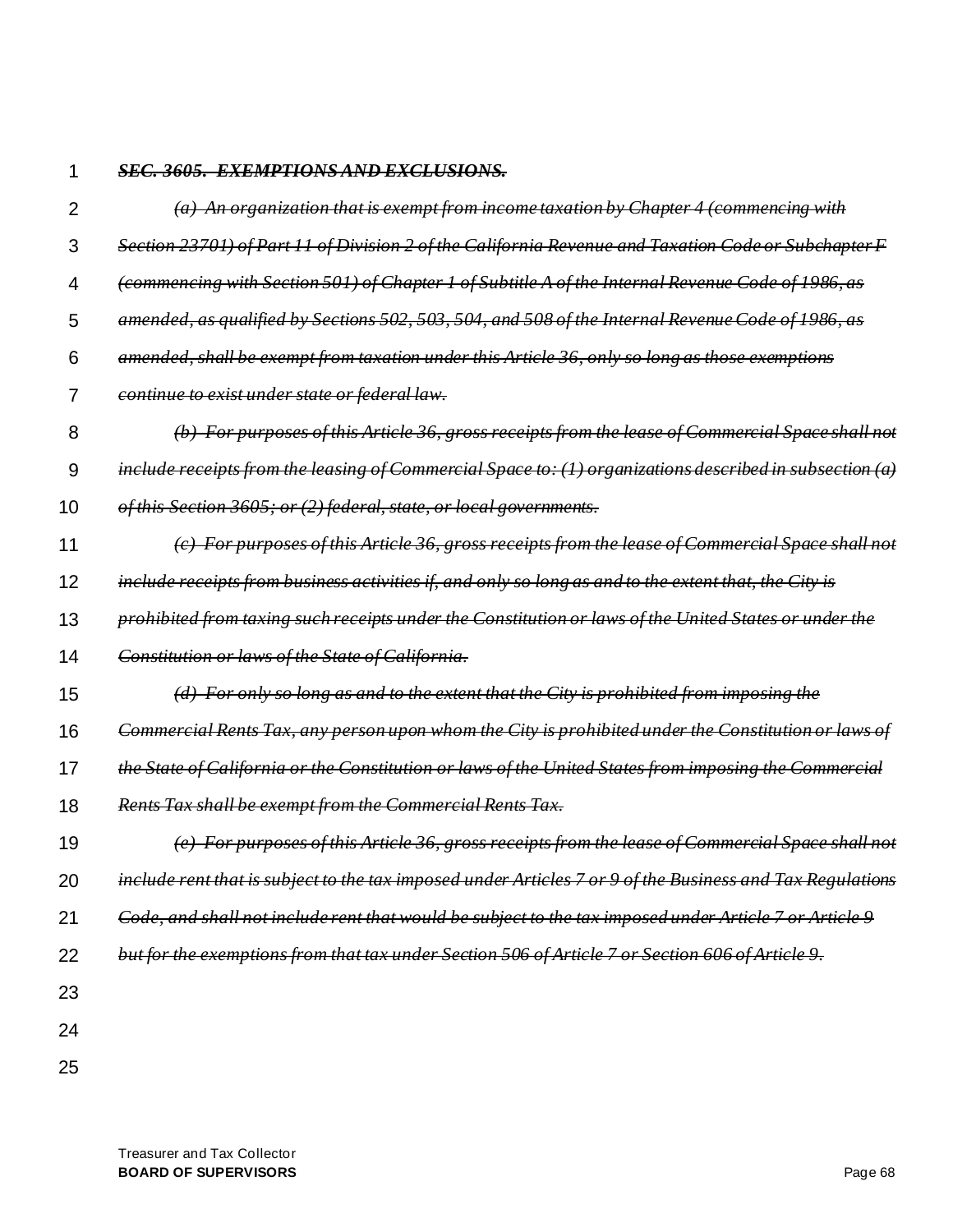~~***SEC. 3605. EXEMPTIONS AND EXCLUSIONS.***~~

~~*(a) An organization that is exempt from income taxation by Chapter 4 (commencing with Section 23701) of Part 11 of Division 2 of the California Revenue and Taxation Code or Subchapter F (commencing with Section 501) of Chapter 1 of Subtitle A of the Internal Revenue Code of 1986, as amended, as qualified by Sections 502, 503, 504, and 508 of the Internal Revenue Code of 1986, as amended, shall be exempt from taxation under this Article 36, only so long as those exemptions continue to exist under state or federal law.*~~

~~*(b) For purposes of this Article 36, gross receipts from the lease of Commercial Space shall not include receipts from the leasing of Commercial Space to: (1) organizations described in subsection (a) of this Section 3605; or (2) federal, state, or local governments.*~~

~~*(c) For purposes of this Article 36, gross receipts from the lease of Commercial Space shall not include receipts from business activities if, and only so long as and to the extent that, the City is prohibited from taxing such receipts under the Constitution or laws of the United States or under the Constitution or laws of the State of California.*~~

~~*(d) For only so long as and to the extent that the City is prohibited from imposing the Commercial Rents Tax, any person upon whom the City is prohibited under the Constitution or laws of the State of California or the Constitution or laws of the United States from imposing the Commercial Rents Tax shall be exempt from the Commercial Rents Tax.*~~

~~*(e) For purposes of this Article 36, gross receipts from the lease of Commercial Space shall not include rent that is subject to the tax imposed under Articles 7 or 9 of the Business and Tax Regulations Code, and shall not include rent that would be subject to the tax imposed under Article 7 or Article 9 but for the exemptions from that tax under Section 506 of Article 7 or Section 606 of Article 9.*~~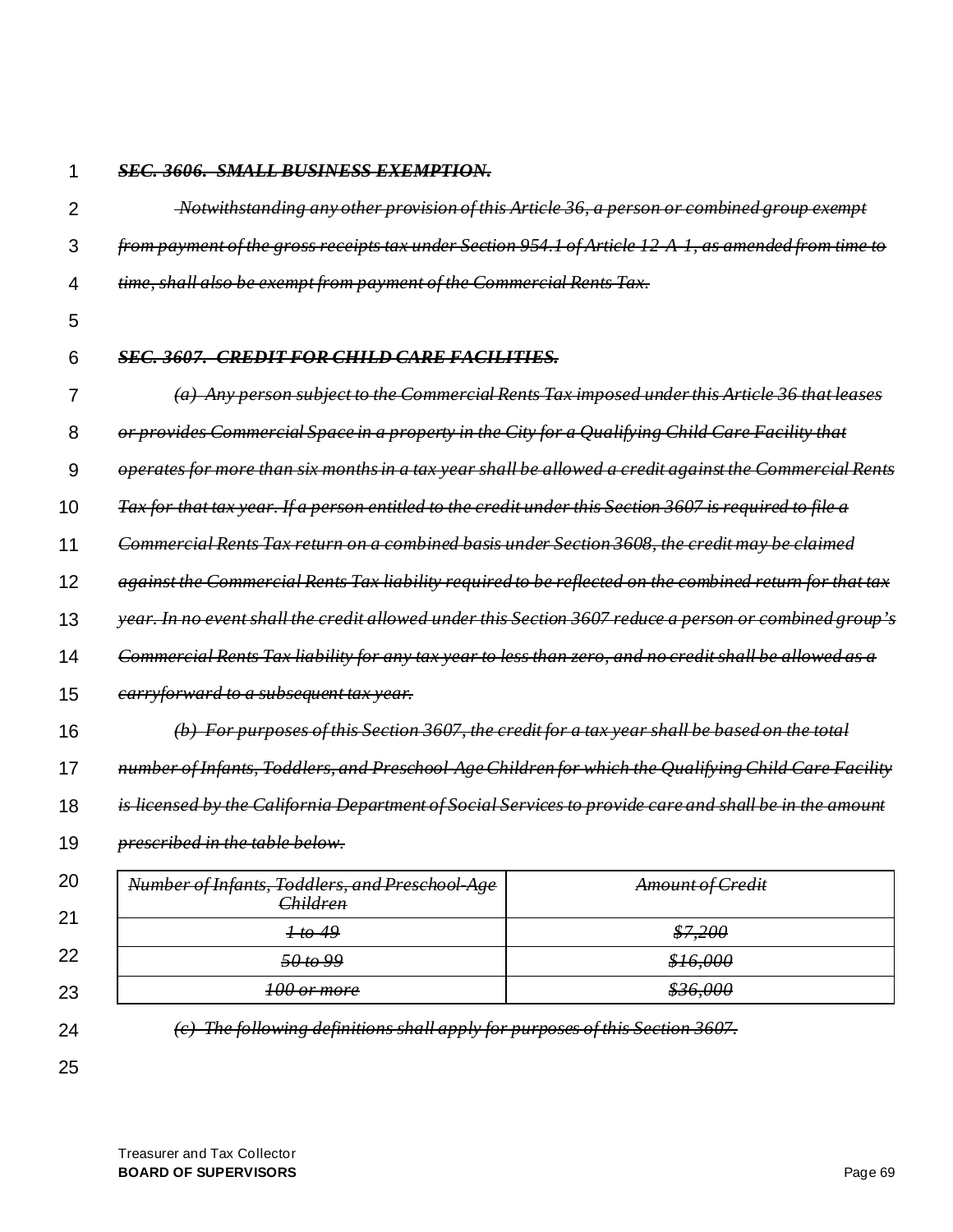***~~SEC. 3606. SMALL BUSINESS EXEMPTION.~~***

*~~Notwithstanding any other provision of this Article 36, a person or combined group exempt from payment of the gross receipts tax under Section 954.1 of Article 12-A-1, as amended from time to time, shall also be exempt from payment of the Commercial Rents Tax.~~*

***~~SEC. 3607. CREDIT FOR CHILD CARE FACILITIES.~~***

*~~(a) Any person subject to the Commercial Rents Tax imposed under this Article 36 that leases or provides Commercial Space in a property in the City for a Qualifying Child Care Facility that operates for more than six months in a tax year shall be allowed a credit against the Commercial Rents Tax for that tax year. If a person entitled to the credit under this Section 3607 is required to file a Commercial Rents Tax return on a combined basis under Section 3608, the credit may be claimed against the Commercial Rents Tax liability required to be reflected on the combined return for that tax year. In no event shall the credit allowed under this Section 3607 reduce a person or combined group's Commercial Rents Tax liability for any tax year to less than zero, and no credit shall be allowed as a carryforward to a subsequent tax year.~~*

*~~(b) For purposes of this Section 3607, the credit for a tax year shall be based on the total number of Infants, Toddlers, and Preschool-Age Children for which the Qualifying Child Care Facility is licensed by the California Department of Social Services to provide care and shall be in the amount prescribed in the table below.~~*

| *~~Number of Infants, Toddlers, and Preschool-Age Children~~* | *~~Amount of Credit~~* |
|---|---|
| *~~1 to 49~~* | *~~$7,200~~* |
| *~~50 to 99~~* | *~~$16,000~~* |
| *~~100 or more~~* | *~~$36,000~~* |

*~~(c) The following definitions shall apply for purposes of this Section 3607.~~*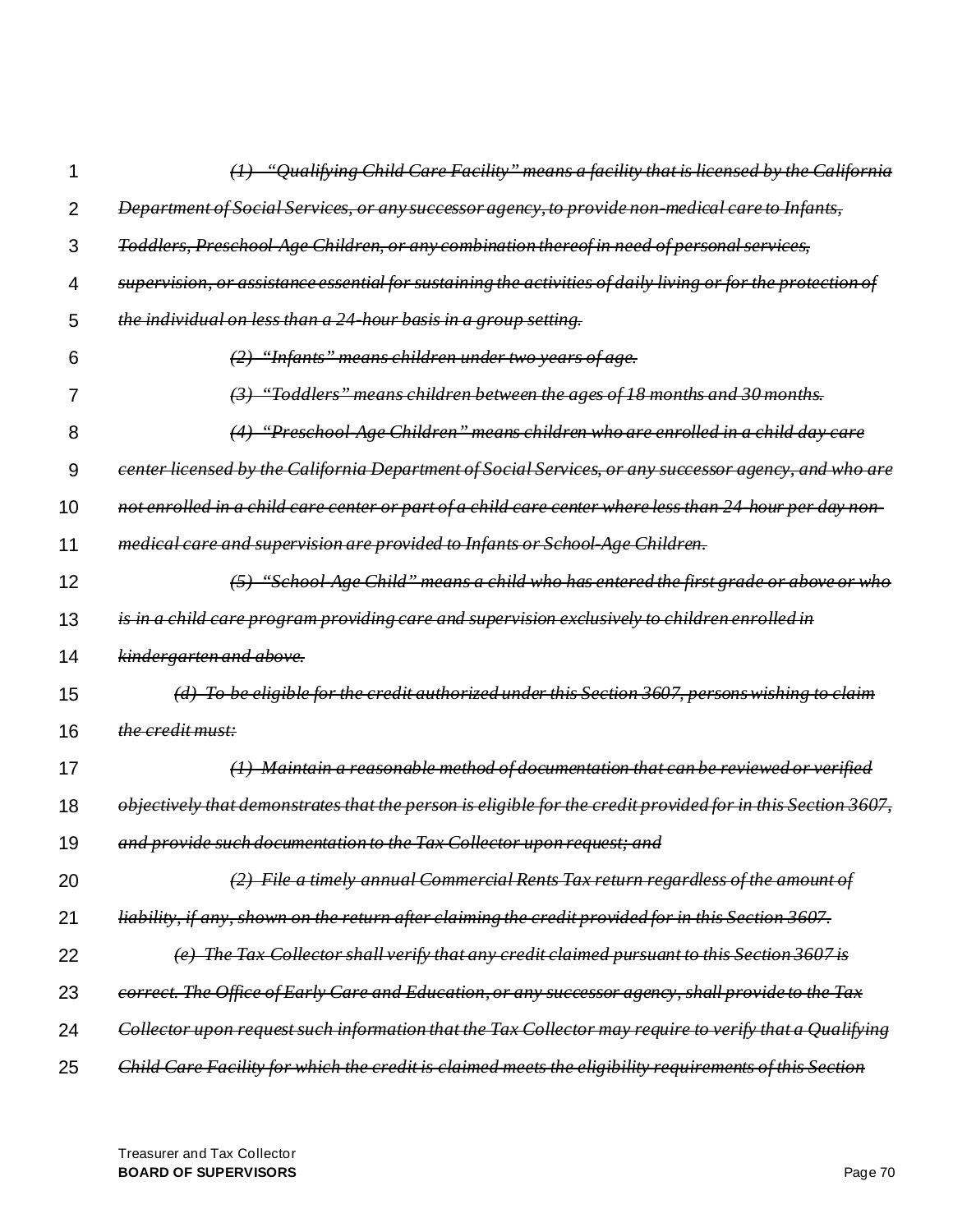~~*(1) "Qualifying Child Care Facility" means a facility that is licensed by the California Department of Social Services, or any successor agency, to provide non-medical care to Infants, Toddlers, Preschool-Age Children, or any combination thereof in need of personal services, supervision, or assistance essential for sustaining the activities of daily living or for the protection of the individual on less than a 24-hour basis in a group setting.*~~

~~*(2) "Infants" means children under two years of age.*~~

~~*(3) "Toddlers" means children between the ages of 18 months and 30 months.*~~

~~*(4) "Preschool-Age Children" means children who are enrolled in a child day care center licensed by the California Department of Social Services, or any successor agency, and who are not enrolled in a child care center or part of a child care center where less than 24-hour per day non-medical care and supervision are provided to Infants or School-Age Children.*~~

~~*(5) "School-Age Child" means a child who has entered the first grade or above or who is in a child care program providing care and supervision exclusively to children enrolled in kindergarten and above.*~~

~~*(d) To be eligible for the credit authorized under this Section 3607, persons wishing to claim the credit must:*~~

~~*(1) Maintain a reasonable method of documentation that can be reviewed or verified objectively that demonstrates that the person is eligible for the credit provided for in this Section 3607, and provide such documentation to the Tax Collector upon request; and*~~

~~*(2) File a timely annual Commercial Rents Tax return regardless of the amount of liability, if any, shown on the return after claiming the credit provided for in this Section 3607.*~~

~~*(e) The Tax Collector shall verify that any credit claimed pursuant to this Section 3607 is correct. The Office of Early Care and Education, or any successor agency, shall provide to the Tax Collector upon request such information that the Tax Collector may require to verify that a Qualifying Child Care Facility for which the credit is claimed meets the eligibility requirements of this Section*~~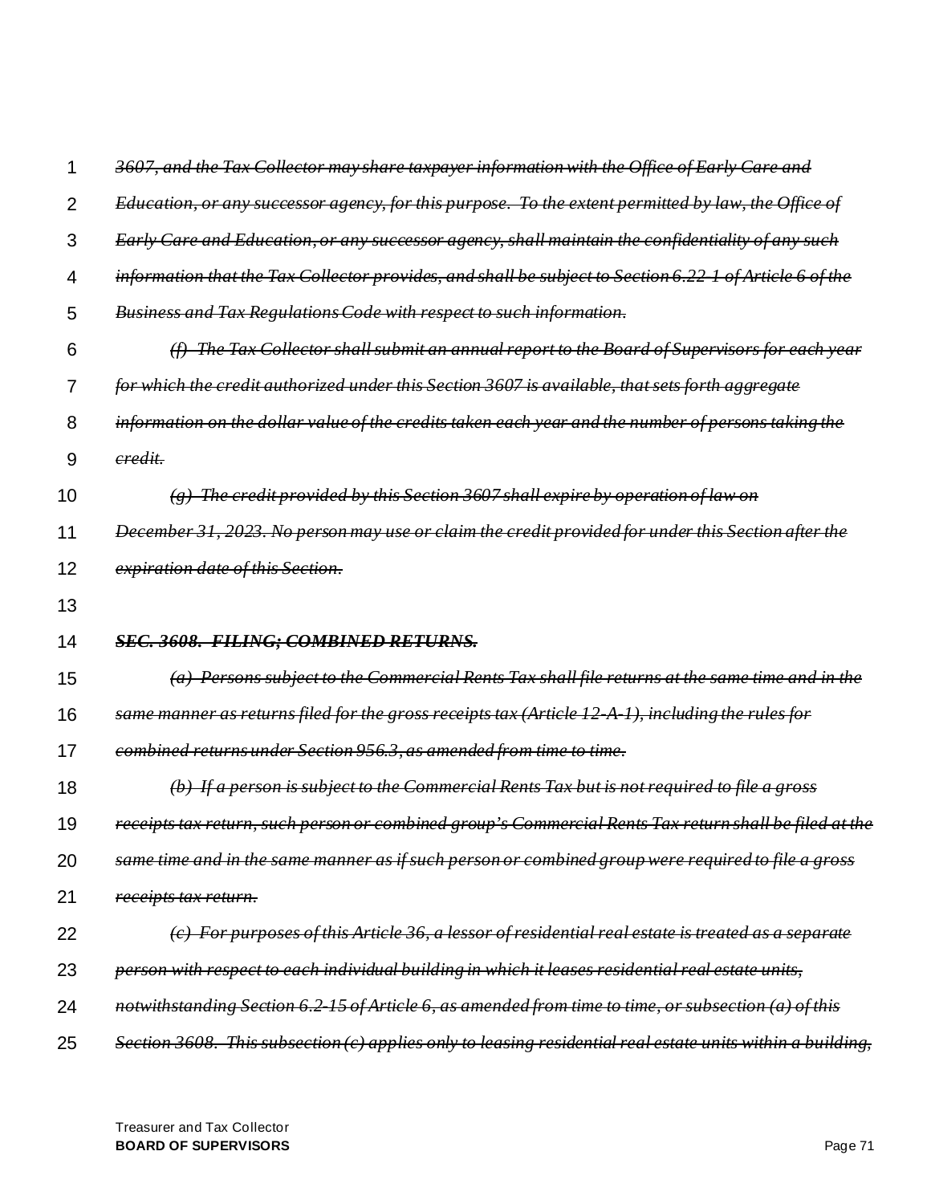~~*3607, and the Tax Collector may share taxpayer information with the Office of Early Care and Education, or any successor agency, for this purpose. To the extent permitted by law, the Office of Early Care and Education, or any successor agency, shall maintain the confidentiality of any such information that the Tax Collector provides, and shall be subject to Section 6.22-1 of Article 6 of the Business and Tax Regulations Code with respect to such information.*~~

~~*(f) The Tax Collector shall submit an annual report to the Board of Supervisors for each year for which the credit authorized under this Section 3607 is available, that sets forth aggregate information on the dollar value of the credits taken each year and the number of persons taking the credit.*~~

~~*(g) The credit provided by this Section 3607 shall expire by operation of law on December 31, 2023. No person may use or claim the credit provided for under this Section after the expiration date of this Section.*~~

~~***SEC. 3608. FILING; COMBINED RETURNS.***~~

~~*(a) Persons subject to the Commercial Rents Tax shall file returns at the same time and in the same manner as returns filed for the gross receipts tax (Article 12-A-1), including the rules for combined returns under Section 956.3, as amended from time to time.*~~

~~*(b) If a person is subject to the Commercial Rents Tax but is not required to file a gross receipts tax return, such person or combined group's Commercial Rents Tax return shall be filed at the same time and in the same manner as if such person or combined group were required to file a gross receipts tax return.*~~

~~*(c) For purposes of this Article 36, a lessor of residential real estate is treated as a separate person with respect to each individual building in which it leases residential real estate units, notwithstanding Section 6.2-15 of Article 6, as amended from time to time, or subsection (a) of this Section 3608. This subsection (c) applies only to leasing residential real estate units within a building,*~~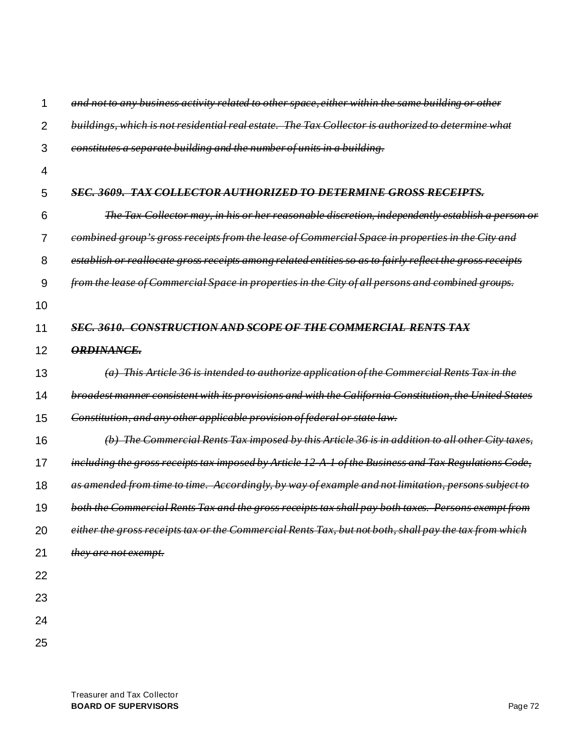~~*and not to any business activity related to other space, either within the same building or other buildings, which is not residential real estate. The Tax Collector is authorized to determine what constitutes a separate building and the number of units in a building.*~~

~~***SEC. 3609. TAX COLLECTOR AUTHORIZED TO DETERMINE GROSS RECEIPTS.***~~

~~*The Tax Collector may, in his or her reasonable discretion, independently establish a person or combined group's gross receipts from the lease of Commercial Space in properties in the City and establish or reallocate gross receipts among related entities so as to fairly reflect the gross receipts from the lease of Commercial Space in properties in the City of all persons and combined groups.*~~

~~***SEC. 3610. CONSTRUCTION AND SCOPE OF THE COMMERCIAL RENTS TAX ORDINANCE.***~~

~~*(a) This Article 36 is intended to authorize application of the Commercial Rents Tax in the broadest manner consistent with its provisions and with the California Constitution, the United States Constitution, and any other applicable provision of federal or state law.*~~

~~*(b) The Commercial Rents Tax imposed by this Article 36 is in addition to all other City taxes, including the gross receipts tax imposed by Article 12-A-1 of the Business and Tax Regulations Code, as amended from time to time. Accordingly, by way of example and not limitation, persons subject to both the Commercial Rents Tax and the gross receipts tax shall pay both taxes. Persons exempt from either the gross receipts tax or the Commercial Rents Tax, but not both, shall pay the tax from which they are not exempt.*~~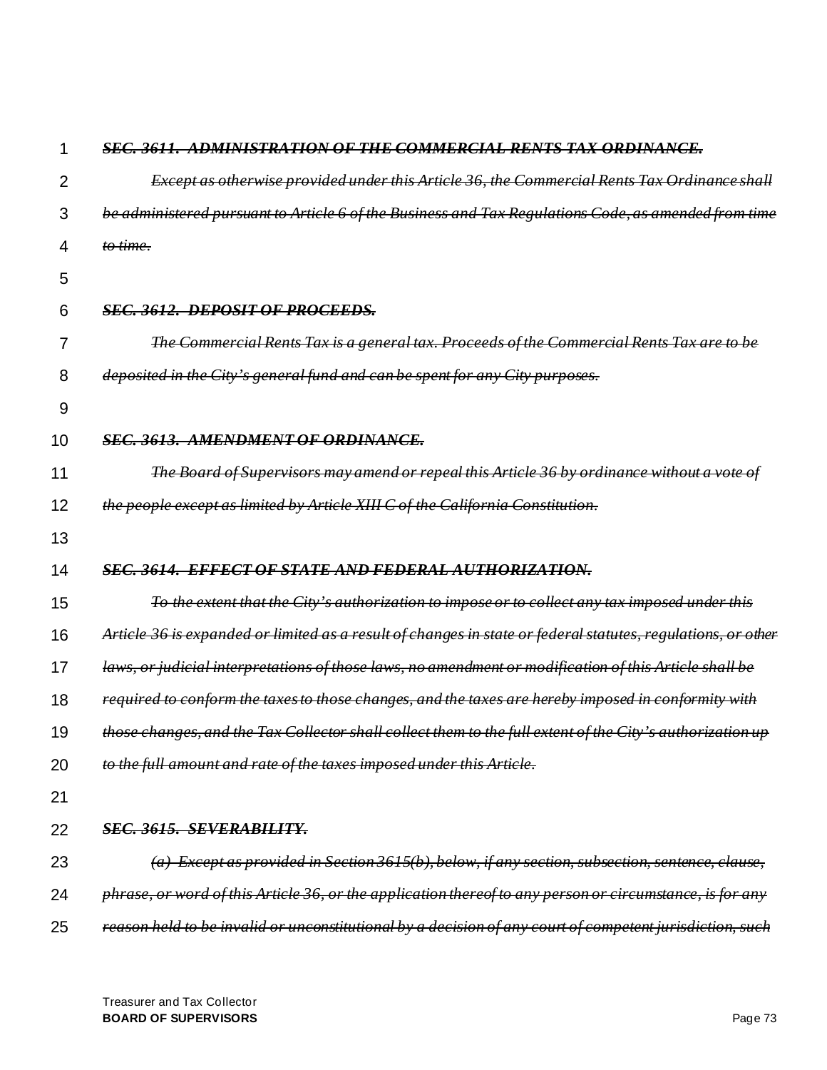~~***SEC. 3611. ADMINISTRATION OF THE COMMERCIAL RENTS TAX ORDINANCE.***~~

~~*Except as otherwise provided under this Article 36, the Commercial Rents Tax Ordinance shall be administered pursuant to Article 6 of the Business and Tax Regulations Code, as amended from time to time.*~~

~~***SEC. 3612. DEPOSIT OF PROCEEDS.***~~

~~*The Commercial Rents Tax is a general tax. Proceeds of the Commercial Rents Tax are to be deposited in the City's general fund and can be spent for any City purposes.*~~

~~***SEC. 3613. AMENDMENT OF ORDINANCE.***~~

~~*The Board of Supervisors may amend or repeal this Article 36 by ordinance without a vote of the people except as limited by Article XIII C of the California Constitution.*~~

~~***SEC. 3614. EFFECT OF STATE AND FEDERAL AUTHORIZATION.***~~

~~*To the extent that the City's authorization to impose or to collect any tax imposed under this Article 36 is expanded or limited as a result of changes in state or federal statutes, regulations, or other laws, or judicial interpretations of those laws, no amendment or modification of this Article shall be required to conform the taxes to those changes, and the taxes are hereby imposed in conformity with those changes, and the Tax Collector shall collect them to the full extent of the City's authorization up to the full amount and rate of the taxes imposed under this Article.*~~

~~***SEC. 3615. SEVERABILITY.***~~

~~*(a) Except as provided in Section 3615(b), below, if any section, subsection, sentence, clause, phrase, or word of this Article 36, or the application thereof to any person or circumstance, is for any reason held to be invalid or unconstitutional by a decision of any court of competent jurisdiction, such*~~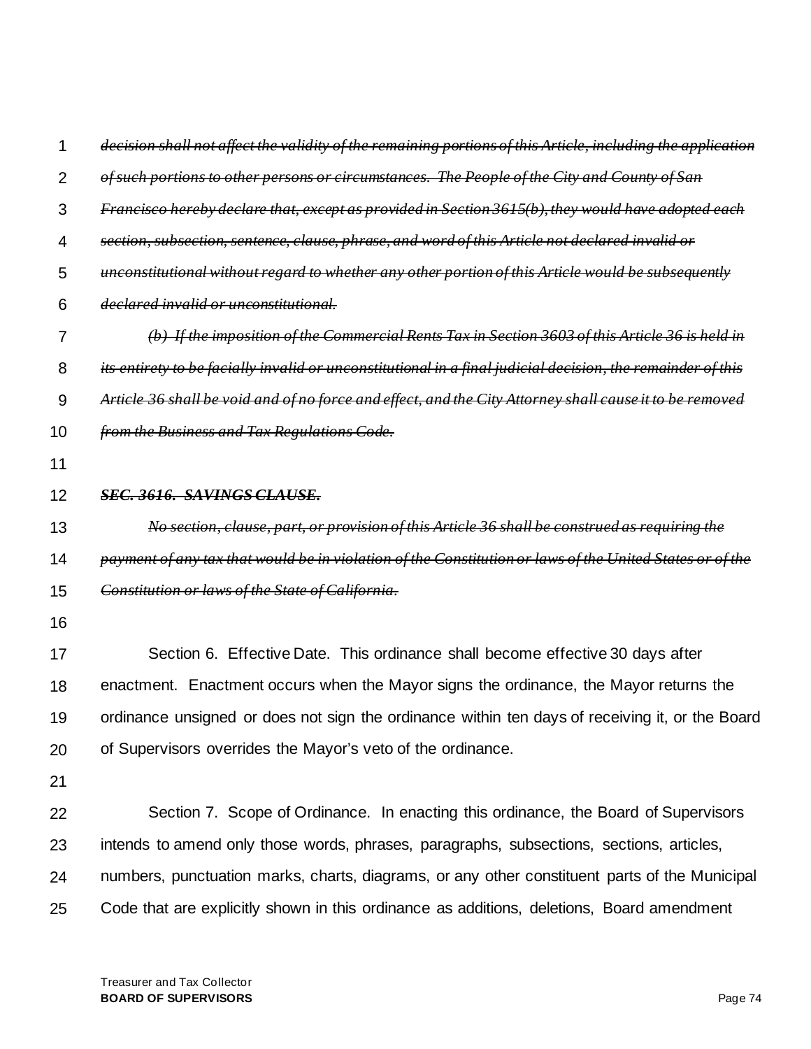~~*decision shall not affect the validity of the remaining portions of this Article, including the application of such portions to other persons or circumstances. The People of the City and County of San Francisco hereby declare that, except as provided in Section 3615(b), they would have adopted each section, subsection, sentence, clause, phrase, and word of this Article not declared invalid or unconstitutional without regard to whether any other portion of this Article would be subsequently declared invalid or unconstitutional.*~~

~~*(b) If the imposition of the Commercial Rents Tax in Section 3603 of this Article 36 is held in its entirety to be facially invalid or unconstitutional in a final judicial decision, the remainder of this Article 36 shall be void and of no force and effect, and the City Attorney shall cause it to be removed from the Business and Tax Regulations Code.*~~

~~***SEC. 3616. SAVINGS CLAUSE.***~~

~~*No section, clause, part, or provision of this Article 36 shall be construed as requiring the payment of any tax that would be in violation of the Constitution or laws of the United States or of the Constitution or laws of the State of California.*~~

Section 6. Effective Date. This ordinance shall become effective 30 days after enactment. Enactment occurs when the Mayor signs the ordinance, the Mayor returns the ordinance unsigned or does not sign the ordinance within ten days of receiving it, or the Board of Supervisors overrides the Mayor's veto of the ordinance.

Section 7. Scope of Ordinance. In enacting this ordinance, the Board of Supervisors intends to amend only those words, phrases, paragraphs, subsections, sections, articles, numbers, punctuation marks, charts, diagrams, or any other constituent parts of the Municipal Code that are explicitly shown in this ordinance as additions, deletions, Board amendment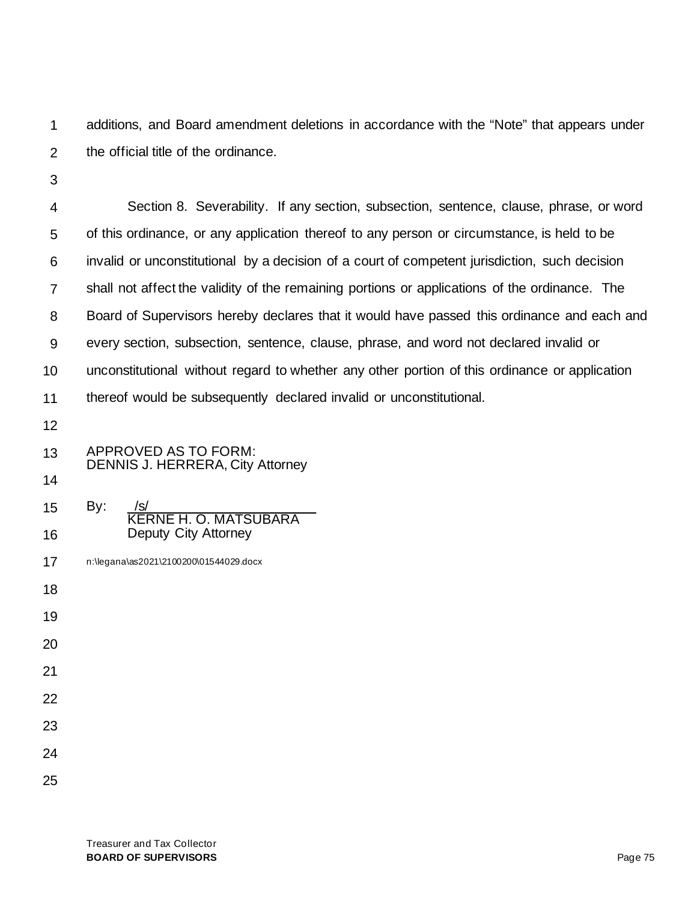additions, and Board amendment deletions in accordance with the "Note" that appears under the official title of the ordinance.

Section 8. Severability. If any section, subsection, sentence, clause, phrase, or word of this ordinance, or any application thereof to any person or circumstance, is held to be invalid or unconstitutional by a decision of a court of competent jurisdiction, such decision shall not affect the validity of the remaining portions or applications of the ordinance. The Board of Supervisors hereby declares that it would have passed this ordinance and each and every section, subsection, sentence, clause, phrase, and word not declared invalid or unconstitutional without regard to whether any other portion of this ordinance or application thereof would be subsequently declared invalid or unconstitutional.

APPROVED AS TO FORM:
DENNIS J. HERRERA, City Attorney

By: /s/
KERNE H. O. MATSUBARA
Deputy City Attorney

n:\legana\as2021\2100200\01544029.docx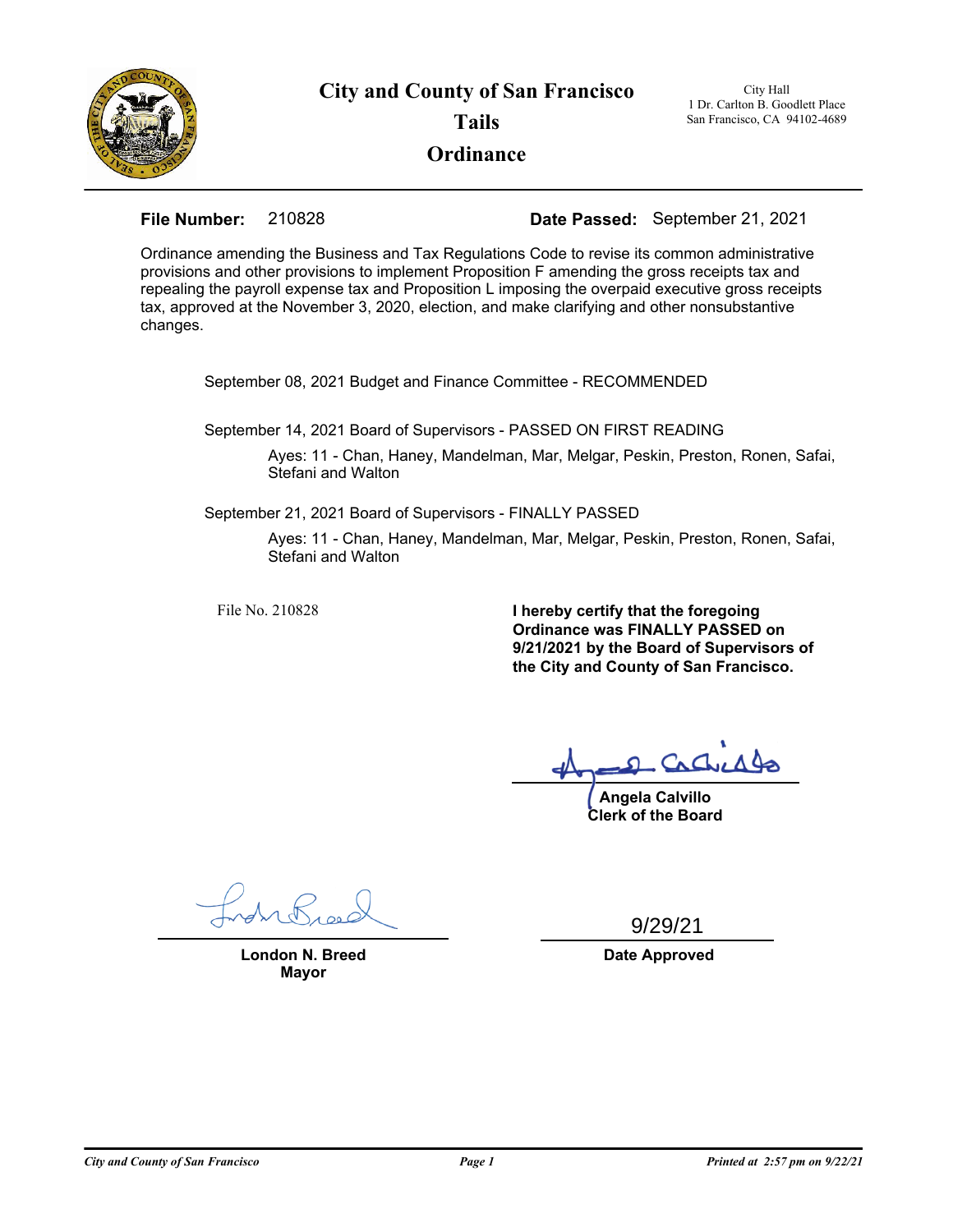# City and County of San Francisco

## Tails

## Ordinance

City Hall
1 Dr. Carlton B. Goodlett Place
San Francisco, CA 94102-4689

---

**File Number:** 210828 **Date Passed:** September 21, 2021

Ordinance amending the Business and Tax Regulations Code to revise its common administrative provisions and other provisions to implement Proposition F amending the gross receipts tax and repealing the payroll expense tax and Proposition L imposing the overpaid executive gross receipts tax, approved at the November 3, 2020, election, and make clarifying and other nonsubstantive changes.

September 08, 2021 Budget and Finance Committee - RECOMMENDED

September 14, 2021 Board of Supervisors - PASSED ON FIRST READING

Ayes: 11 - Chan, Haney, Mandelman, Mar, Melgar, Peskin, Preston, Ronen, Safai, Stefani and Walton

September 21, 2021 Board of Supervisors - FINALLY PASSED

Ayes: 11 - Chan, Haney, Mandelman, Mar, Melgar, Peskin, Preston, Ronen, Safai, Stefani and Walton

File No. 210828

**I hereby certify that the foregoing Ordinance was FINALLY PASSED on 9/21/2021 by the Board of Supervisors of the City and County of San Francisco.**

**Angela Calvillo**
**Clerk of the Board**

**London N. Breed**
**Mayor**

9/29/21

**Date Approved**